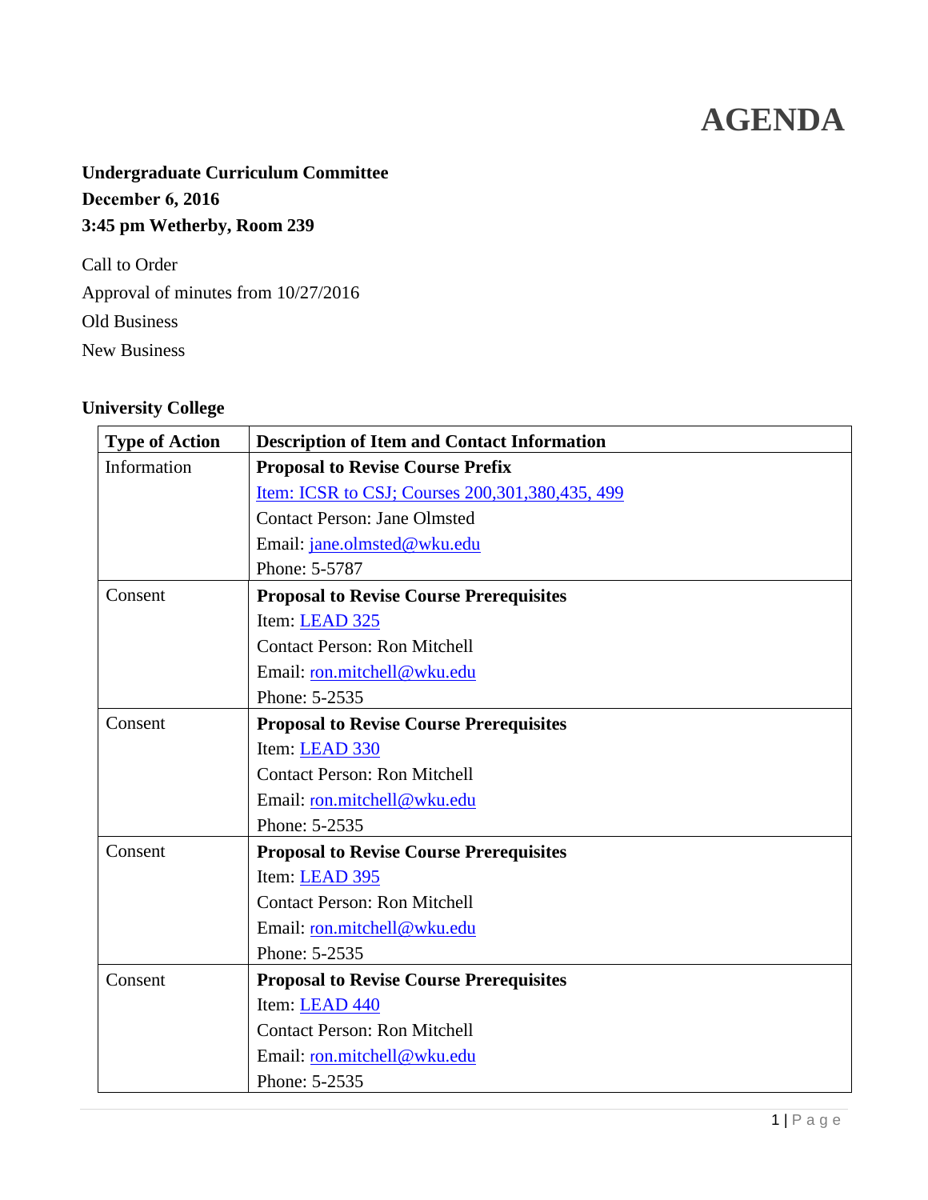# AGENDA

**Undergraduate Curriculum Committee**
**December 6, 2016**
**3:45 pm Wetherby, Room 239**

Call to Order

Approval of minutes from 10/27/2016

Old Business

New Business

**University College**

| Type of Action | Description of Item and Contact Information |
|---|---|
| Information | **Proposal to Revise Course Prefix**<br>Item: ICSR to CSJ; Courses 200,301,380,435, 499<br>Contact Person: Jane Olmsted<br>Email: jane.olmsted@wku.edu<br>Phone: 5-5787 |
| Consent | **Proposal to Revise Course Prerequisites**<br>Item: LEAD 325<br>Contact Person: Ron Mitchell<br>Email: ron.mitchell@wku.edu<br>Phone: 5-2535 |
| Consent | **Proposal to Revise Course Prerequisites**<br>Item: LEAD 330<br>Contact Person: Ron Mitchell<br>Email: ron.mitchell@wku.edu<br>Phone: 5-2535 |
| Consent | **Proposal to Revise Course Prerequisites**<br>Item: LEAD 395<br>Contact Person: Ron Mitchell<br>Email: ron.mitchell@wku.edu<br>Phone: 5-2535 |
| Consent | **Proposal to Revise Course Prerequisites**<br>Item: LEAD 440<br>Contact Person: Ron Mitchell<br>Email: ron.mitchell@wku.edu<br>Phone: 5-2535 |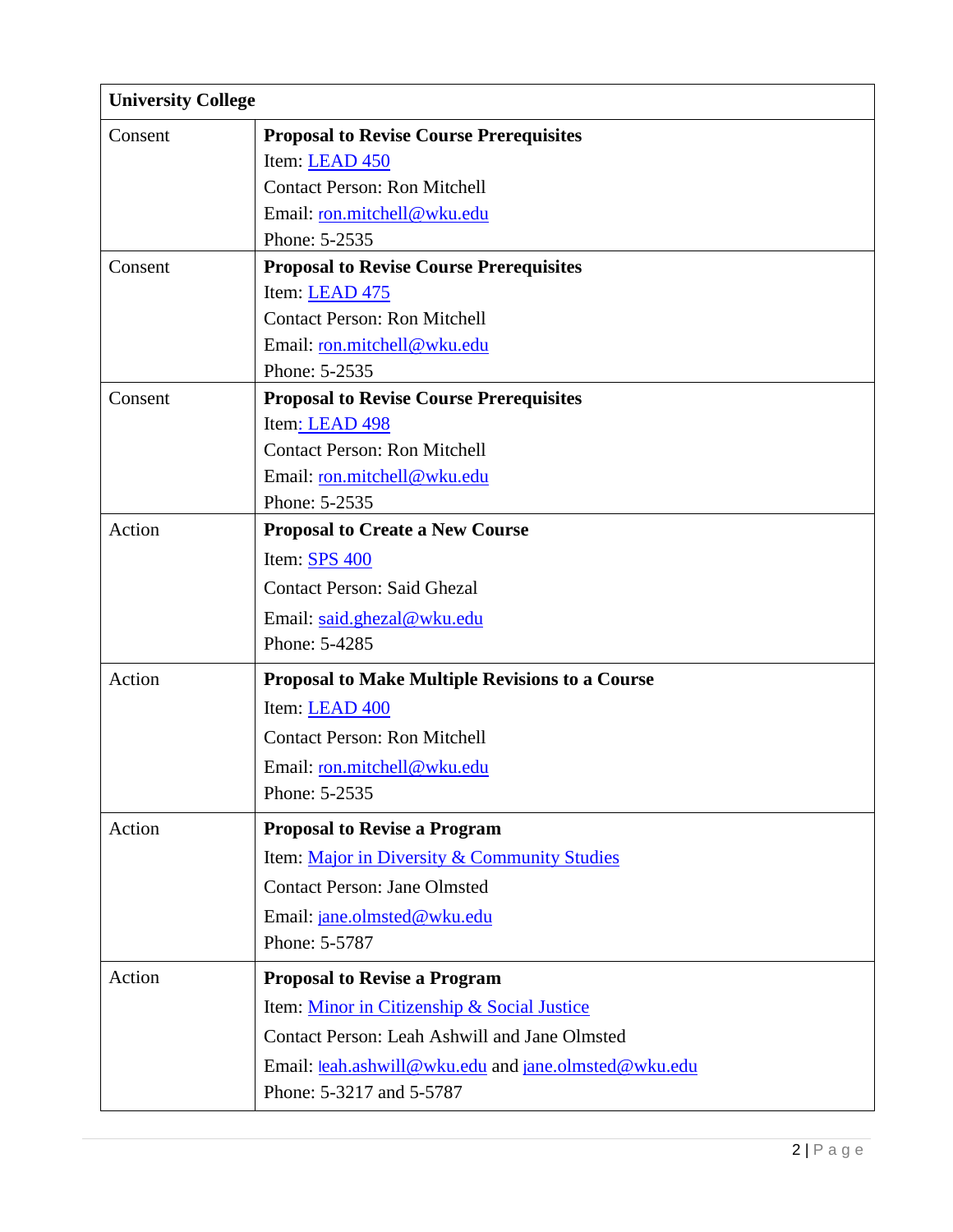| University College | |
|---|---|
| Consent | **Proposal to Revise Course Prerequisites**<br>Item: LEAD 450<br>Contact Person: Ron Mitchell<br>Email: ron.mitchell@wku.edu<br>Phone: 5-2535 |
| Consent | **Proposal to Revise Course Prerequisites**<br>Item: LEAD 475<br>Contact Person: Ron Mitchell<br>Email: ron.mitchell@wku.edu<br>Phone: 5-2535 |
| Consent | **Proposal to Revise Course Prerequisites**<br>Item: LEAD 498<br>Contact Person: Ron Mitchell<br>Email: ron.mitchell@wku.edu<br>Phone: 5-2535 |
| Action | **Proposal to Create a New Course**<br>Item: SPS 400<br>Contact Person: Said Ghezal<br>Email: said.ghezal@wku.edu<br>Phone: 5-4285 |
| Action | **Proposal to Make Multiple Revisions to a Course**<br>Item: LEAD 400<br>Contact Person: Ron Mitchell<br>Email: ron.mitchell@wku.edu<br>Phone: 5-2535 |
| Action | **Proposal to Revise a Program**<br>Item: Major in Diversity & Community Studies<br>Contact Person: Jane Olmsted<br>Email: jane.olmsted@wku.edu<br>Phone: 5-5787 |
| Action | **Proposal to Revise a Program**<br>Item: Minor in Citizenship & Social Justice<br>Contact Person: Leah Ashwill and Jane Olmsted<br>Email: leah.ashwill@wku.edu and jane.olmsted@wku.edu<br>Phone: 5-3217 and 5-5787 |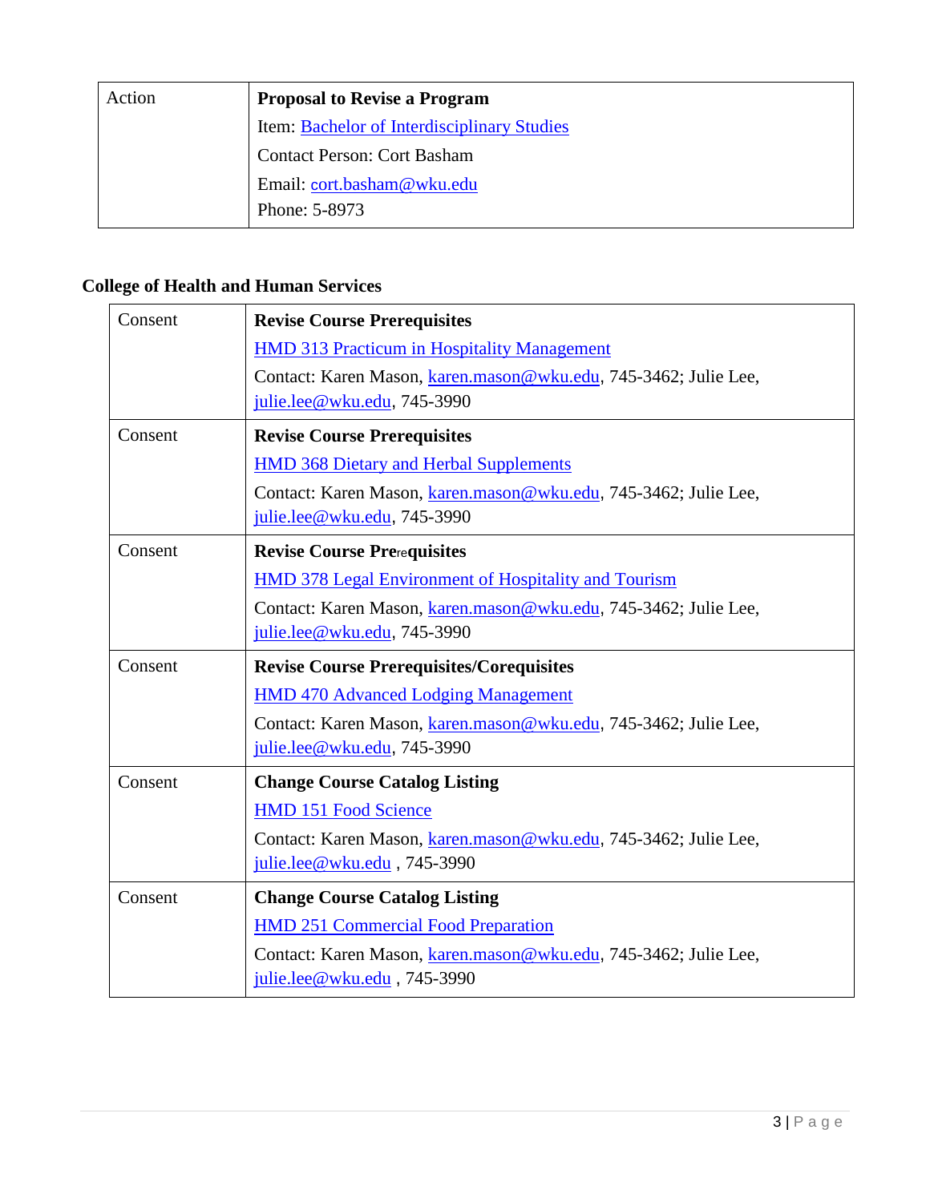| Action | **Proposal to Revise a Program**<br>Item: Bachelor of Interdisciplinary Studies<br>Contact Person: Cort Basham<br>Email: cort.basham@wku.edu<br>Phone: 5-8973 |
|---|---|

## College of Health and Human Services

| Consent | **Revise Course Prerequisites**<br>HMD 313 Practicum in Hospitality Management<br>Contact: Karen Mason, karen.mason@wku.edu, 745-3462; Julie Lee, julie.lee@wku.edu, 745-3990 |
|---|---|
| Consent | **Revise Course Prerequisites**<br>HMD 368 Dietary and Herbal Supplements<br>Contact: Karen Mason, karen.mason@wku.edu, 745-3462; Julie Lee, julie.lee@wku.edu, 745-3990 |
| Consent | **Revise Course Prerequisites**<br>HMD 378 Legal Environment of Hospitality and Tourism<br>Contact: Karen Mason, karen.mason@wku.edu, 745-3462; Julie Lee, julie.lee@wku.edu, 745-3990 |
| Consent | **Revise Course Prerequisites/Corequisites**<br>HMD 470 Advanced Lodging Management<br>Contact: Karen Mason, karen.mason@wku.edu, 745-3462; Julie Lee, julie.lee@wku.edu, 745-3990 |
| Consent | **Change Course Catalog Listing**<br>HMD 151 Food Science<br>Contact: Karen Mason, karen.mason@wku.edu, 745-3462; Julie Lee, julie.lee@wku.edu , 745-3990 |
| Consent | **Change Course Catalog Listing**<br>HMD 251 Commercial Food Preparation<br>Contact: Karen Mason, karen.mason@wku.edu, 745-3462; Julie Lee, julie.lee@wku.edu , 745-3990 |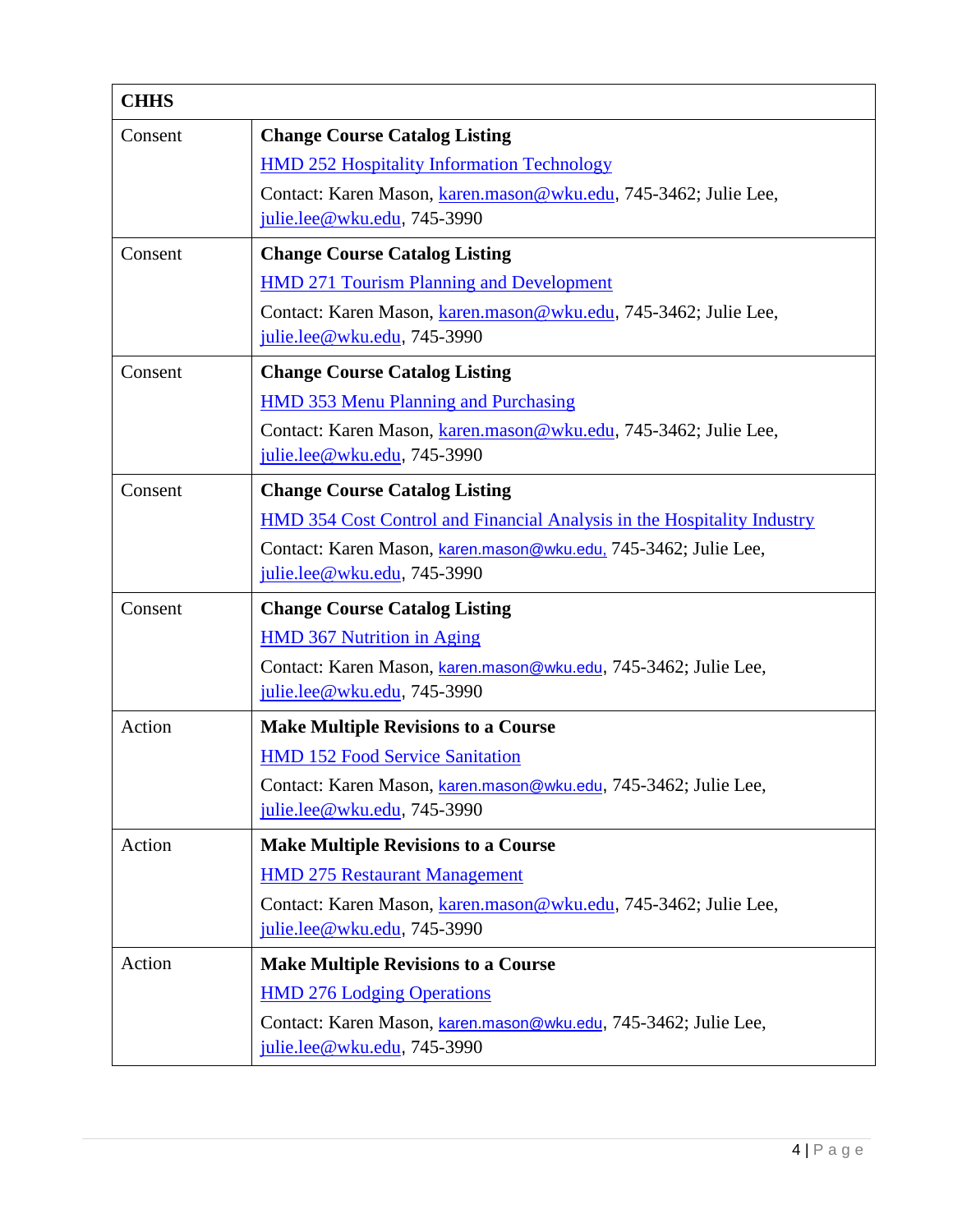| CHHS | |
|---|---|
| Consent | **Change Course Catalog Listing**<br>HMD 252 Hospitality Information Technology<br>Contact: Karen Mason, karen.mason@wku.edu, 745-3462; Julie Lee, julie.lee@wku.edu, 745-3990 |
| Consent | **Change Course Catalog Listing**<br>HMD 271 Tourism Planning and Development<br>Contact: Karen Mason, karen.mason@wku.edu, 745-3462; Julie Lee, julie.lee@wku.edu, 745-3990 |
| Consent | **Change Course Catalog Listing**<br>HMD 353 Menu Planning and Purchasing<br>Contact: Karen Mason, karen.mason@wku.edu, 745-3462; Julie Lee, julie.lee@wku.edu, 745-3990 |
| Consent | **Change Course Catalog Listing**<br>HMD 354 Cost Control and Financial Analysis in the Hospitality Industry<br>Contact: Karen Mason, karen.mason@wku.edu, 745-3462; Julie Lee, julie.lee@wku.edu, 745-3990 |
| Consent | **Change Course Catalog Listing**<br>HMD 367 Nutrition in Aging<br>Contact: Karen Mason, karen.mason@wku.edu, 745-3462; Julie Lee, julie.lee@wku.edu, 745-3990 |
| Action | **Make Multiple Revisions to a Course**<br>HMD 152 Food Service Sanitation<br>Contact: Karen Mason, karen.mason@wku.edu, 745-3462; Julie Lee, julie.lee@wku.edu, 745-3990 |
| Action | **Make Multiple Revisions to a Course**<br>HMD 275 Restaurant Management<br>Contact: Karen Mason, karen.mason@wku.edu, 745-3462; Julie Lee, julie.lee@wku.edu, 745-3990 |
| Action | **Make Multiple Revisions to a Course**<br>HMD 276 Lodging Operations<br>Contact: Karen Mason, karen.mason@wku.edu, 745-3462; Julie Lee, julie.lee@wku.edu, 745-3990 |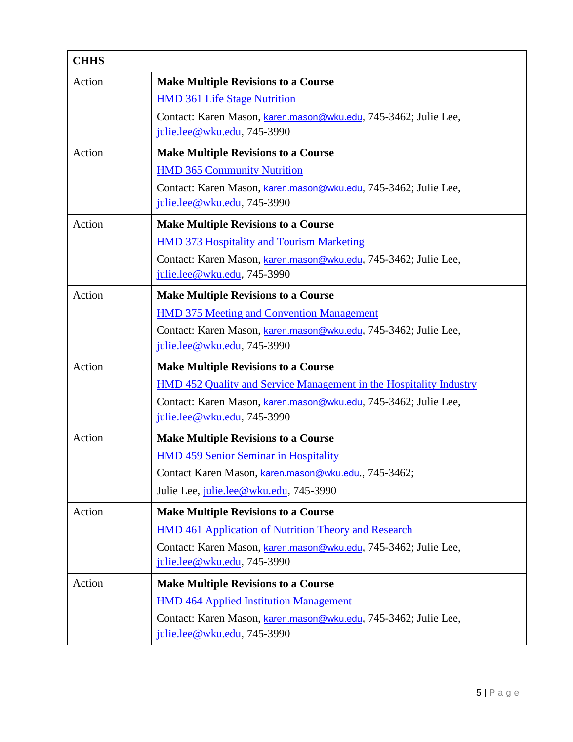| CHHS | |
|---|---|
| Action | **Make Multiple Revisions to a Course**<br>HMD 361 Life Stage Nutrition<br>Contact: Karen Mason, karen.mason@wku.edu, 745-3462; Julie Lee, julie.lee@wku.edu, 745-3990 |
| Action | **Make Multiple Revisions to a Course**<br>HMD 365 Community Nutrition<br>Contact: Karen Mason, karen.mason@wku.edu, 745-3462; Julie Lee, julie.lee@wku.edu, 745-3990 |
| Action | **Make Multiple Revisions to a Course**<br>HMD 373 Hospitality and Tourism Marketing<br>Contact: Karen Mason, karen.mason@wku.edu, 745-3462; Julie Lee, julie.lee@wku.edu, 745-3990 |
| Action | **Make Multiple Revisions to a Course**<br>HMD 375 Meeting and Convention Management<br>Contact: Karen Mason, karen.mason@wku.edu, 745-3462; Julie Lee, julie.lee@wku.edu, 745-3990 |
| Action | **Make Multiple Revisions to a Course**<br>HMD 452 Quality and Service Management in the Hospitality Industry<br>Contact: Karen Mason, karen.mason@wku.edu, 745-3462; Julie Lee, julie.lee@wku.edu, 745-3990 |
| Action | **Make Multiple Revisions to a Course**<br>HMD 459 Senior Seminar in Hospitality<br>Contact Karen Mason, karen.mason@wku.edu., 745-3462;<br>Julie Lee, julie.lee@wku.edu, 745-3990 |
| Action | **Make Multiple Revisions to a Course**<br>HMD 461 Application of Nutrition Theory and Research<br>Contact: Karen Mason, karen.mason@wku.edu, 745-3462; Julie Lee, julie.lee@wku.edu, 745-3990 |
| Action | **Make Multiple Revisions to a Course**<br>HMD 464 Applied Institution Management<br>Contact: Karen Mason, karen.mason@wku.edu, 745-3462; Julie Lee, julie.lee@wku.edu, 745-3990 |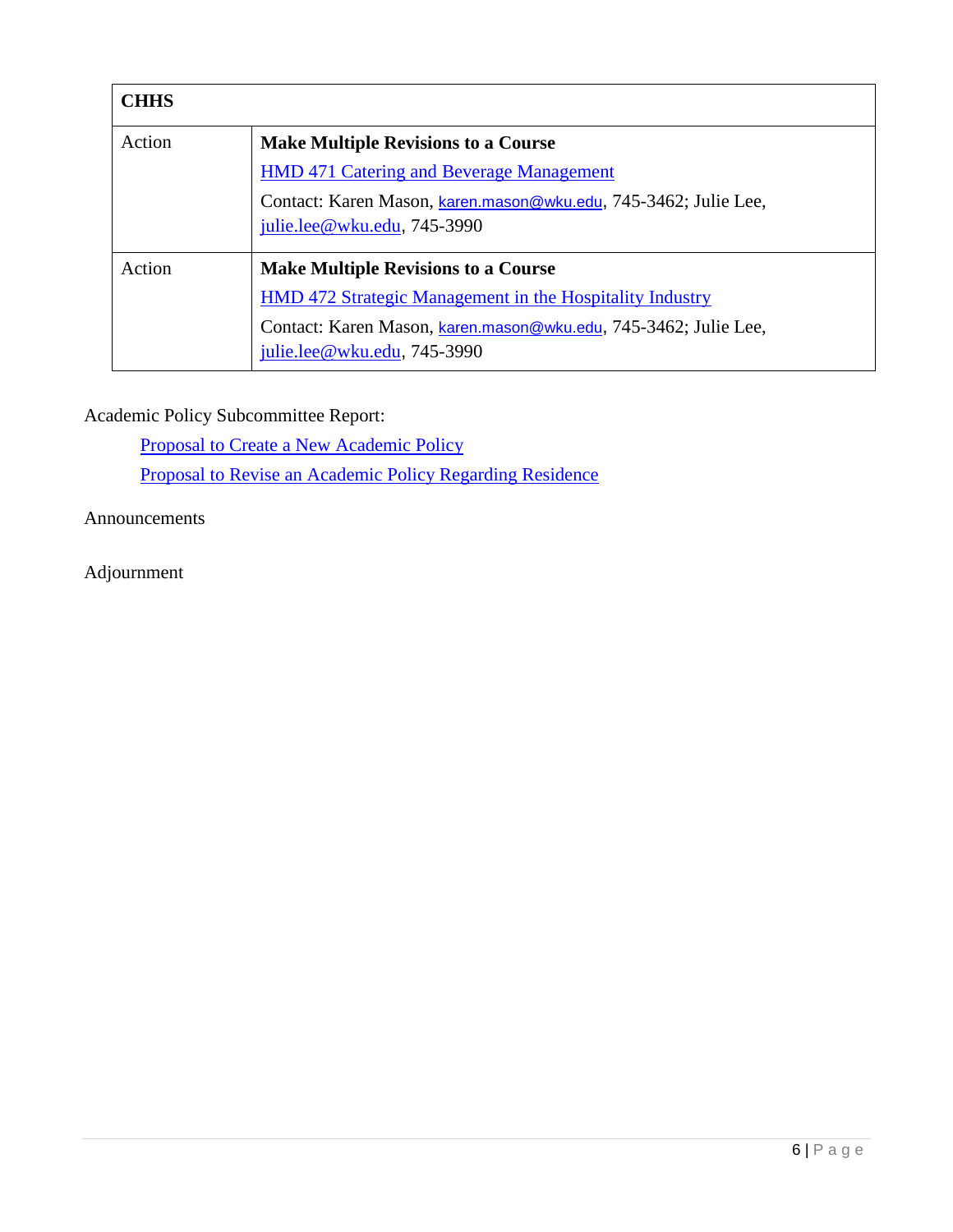| **CHHS** | |
|---|---|
| Action | **Make Multiple Revisions to a Course**<br>HMD 471 Catering and Beverage Management<br>Contact: Karen Mason, karen.mason@wku.edu, 745-3462; Julie Lee, julie.lee@wku.edu, 745-3990 |
| Action | **Make Multiple Revisions to a Course**<br>HMD 472 Strategic Management in the Hospitality Industry<br>Contact: Karen Mason, karen.mason@wku.edu, 745-3462; Julie Lee, julie.lee@wku.edu, 745-3990 |

Academic Policy Subcommittee Report:

Proposal to Create a New Academic Policy

Proposal to Revise an Academic Policy Regarding Residence

Announcements

Adjournment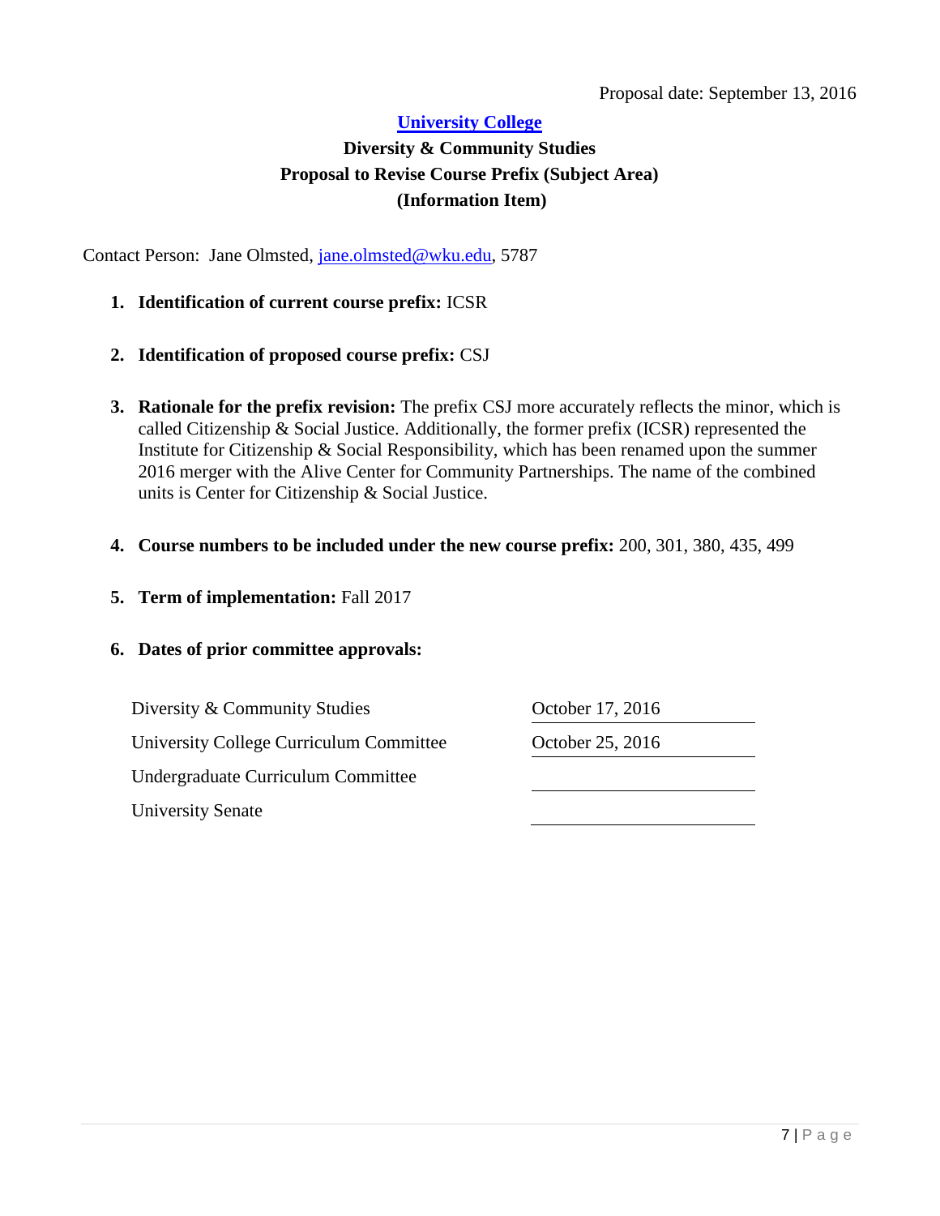Proposal date: September 13, 2016

**University College**

**Diversity & Community Studies**
**Proposal to Revise Course Prefix (Subject Area)**
**(Information Item)**

Contact Person: Jane Olmsted, jane.olmsted@wku.edu, 5787

1. **Identification of current course prefix:** ICSR

2. **Identification of proposed course prefix:** CSJ

3. **Rationale for the prefix revision:** The prefix CSJ more accurately reflects the minor, which is called Citizenship & Social Justice. Additionally, the former prefix (ICSR) represented the Institute for Citizenship & Social Responsibility, which has been renamed upon the summer 2016 merger with the Alive Center for Community Partnerships. The name of the combined units is Center for Citizenship & Social Justice.

4. **Course numbers to be included under the new course prefix:** 200, 301, 380, 435, 499

5. **Term of implementation:** Fall 2017

6. **Dates of prior committee approvals:**

| | |
|---|---|
| Diversity & Community Studies | October 17, 2016 |
| University College Curriculum Committee | October 25, 2016 |
| Undergraduate Curriculum Committee | |
| University Senate | |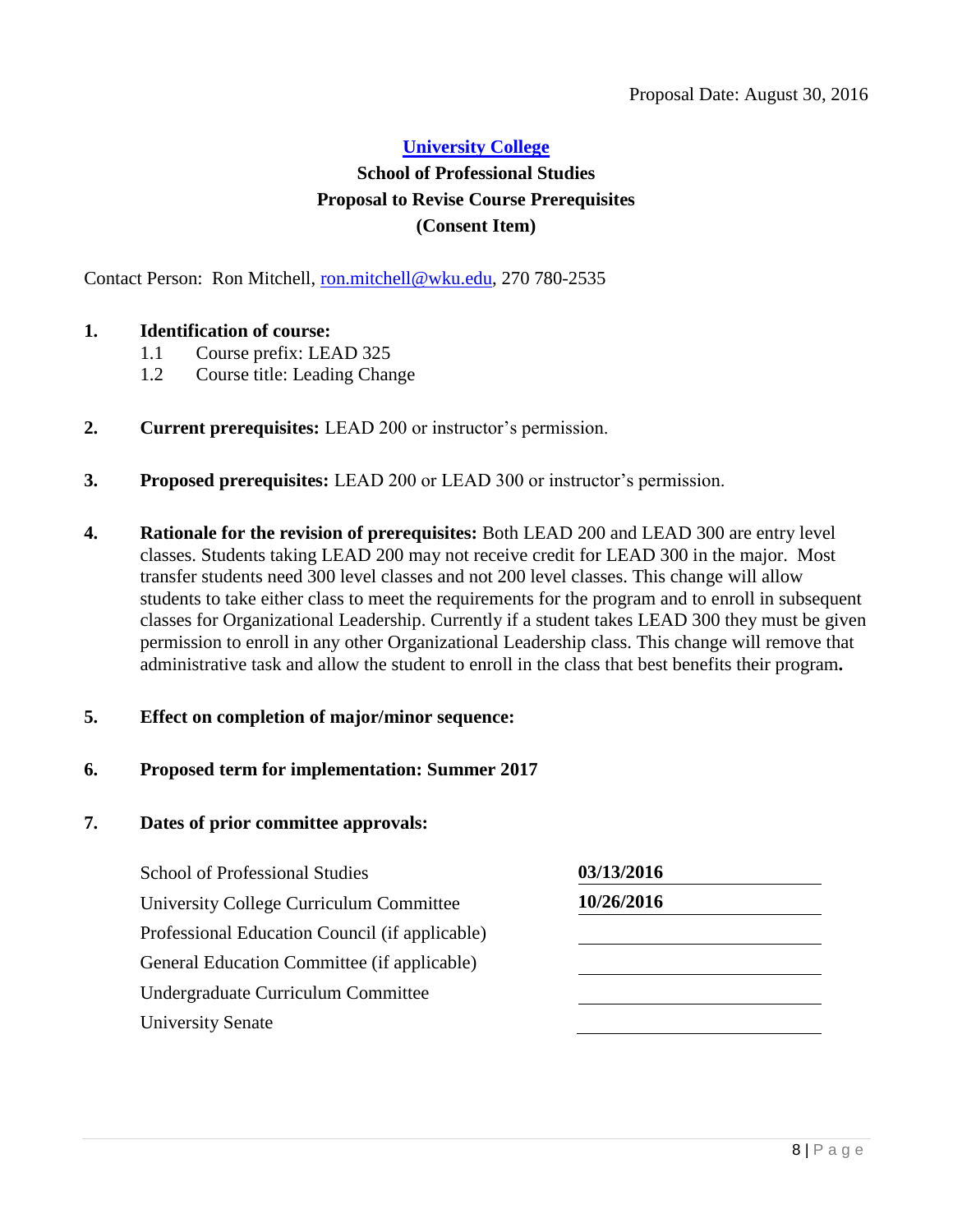Proposal Date: August 30, 2016

## University College

### School of Professional Studies
### Proposal to Revise Course Prerequisites
### (Consent Item)

Contact Person: Ron Mitchell, ron.mitchell@wku.edu, 270 780-2535

1. **Identification of course:**
   1.1 Course prefix: LEAD 325
   1.2 Course title: Leading Change

2. **Current prerequisites:** LEAD 200 or instructor's permission.

3. **Proposed prerequisites:** LEAD 200 or LEAD 300 or instructor's permission.

4. **Rationale for the revision of prerequisites:** Both LEAD 200 and LEAD 300 are entry level classes. Students taking LEAD 200 may not receive credit for LEAD 300 in the major. Most transfer students need 300 level classes and not 200 level classes. This change will allow students to take either class to meet the requirements for the program and to enroll in subsequent classes for Organizational Leadership. Currently if a student takes LEAD 300 they must be given permission to enroll in any other Organizational Leadership class. This change will remove that administrative task and allow the student to enroll in the class that best benefits their program**.**

5. **Effect on completion of major/minor sequence:**

6. **Proposed term for implementation: Summer 2017**

7. **Dates of prior committee approvals:**

| | |
|---|---|
| School of Professional Studies | **03/13/2016** |
| University College Curriculum Committee | **10/26/2016** |
| Professional Education Council (if applicable) | |
| General Education Committee (if applicable) | |
| Undergraduate Curriculum Committee | |
| University Senate | |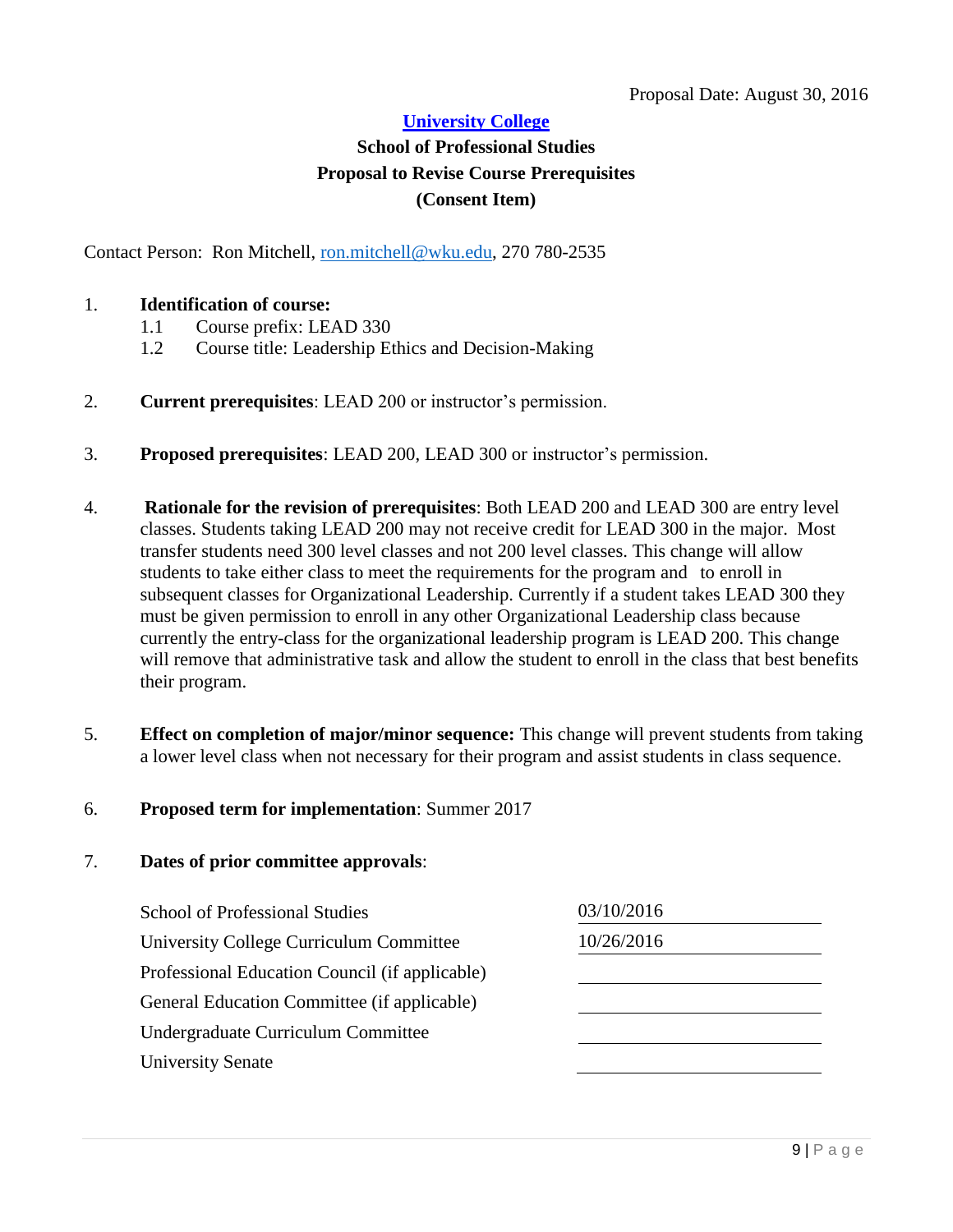Proposal Date: August 30, 2016

**University College**

**School of Professional Studies**

**Proposal to Revise Course Prerequisites**

**(Consent Item)**

Contact Person: Ron Mitchell, ron.mitchell@wku.edu, 270 780-2535

1. **Identification of course:**
   - 1.1 Course prefix: LEAD 330
   - 1.2 Course title: Leadership Ethics and Decision-Making

2. **Current prerequisites**: LEAD 200 or instructor's permission.

3. **Proposed prerequisites**: LEAD 200, LEAD 300 or instructor's permission.

4. **Rationale for the revision of prerequisites**: Both LEAD 200 and LEAD 300 are entry level classes. Students taking LEAD 200 may not receive credit for LEAD 300 in the major. Most transfer students need 300 level classes and not 200 level classes. This change will allow students to take either class to meet the requirements for the program and to enroll in subsequent classes for Organizational Leadership. Currently if a student takes LEAD 300 they must be given permission to enroll in any other Organizational Leadership class because currently the entry-class for the organizational leadership program is LEAD 200. This change will remove that administrative task and allow the student to enroll in the class that best benefits their program.

5. **Effect on completion of major/minor sequence:** This change will prevent students from taking a lower level class when not necessary for their program and assist students in class sequence.

6. **Proposed term for implementation**: Summer 2017

7. **Dates of prior committee approvals**:

| | |
|---|---|
| School of Professional Studies | 03/10/2016 |
| University College Curriculum Committee | 10/26/2016 |
| Professional Education Council (if applicable) | |
| General Education Committee (if applicable) | |
| Undergraduate Curriculum Committee | |
| University Senate | |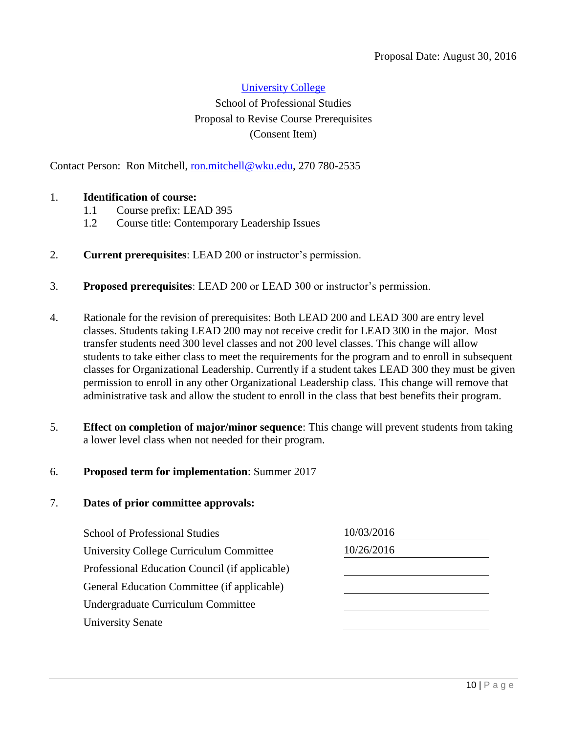Proposal Date: August 30, 2016

University College
School of Professional Studies
Proposal to Revise Course Prerequisites
(Consent Item)

Contact Person: Ron Mitchell, ron.mitchell@wku.edu, 270 780-2535

1. **Identification of course:**
   1.1 Course prefix: LEAD 395
   1.2 Course title: Contemporary Leadership Issues

2. **Current prerequisites**: LEAD 200 or instructor's permission.

3. **Proposed prerequisites**: LEAD 200 or LEAD 300 or instructor's permission.

4. Rationale for the revision of prerequisites: Both LEAD 200 and LEAD 300 are entry level classes. Students taking LEAD 200 may not receive credit for LEAD 300 in the major. Most transfer students need 300 level classes and not 200 level classes. This change will allow students to take either class to meet the requirements for the program and to enroll in subsequent classes for Organizational Leadership. Currently if a student takes LEAD 300 they must be given permission to enroll in any other Organizational Leadership class. This change will remove that administrative task and allow the student to enroll in the class that best benefits their program.

5. **Effect on completion of major/minor sequence**: This change will prevent students from taking a lower level class when not needed for their program.

6. **Proposed term for implementation**: Summer 2017

7. **Dates of prior committee approvals:**

| | |
|---|---|
| School of Professional Studies | 10/03/2016 |
| University College Curriculum Committee | 10/26/2016 |
| Professional Education Council (if applicable) | |
| General Education Committee (if applicable) | |
| Undergraduate Curriculum Committee | |
| University Senate | |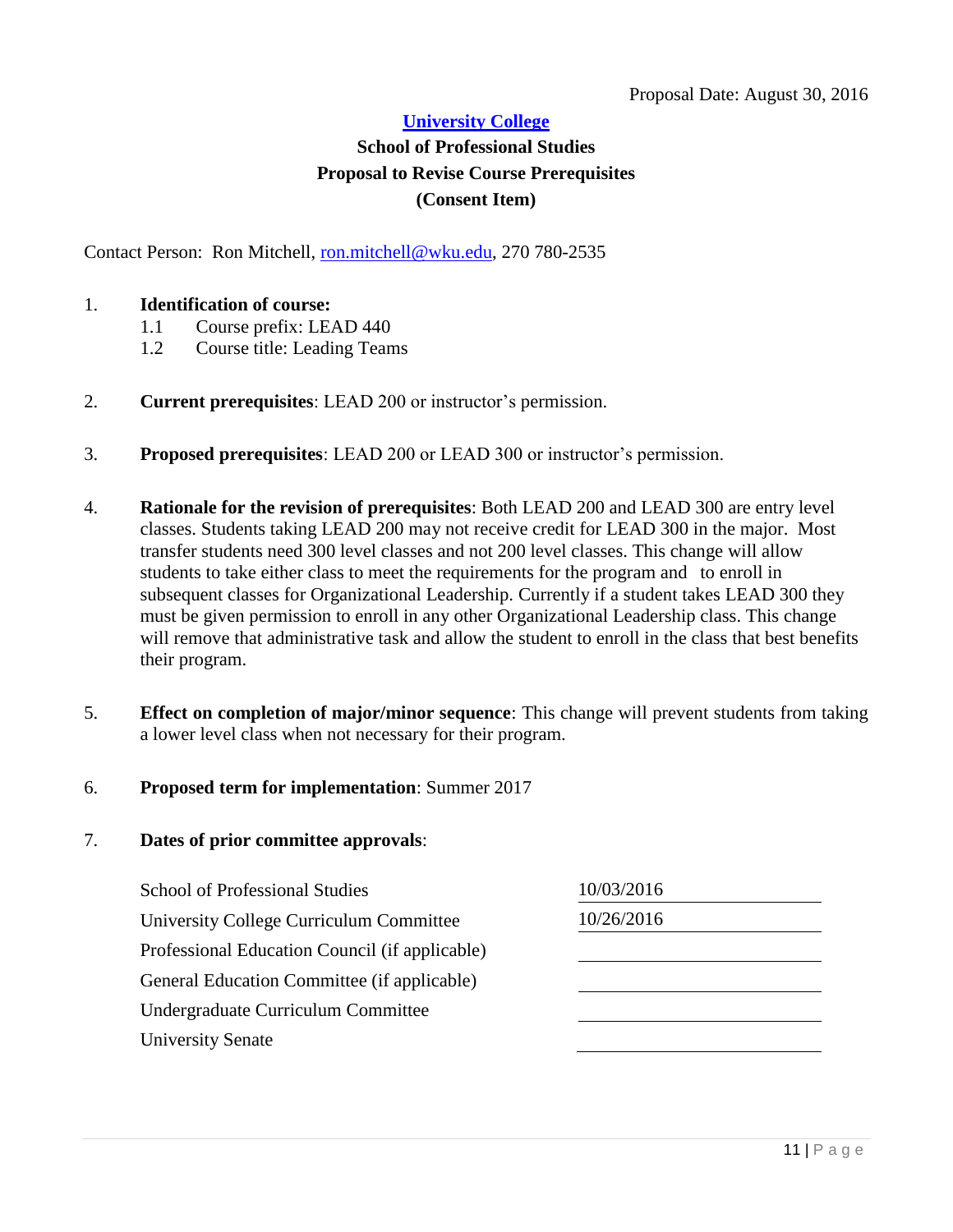Proposal Date: August 30, 2016

## University College
## School of Professional Studies
## Proposal to Revise Course Prerequisites
## (Consent Item)

Contact Person: Ron Mitchell, ron.mitchell@wku.edu, 270 780-2535

1. **Identification of course:**
   1.1 Course prefix: LEAD 440
   1.2 Course title: Leading Teams

2. **Current prerequisites**: LEAD 200 or instructor's permission.

3. **Proposed prerequisites**: LEAD 200 or LEAD 300 or instructor's permission.

4. **Rationale for the revision of prerequisites**: Both LEAD 200 and LEAD 300 are entry level classes. Students taking LEAD 200 may not receive credit for LEAD 300 in the major. Most transfer students need 300 level classes and not 200 level classes. This change will allow students to take either class to meet the requirements for the program and to enroll in subsequent classes for Organizational Leadership. Currently if a student takes LEAD 300 they must be given permission to enroll in any other Organizational Leadership class. This change will remove that administrative task and allow the student to enroll in the class that best benefits their program.

5. **Effect on completion of major/minor sequence**: This change will prevent students from taking a lower level class when not necessary for their program.

6. **Proposed term for implementation**: Summer 2017

7. **Dates of prior committee approvals**:

| Committee | Date |
| --- | --- |
| School of Professional Studies | 10/03/2016 |
| University College Curriculum Committee | 10/26/2016 |
| Professional Education Council (if applicable) | |
| General Education Committee (if applicable) | |
| Undergraduate Curriculum Committee | |
| University Senate | |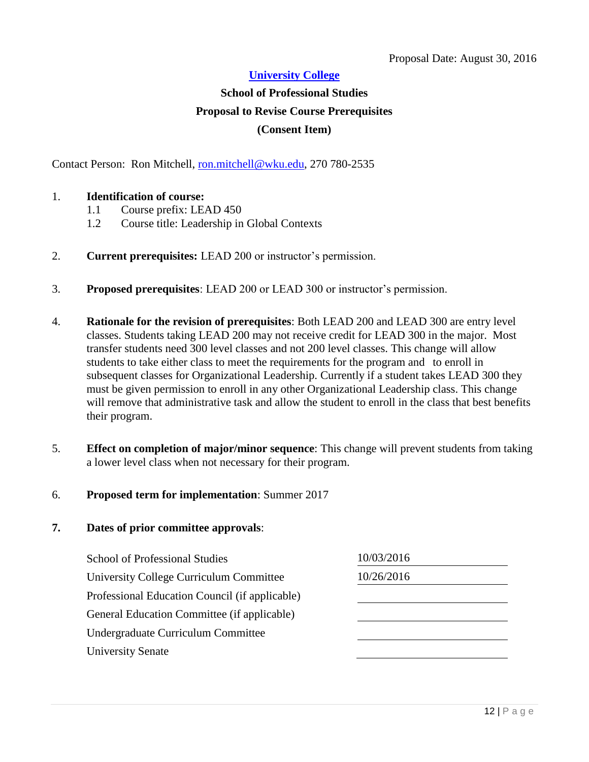Proposal Date: August 30, 2016

**University College**

**School of Professional Studies**

**Proposal to Revise Course Prerequisites**

**(Consent Item)**

Contact Person: Ron Mitchell, ron.mitchell@wku.edu, 270 780-2535

1. **Identification of course:**
   - 1.1 Course prefix: LEAD 450
   - 1.2 Course title: Leadership in Global Contexts

2. **Current prerequisites:** LEAD 200 or instructor's permission.

3. **Proposed prerequisites**: LEAD 200 or LEAD 300 or instructor's permission.

4. **Rationale for the revision of prerequisites**: Both LEAD 200 and LEAD 300 are entry level classes. Students taking LEAD 200 may not receive credit for LEAD 300 in the major. Most transfer students need 300 level classes and not 200 level classes. This change will allow students to take either class to meet the requirements for the program and to enroll in subsequent classes for Organizational Leadership. Currently if a student takes LEAD 300 they must be given permission to enroll in any other Organizational Leadership class. This change will remove that administrative task and allow the student to enroll in the class that best benefits their program.

5. **Effect on completion of major/minor sequence**: This change will prevent students from taking a lower level class when not necessary for their program.

6. **Proposed term for implementation**: Summer 2017

7. **Dates of prior committee approvals**:

| | |
|---|---|
| School of Professional Studies | 10/03/2016 |
| University College Curriculum Committee | 10/26/2016 |
| Professional Education Council (if applicable) | |
| General Education Committee (if applicable) | |
| Undergraduate Curriculum Committee | |
| University Senate | |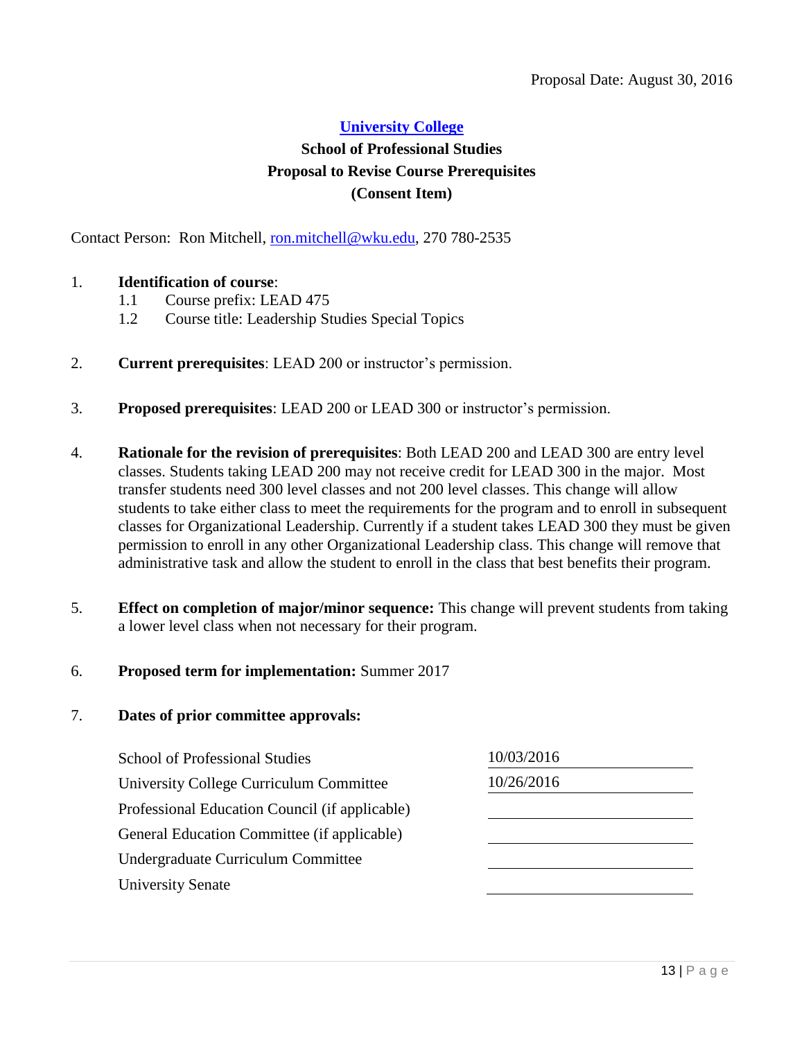Proposal Date: August 30, 2016

**University College**

**School of Professional Studies**
**Proposal to Revise Course Prerequisites**
**(Consent Item)**

Contact Person: Ron Mitchell, ron.mitchell@wku.edu, 270 780-2535

1. **Identification of course**:
   1.1 Course prefix: LEAD 475
   1.2 Course title: Leadership Studies Special Topics

2. **Current prerequisites**: LEAD 200 or instructor's permission.

3. **Proposed prerequisites**: LEAD 200 or LEAD 300 or instructor's permission.

4. **Rationale for the revision of prerequisites**: Both LEAD 200 and LEAD 300 are entry level classes. Students taking LEAD 200 may not receive credit for LEAD 300 in the major. Most transfer students need 300 level classes and not 200 level classes. This change will allow students to take either class to meet the requirements for the program and to enroll in subsequent classes for Organizational Leadership. Currently if a student takes LEAD 300 they must be given permission to enroll in any other Organizational Leadership class. This change will remove that administrative task and allow the student to enroll in the class that best benefits their program.

5. **Effect on completion of major/minor sequence:** This change will prevent students from taking a lower level class when not necessary for their program.

6. **Proposed term for implementation:** Summer 2017

7. **Dates of prior committee approvals:**

| | |
|---|---|
| School of Professional Studies | 10/03/2016 |
| University College Curriculum Committee | 10/26/2016 |
| Professional Education Council (if applicable) | |
| General Education Committee (if applicable) | |
| Undergraduate Curriculum Committee | |
| University Senate | |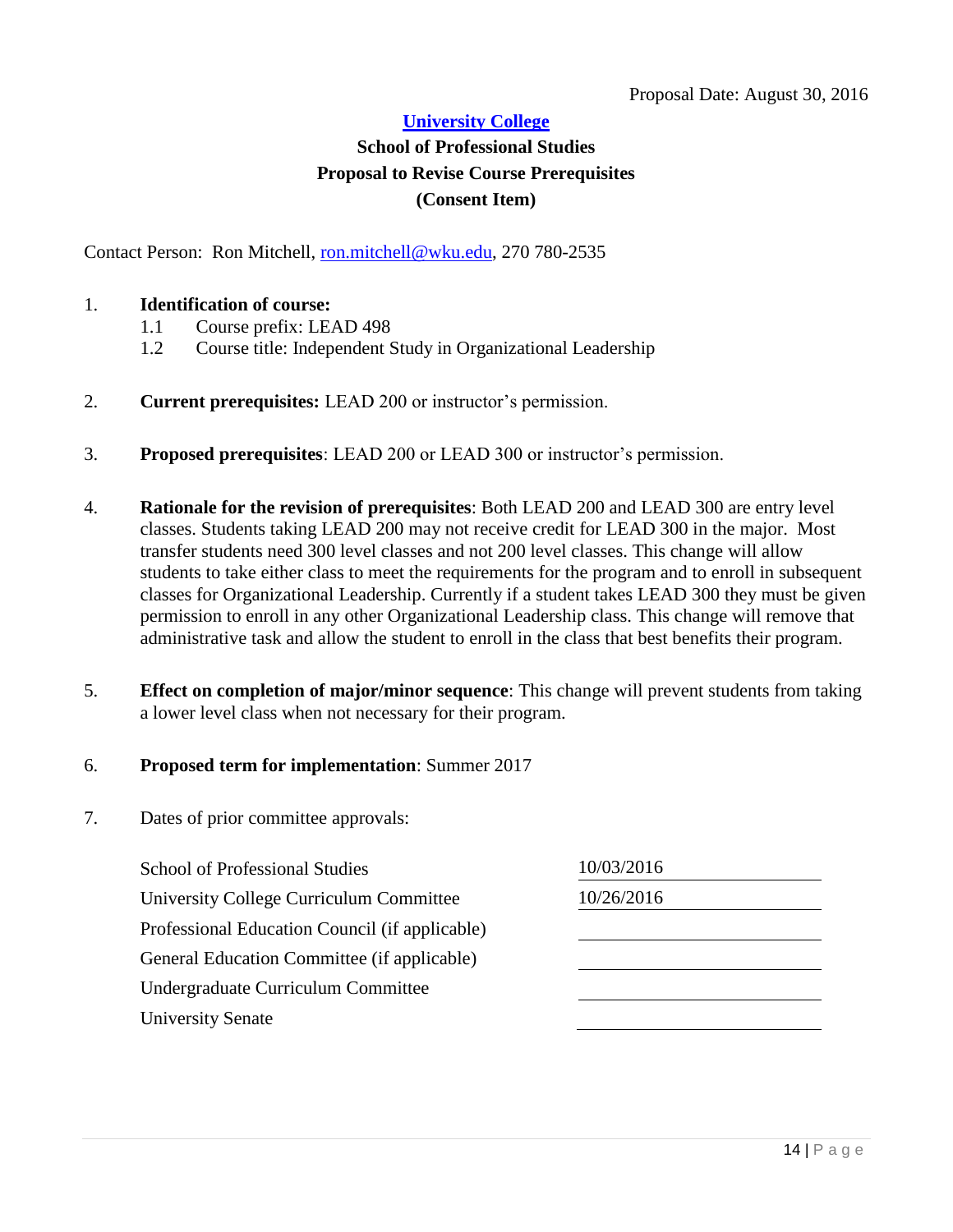Proposal Date: August 30, 2016

**[University College](#)**
**School of Professional Studies**
**Proposal to Revise Course Prerequisites**
**(Consent Item)**

Contact Person: Ron Mitchell, ron.mitchell@wku.edu, 270 780-2535

1. **Identification of course:**
   - 1.1 Course prefix: LEAD 498
   - 1.2 Course title: Independent Study in Organizational Leadership

2. **Current prerequisites:** LEAD 200 or instructor's permission.

3. **Proposed prerequisites**: LEAD 200 or LEAD 300 or instructor's permission.

4. **Rationale for the revision of prerequisites**: Both LEAD 200 and LEAD 300 are entry level classes. Students taking LEAD 200 may not receive credit for LEAD 300 in the major. Most transfer students need 300 level classes and not 200 level classes. This change will allow students to take either class to meet the requirements for the program and to enroll in subsequent classes for Organizational Leadership. Currently if a student takes LEAD 300 they must be given permission to enroll in any other Organizational Leadership class. This change will remove that administrative task and allow the student to enroll in the class that best benefits their program.

5. **Effect on completion of major/minor sequence**: This change will prevent students from taking a lower level class when not necessary for their program.

6. **Proposed term for implementation**: Summer 2017

7. Dates of prior committee approvals:

| | |
|---|---|
| School of Professional Studies | 10/03/2016 |
| University College Curriculum Committee | 10/26/2016 |
| Professional Education Council (if applicable) | |
| General Education Committee (if applicable) | |
| Undergraduate Curriculum Committee | |
| University Senate | |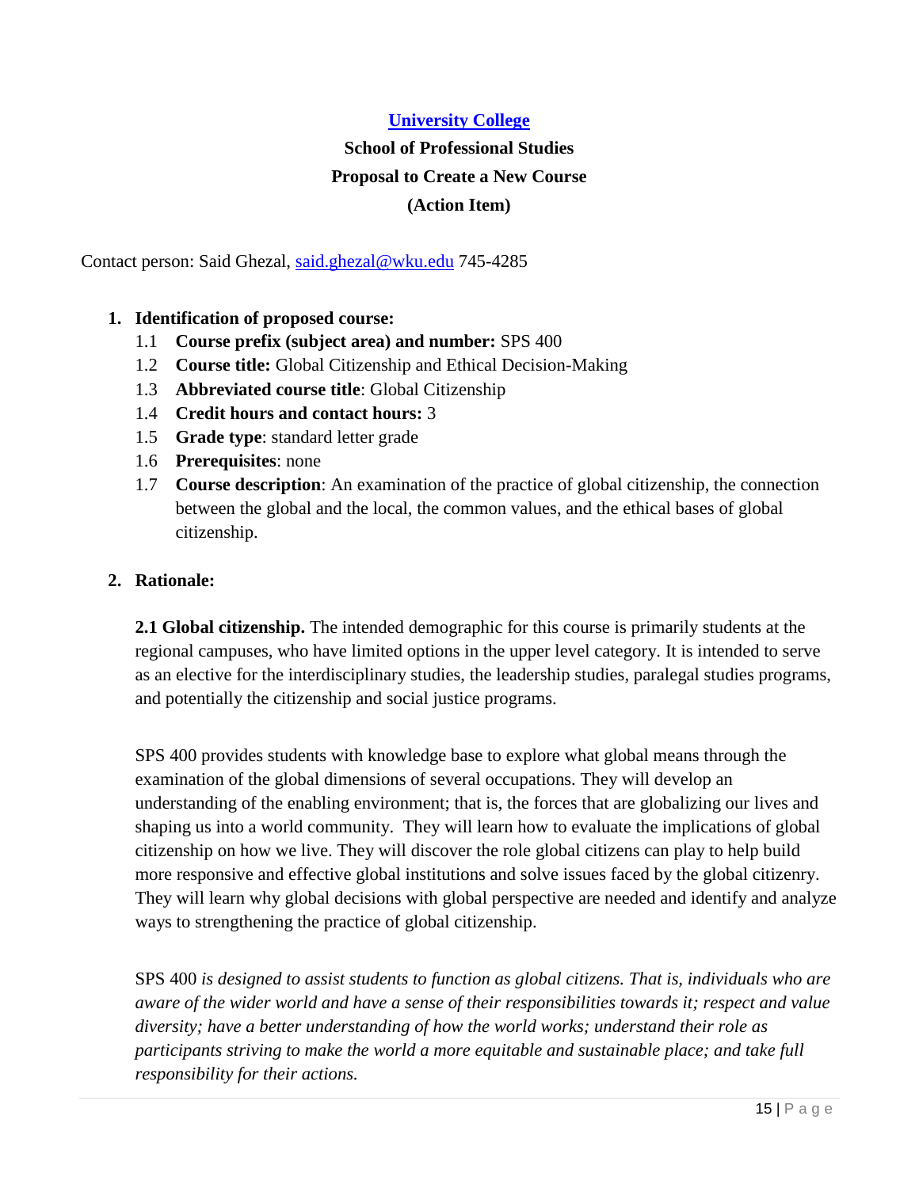# [University College](#)

## School of Professional Studies

## Proposal to Create a New Course

## (Action Item)

Contact person: Said Ghezal, [said.ghezal@wku.edu](mailto:said.ghezal@wku.edu) 745-4285

1. **Identification of proposed course:**
   - 1.1 **Course prefix (subject area) and number:** SPS 400
   - 1.2 **Course title:** Global Citizenship and Ethical Decision-Making
   - 1.3 **Abbreviated course title**: Global Citizenship
   - 1.4 **Credit hours and contact hours:** 3
   - 1.5 **Grade type**: standard letter grade
   - 1.6 **Prerequisites**: none
   - 1.7 **Course description**: An examination of the practice of global citizenship, the connection between the global and the local, the common values, and the ethical bases of global citizenship.

2. **Rationale:**

   **2.1 Global citizenship.** The intended demographic for this course is primarily students at the regional campuses, who have limited options in the upper level category. It is intended to serve as an elective for the interdisciplinary studies, the leadership studies, paralegal studies programs, and potentially the citizenship and social justice programs.

   SPS 400 provides students with knowledge base to explore what global means through the examination of the global dimensions of several occupations. They will develop an understanding of the enabling environment; that is, the forces that are globalizing our lives and shaping us into a world community. They will learn how to evaluate the implications of global citizenship on how we live. They will discover the role global citizens can play to help build more responsive and effective global institutions and solve issues faced by the global citizenry. They will learn why global decisions with global perspective are needed and identify and analyze ways to strengthening the practice of global citizenship.

   SPS 400 *is designed to assist students to function as global citizens. That is, individuals who are aware of the wider world and have a sense of their responsibilities towards it; respect and value diversity; have a better understanding of how the world works; understand their role as participants striving to make the world a more equitable and sustainable place; and take full responsibility for their actions.*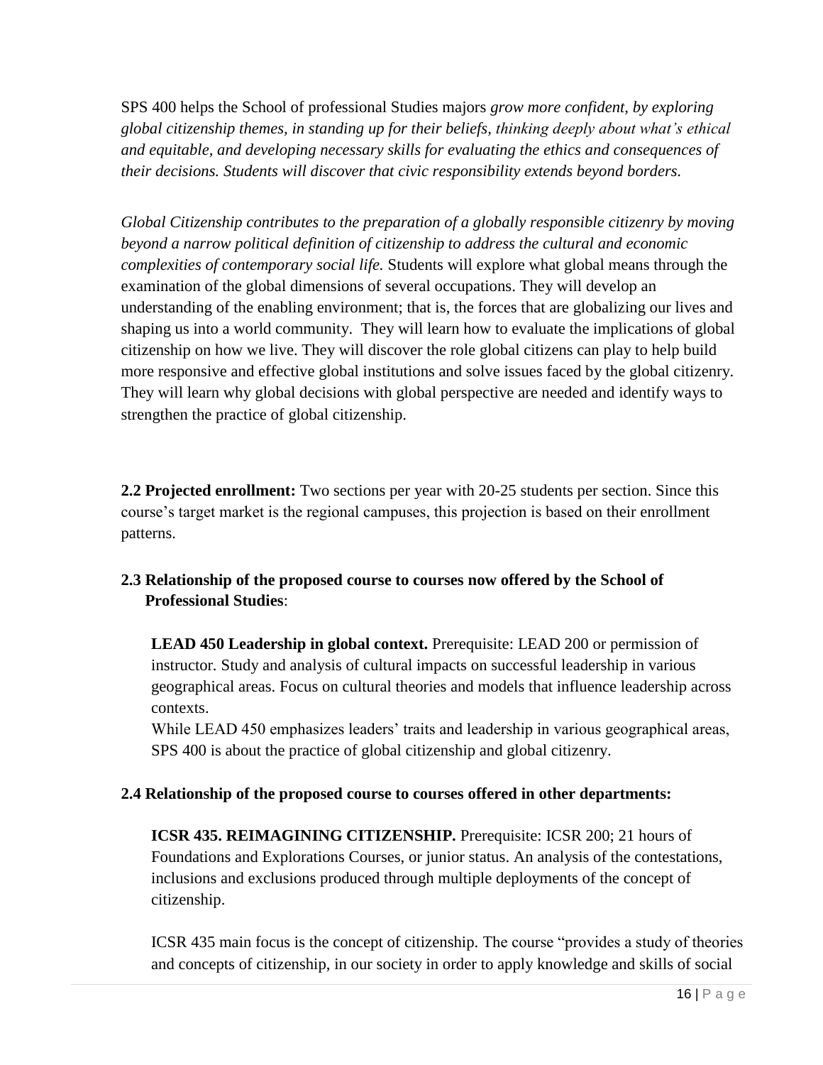SPS 400 helps the School of professional Studies majors *grow more confident, by exploring global citizenship themes, in standing up for their beliefs, thinking deeply about what's ethical and equitable, and developing necessary skills for evaluating the ethics and consequences of their decisions. Students will discover that civic responsibility extends beyond borders.*

*Global Citizenship contributes to the preparation of a globally responsible citizenry by moving beyond a narrow political definition of citizenship to address the cultural and economic complexities of contemporary social life.* Students will explore what global means through the examination of the global dimensions of several occupations. They will develop an understanding of the enabling environment; that is, the forces that are globalizing our lives and shaping us into a world community. They will learn how to evaluate the implications of global citizenship on how we live. They will discover the role global citizens can play to help build more responsive and effective global institutions and solve issues faced by the global citizenry. They will learn why global decisions with global perspective are needed and identify ways to strengthen the practice of global citizenship.

**2.2 Projected enrollment:** Two sections per year with 20-25 students per section. Since this course's target market is the regional campuses, this projection is based on their enrollment patterns.

**2.3 Relationship of the proposed course to courses now offered by the School of Professional Studies**:

**LEAD 450 Leadership in global context.** Prerequisite: LEAD 200 or permission of instructor. Study and analysis of cultural impacts on successful leadership in various geographical areas. Focus on cultural theories and models that influence leadership across contexts.
While LEAD 450 emphasizes leaders' traits and leadership in various geographical areas, SPS 400 is about the practice of global citizenship and global citizenry.

**2.4 Relationship of the proposed course to courses offered in other departments:**

**ICSR 435. REIMAGINING CITIZENSHIP.** Prerequisite: ICSR 200; 21 hours of Foundations and Explorations Courses, or junior status. An analysis of the contestations, inclusions and exclusions produced through multiple deployments of the concept of citizenship.

ICSR 435 main focus is the concept of citizenship. The course "provides a study of theories and concepts of citizenship, in our society in order to apply knowledge and skills of social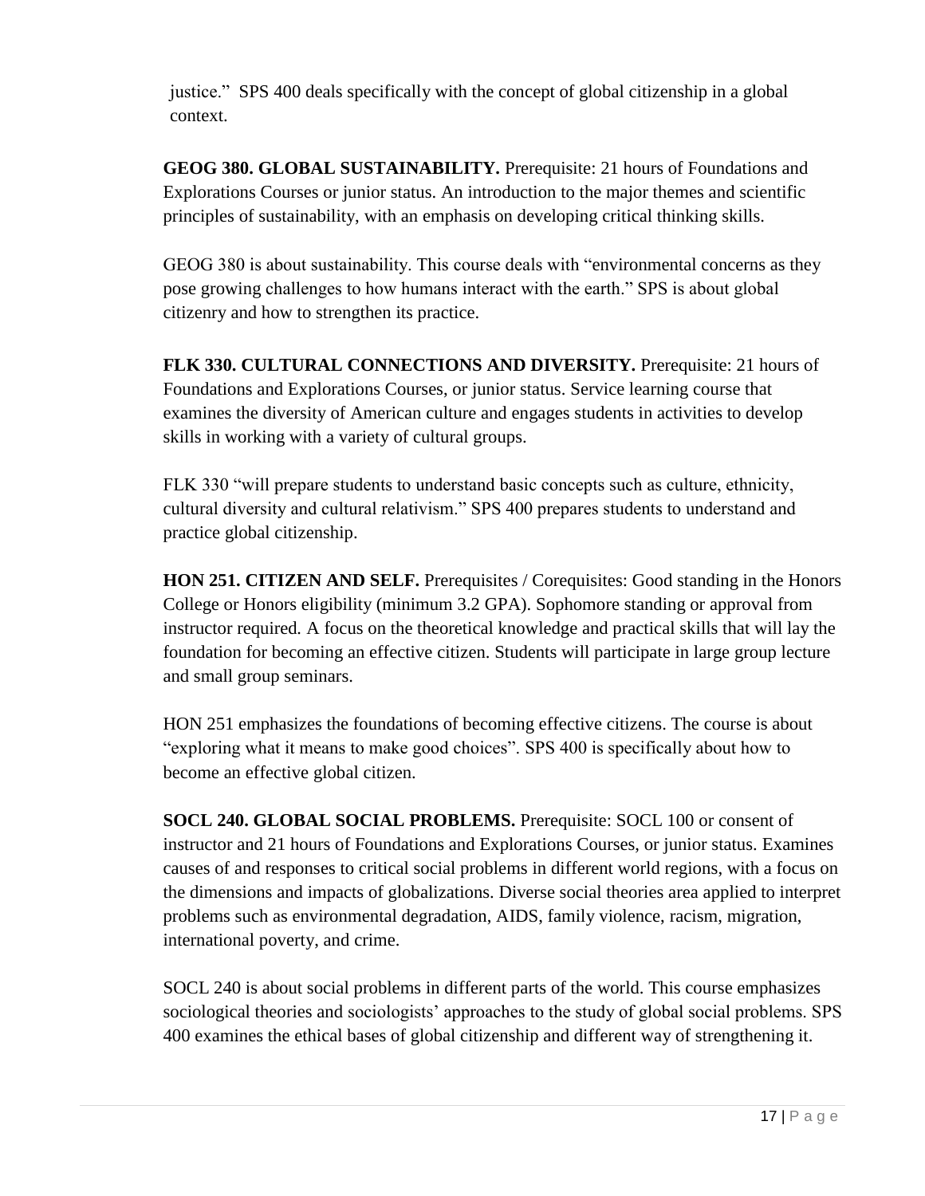justice." SPS 400 deals specifically with the concept of global citizenship in a global context.

**GEOG 380. GLOBAL SUSTAINABILITY.** Prerequisite: 21 hours of Foundations and Explorations Courses or junior status. An introduction to the major themes and scientific principles of sustainability, with an emphasis on developing critical thinking skills.

GEOG 380 is about sustainability. This course deals with "environmental concerns as they pose growing challenges to how humans interact with the earth." SPS is about global citizenry and how to strengthen its practice.

**FLK 330. CULTURAL CONNECTIONS AND DIVERSITY.** Prerequisite: 21 hours of Foundations and Explorations Courses, or junior status. Service learning course that examines the diversity of American culture and engages students in activities to develop skills in working with a variety of cultural groups.

FLK 330 "will prepare students to understand basic concepts such as culture, ethnicity, cultural diversity and cultural relativism." SPS 400 prepares students to understand and practice global citizenship.

**HON 251. CITIZEN AND SELF.** Prerequisites / Corequisites: Good standing in the Honors College or Honors eligibility (minimum 3.2 GPA). Sophomore standing or approval from instructor required. A focus on the theoretical knowledge and practical skills that will lay the foundation for becoming an effective citizen. Students will participate in large group lecture and small group seminars.

HON 251 emphasizes the foundations of becoming effective citizens. The course is about "exploring what it means to make good choices". SPS 400 is specifically about how to become an effective global citizen.

**SOCL 240. GLOBAL SOCIAL PROBLEMS.** Prerequisite: SOCL 100 or consent of instructor and 21 hours of Foundations and Explorations Courses, or junior status. Examines causes of and responses to critical social problems in different world regions, with a focus on the dimensions and impacts of globalizations. Diverse social theories area applied to interpret problems such as environmental degradation, AIDS, family violence, racism, migration, international poverty, and crime.

SOCL 240 is about social problems in different parts of the world. This course emphasizes sociological theories and sociologists' approaches to the study of global social problems. SPS 400 examines the ethical bases of global citizenship and different way of strengthening it.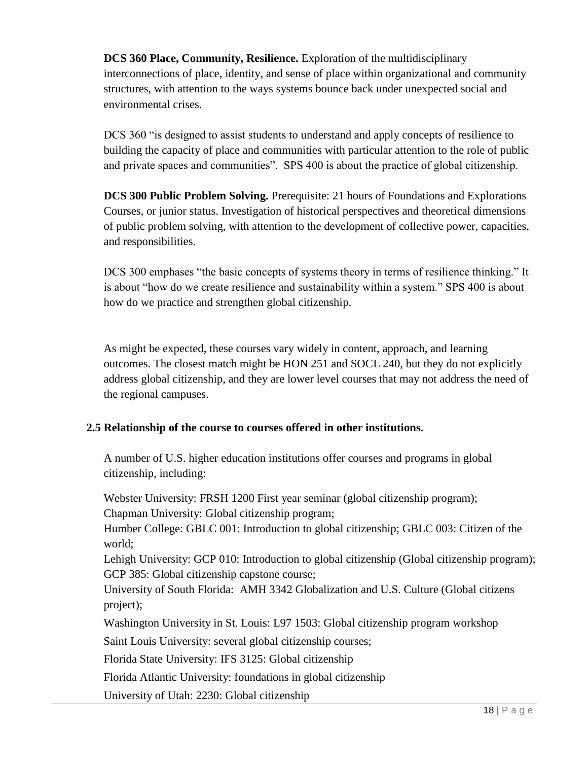**DCS 360 Place, Community, Resilience.** Exploration of the multidisciplinary interconnections of place, identity, and sense of place within organizational and community structures, with attention to the ways systems bounce back under unexpected social and environmental crises.

DCS 360 "is designed to assist students to understand and apply concepts of resilience to building the capacity of place and communities with particular attention to the role of public and private spaces and communities". SPS 400 is about the practice of global citizenship.

**DCS 300 Public Problem Solving.** Prerequisite: 21 hours of Foundations and Explorations Courses, or junior status. Investigation of historical perspectives and theoretical dimensions of public problem solving, with attention to the development of collective power, capacities, and responsibilities.

DCS 300 emphases "the basic concepts of systems theory in terms of resilience thinking." It is about "how do we create resilience and sustainability within a system." SPS 400 is about how do we practice and strengthen global citizenship.

As might be expected, these courses vary widely in content, approach, and learning outcomes. The closest match might be HON 251 and SOCL 240, but they do not explicitly address global citizenship, and they are lower level courses that may not address the need of the regional campuses.

### 2.5 Relationship of the course to courses offered in other institutions.

A number of U.S. higher education institutions offer courses and programs in global citizenship, including:

Webster University: FRSH 1200 First year seminar (global citizenship program);
Chapman University: Global citizenship program;
Humber College: GBLC 001: Introduction to global citizenship; GBLC 003: Citizen of the world;
Lehigh University: GCP 010: Introduction to global citizenship (Global citizenship program); GCP 385: Global citizenship capstone course;
University of South Florida: AMH 3342 Globalization and U.S. Culture (Global citizens project);
Washington University in St. Louis: L97 1503: Global citizenship program workshop
Saint Louis University: several global citizenship courses;
Florida State University: IFS 3125: Global citizenship
Florida Atlantic University: foundations in global citizenship
University of Utah: 2230: Global citizenship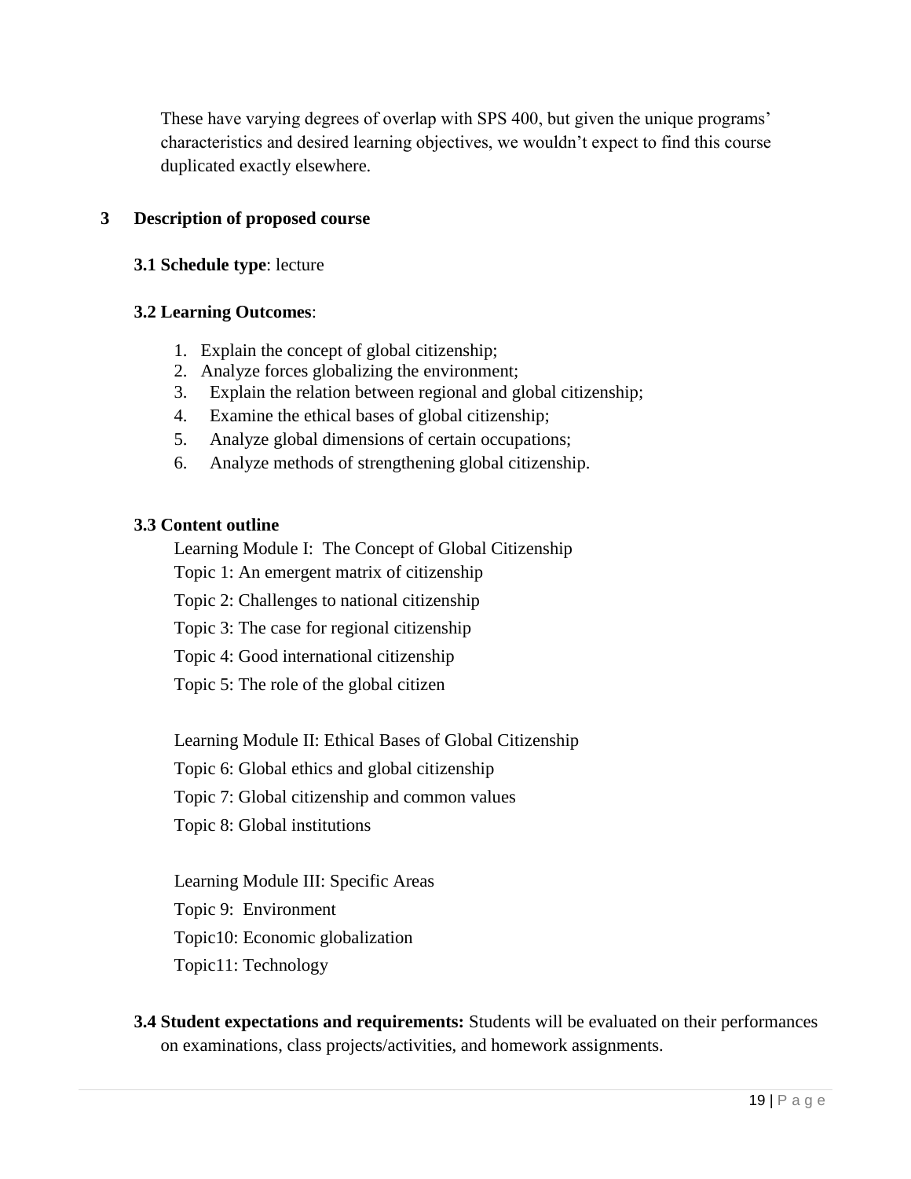These have varying degrees of overlap with SPS 400, but given the unique programs' characteristics and desired learning objectives, we wouldn't expect to find this course duplicated exactly elsewhere.

## 3 Description of proposed course

**3.1 Schedule type**: lecture

**3.2 Learning Outcomes**:

1. Explain the concept of global citizenship;
2. Analyze forces globalizing the environment;
3. Explain the relation between regional and global citizenship;
4. Examine the ethical bases of global citizenship;
5. Analyze global dimensions of certain occupations;
6. Analyze methods of strengthening global citizenship.

**3.3 Content outline**

Learning Module I: The Concept of Global Citizenship

Topic 1: An emergent matrix of citizenship

Topic 2: Challenges to national citizenship

Topic 3: The case for regional citizenship

Topic 4: Good international citizenship

Topic 5: The role of the global citizen

Learning Module II: Ethical Bases of Global Citizenship

Topic 6: Global ethics and global citizenship

Topic 7: Global citizenship and common values

Topic 8: Global institutions

Learning Module III: Specific Areas

Topic 9: Environment

Topic10: Economic globalization

Topic11: Technology

**3.4 Student expectations and requirements:** Students will be evaluated on their performances on examinations, class projects/activities, and homework assignments.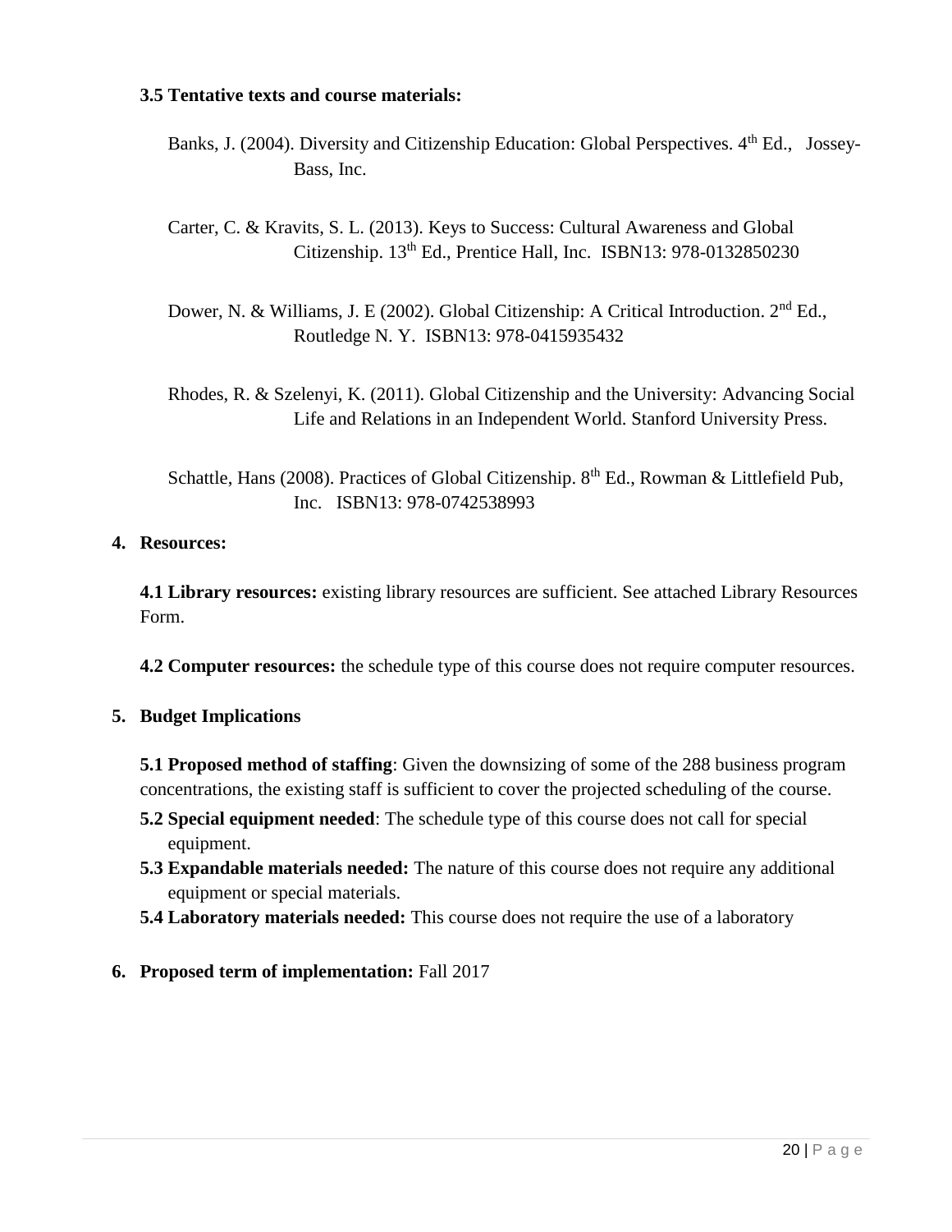### 3.5 Tentative texts and course materials:

Banks, J. (2004). Diversity and Citizenship Education: Global Perspectives. 4th Ed., Jossey-Bass, Inc.

Carter, C. & Kravits, S. L. (2013). Keys to Success: Cultural Awareness and Global Citizenship. 13th Ed., Prentice Hall, Inc. ISBN13: 978-0132850230

Dower, N. & Williams, J. E (2002). Global Citizenship: A Critical Introduction. 2nd Ed., Routledge N. Y. ISBN13: 978-0415935432

Rhodes, R. & Szelenyi, K. (2011). Global Citizenship and the University: Advancing Social Life and Relations in an Independent World. Stanford University Press.

Schattle, Hans (2008). Practices of Global Citizenship. 8th Ed., Rowman & Littlefield Pub, Inc. ISBN13: 978-0742538993

## 4. Resources:

**4.1 Library resources:** existing library resources are sufficient. See attached Library Resources Form.

**4.2 Computer resources:** the schedule type of this course does not require computer resources.

## 5. Budget Implications

**5.1 Proposed method of staffing**: Given the downsizing of some of the 288 business program concentrations, the existing staff is sufficient to cover the projected scheduling of the course.

**5.2 Special equipment needed**: The schedule type of this course does not call for special equipment.

**5.3 Expandable materials needed:** The nature of this course does not require any additional equipment or special materials.

**5.4 Laboratory materials needed:** This course does not require the use of a laboratory

## 6. Proposed term of implementation: Fall 2017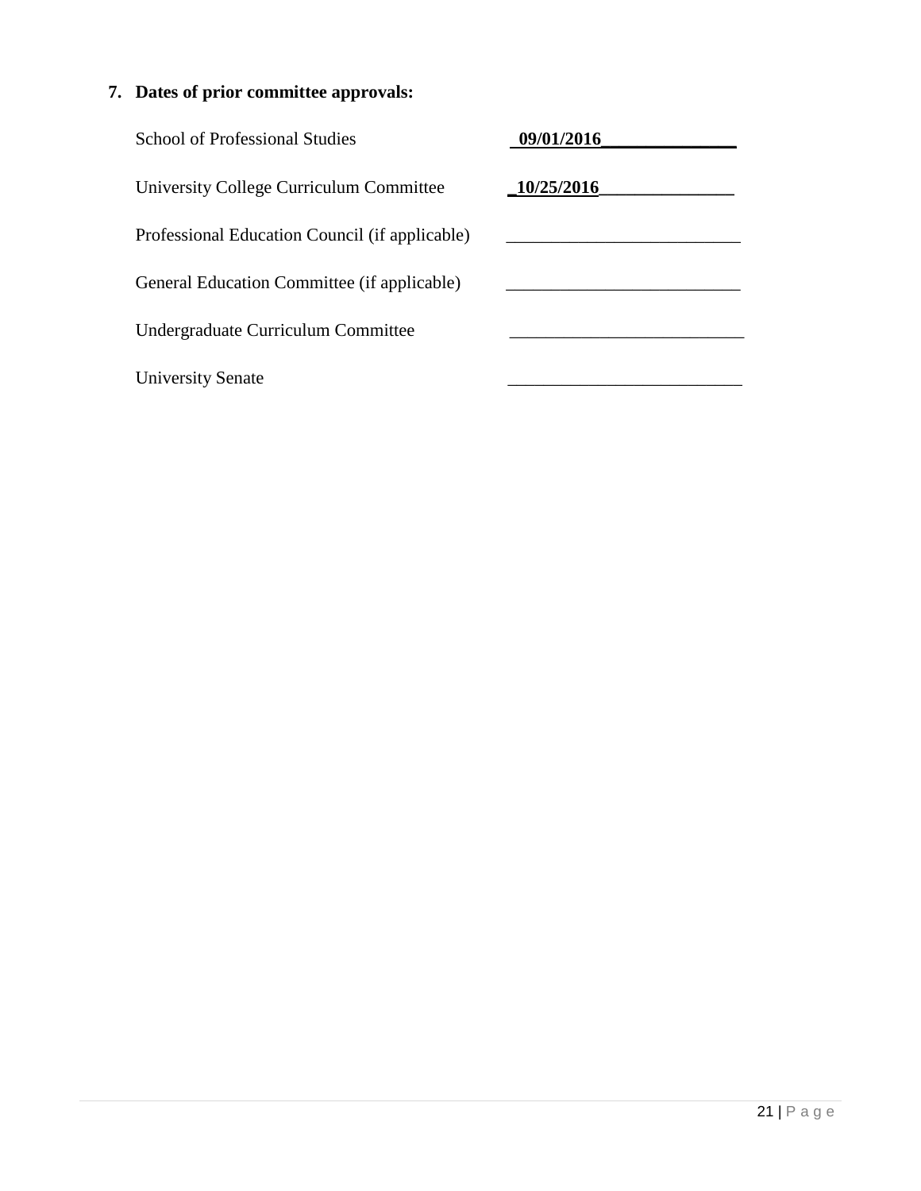**7. Dates of prior committee approvals:**

School of Professional Studies __**09/01/2016**_______________

University College Curriculum Committee _**10/25/2016**_______________

Professional Education Council (if applicable) __________________________

General Education Committee (if applicable) __________________________

Undergraduate Curriculum Committee __________________________

University Senate __________________________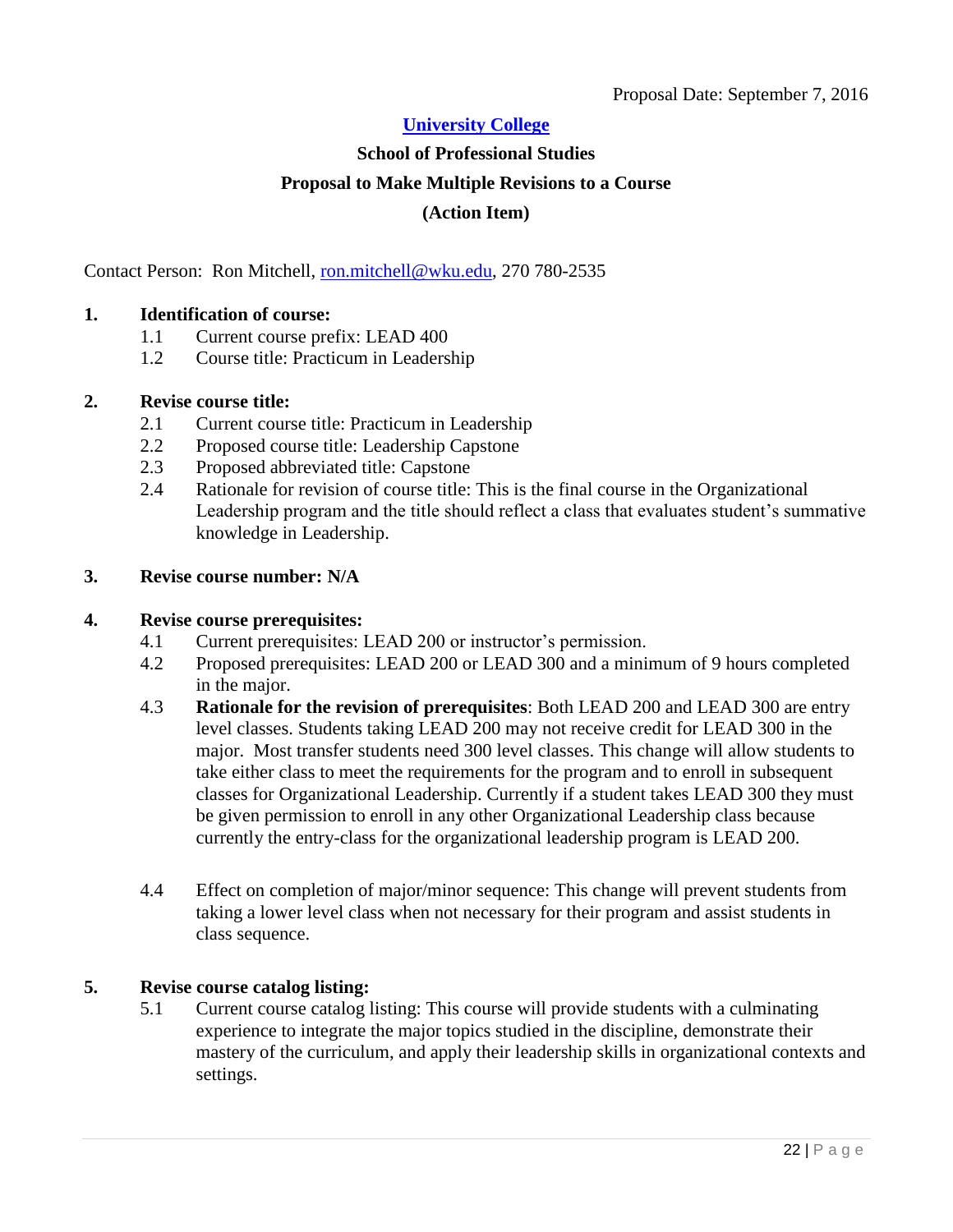Proposal Date: September 7, 2016

**University College**

**School of Professional Studies**

**Proposal to Make Multiple Revisions to a Course**

**(Action Item)**

Contact Person: Ron Mitchell, ron.mitchell@wku.edu, 270 780-2535

**1. Identification of course:**

1.1 Current course prefix: LEAD 400

1.2 Course title: Practicum in Leadership

**2. Revise course title:**

2.1 Current course title: Practicum in Leadership

2.2 Proposed course title: Leadership Capstone

2.3 Proposed abbreviated title: Capstone

2.4 Rationale for revision of course title: This is the final course in the Organizational Leadership program and the title should reflect a class that evaluates student's summative knowledge in Leadership.

**3. Revise course number: N/A**

**4. Revise course prerequisites:**

4.1 Current prerequisites: LEAD 200 or instructor's permission.

4.2 Proposed prerequisites: LEAD 200 or LEAD 300 and a minimum of 9 hours completed in the major.

4.3 **Rationale for the revision of prerequisites**: Both LEAD 200 and LEAD 300 are entry level classes. Students taking LEAD 200 may not receive credit for LEAD 300 in the major. Most transfer students need 300 level classes. This change will allow students to take either class to meet the requirements for the program and to enroll in subsequent classes for Organizational Leadership. Currently if a student takes LEAD 300 they must be given permission to enroll in any other Organizational Leadership class because currently the entry-class for the organizational leadership program is LEAD 200.

4.4 Effect on completion of major/minor sequence: This change will prevent students from taking a lower level class when not necessary for their program and assist students in class sequence.

**5. Revise course catalog listing:**

5.1 Current course catalog listing: This course will provide students with a culminating experience to integrate the major topics studied in the discipline, demonstrate their mastery of the curriculum, and apply their leadership skills in organizational contexts and settings.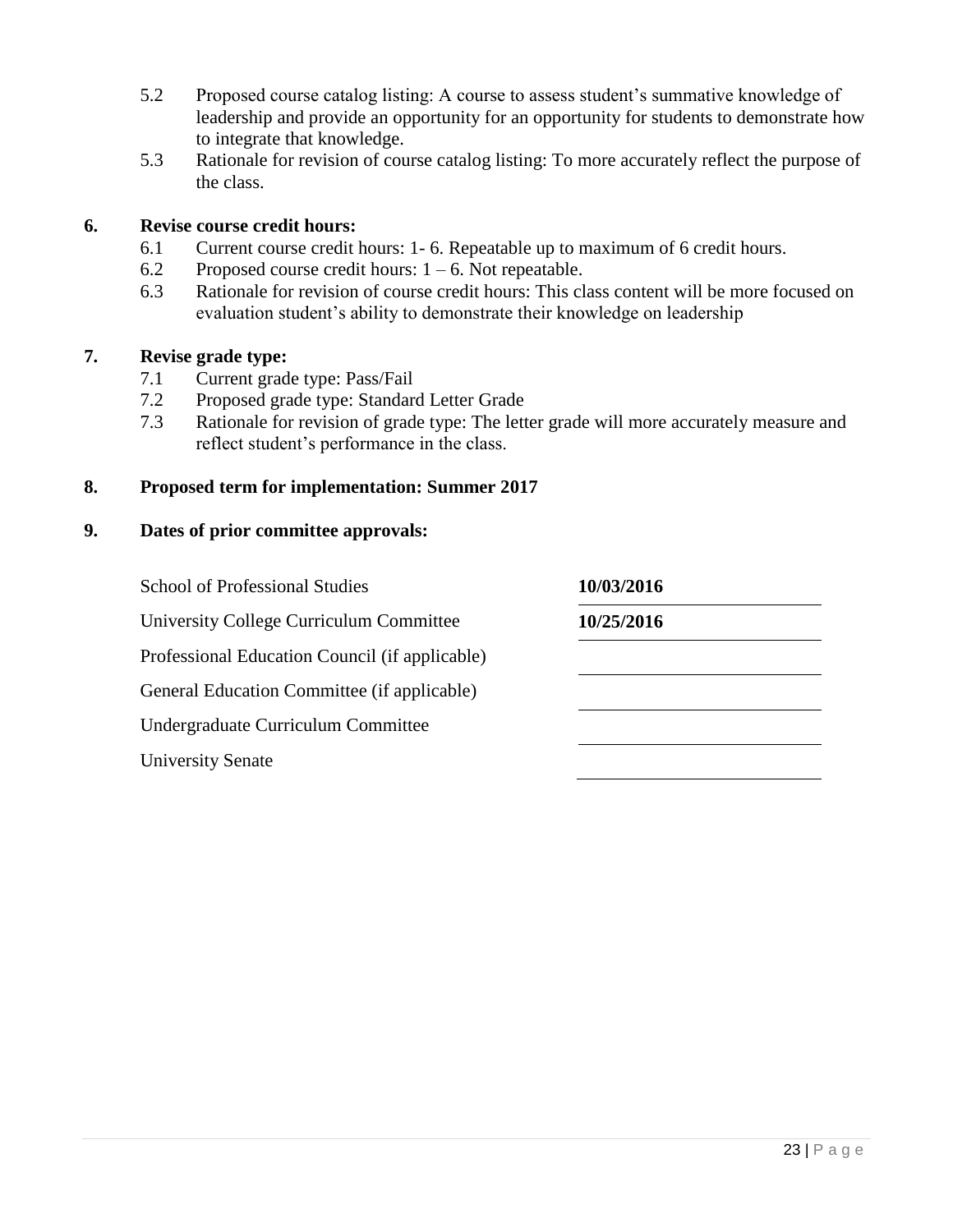5.2 Proposed course catalog listing: A course to assess student's summative knowledge of leadership and provide an opportunity for an opportunity for students to demonstrate how to integrate that knowledge.

5.3 Rationale for revision of course catalog listing: To more accurately reflect the purpose of the class.

**6. Revise course credit hours:**

6.1 Current course credit hours: 1- 6. Repeatable up to maximum of 6 credit hours.

6.2 Proposed course credit hours: 1 – 6. Not repeatable.

6.3 Rationale for revision of course credit hours: This class content will be more focused on evaluation student's ability to demonstrate their knowledge on leadership

**7. Revise grade type:**

7.1 Current grade type: Pass/Fail

7.2 Proposed grade type: Standard Letter Grade

7.3 Rationale for revision of grade type: The letter grade will more accurately measure and reflect student's performance in the class.

**8. Proposed term for implementation: Summer 2017**

**9. Dates of prior committee approvals:**

| | |
|---|---|
| School of Professional Studies | **10/03/2016** |
| University College Curriculum Committee | **10/25/2016** |
| Professional Education Council (if applicable) | |
| General Education Committee (if applicable) | |
| Undergraduate Curriculum Committee | |
| University Senate | |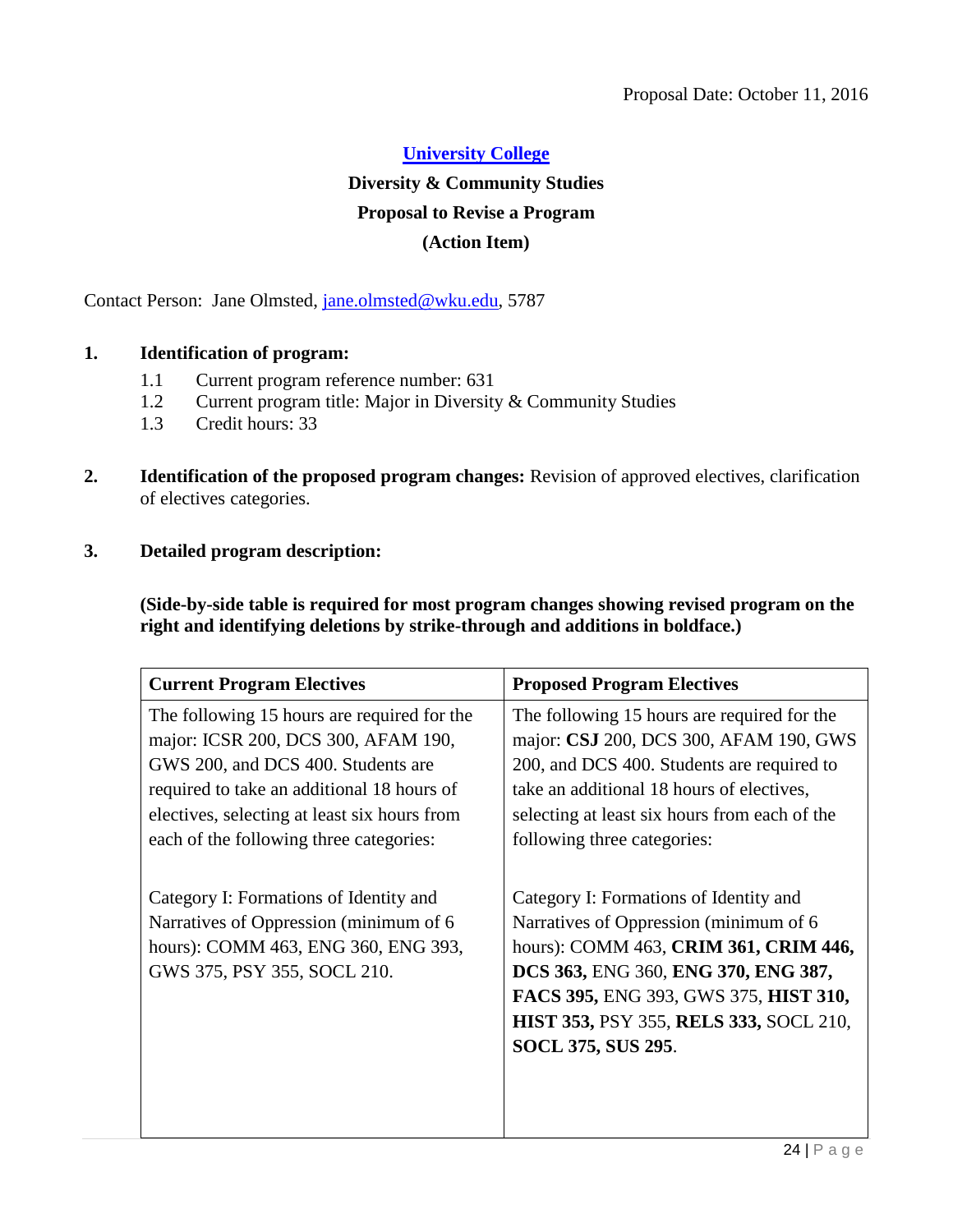Proposal Date: October 11, 2016

**University College**

**Diversity & Community Studies**

**Proposal to Revise a Program**

**(Action Item)**

Contact Person: Jane Olmsted, jane.olmsted@wku.edu, 5787

1. **Identification of program:**
   - 1.1 Current program reference number: 631
   - 1.2 Current program title: Major in Diversity & Community Studies
   - 1.3 Credit hours: 33

2. **Identification of the proposed program changes:** Revision of approved electives, clarification of electives categories.

3. **Detailed program description:**

**(Side-by-side table is required for most program changes showing revised program on the right and identifying deletions by strike-through and additions in boldface.)**

| **Current Program Electives** | **Proposed Program Electives** |
|---|---|
| The following 15 hours are required for the major: ICSR 200, DCS 300, AFAM 190, GWS 200, and DCS 400. Students are required to take an additional 18 hours of electives, selecting at least six hours from each of the following three categories: | The following 15 hours are required for the major: **CSJ** 200, DCS 300, AFAM 190, GWS 200, and DCS 400. Students are required to take an additional 18 hours of electives, selecting at least six hours from each of the following three categories: |
| Category I: Formations of Identity and Narratives of Oppression (minimum of 6 hours): COMM 463, ENG 360, ENG 393, GWS 375, PSY 355, SOCL 210. | Category I: Formations of Identity and Narratives of Oppression (minimum of 6 hours): COMM 463, **CRIM 361, CRIM 446, DCS 363,** ENG 360, **ENG 370, ENG 387, FACS 395,** ENG 393, GWS 375, **HIST 310, HIST 353,** PSY 355, **RELS 333,** SOCL 210, **SOCL 375, SUS 295**. |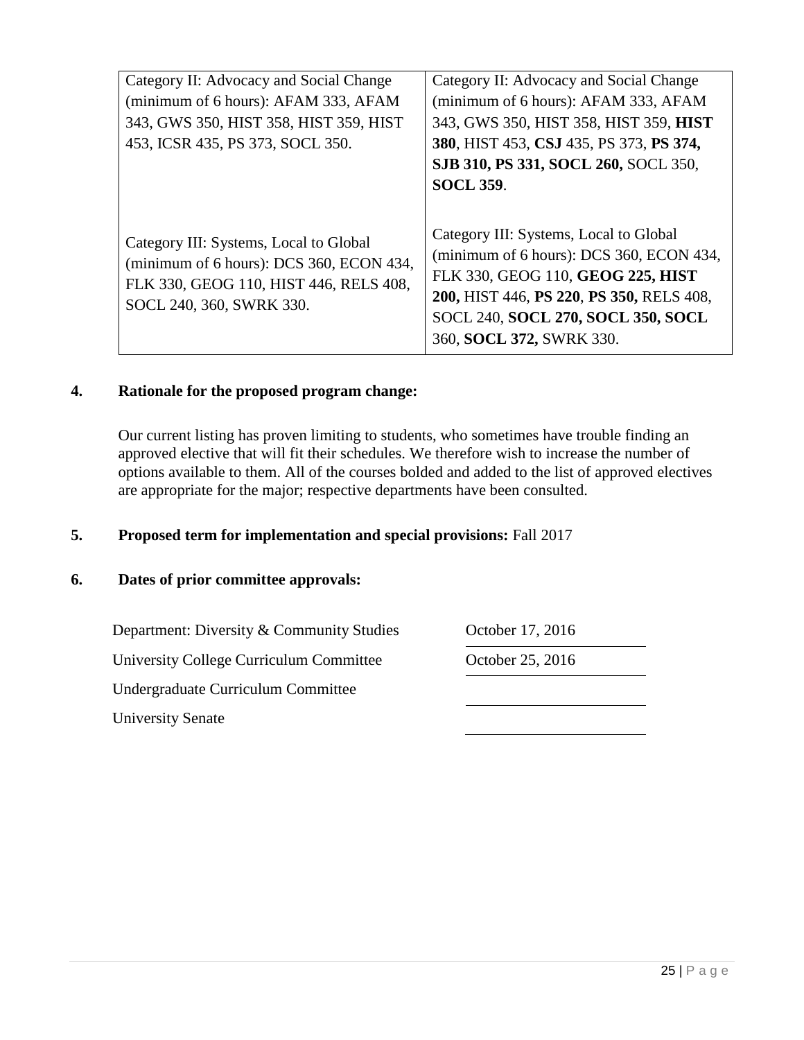| | |
|---|---|
| Category II: Advocacy and Social Change (minimum of 6 hours): AFAM 333, AFAM 343, GWS 350, HIST 358, HIST 359, HIST 453, ICSR 435, PS 373, SOCL 350. | Category II: Advocacy and Social Change (minimum of 6 hours): AFAM 333, AFAM 343, GWS 350, HIST 358, HIST 359, **HIST 380**, HIST 453, **CSJ** 435, PS 373, **PS 374, SJB 310, PS 331, SOCL 260,** SOCL 350, **SOCL 359**. |
| Category III: Systems, Local to Global (minimum of 6 hours): DCS 360, ECON 434, FLK 330, GEOG 110, HIST 446, RELS 408, SOCL 240, 360, SWRK 330. | Category III: Systems, Local to Global (minimum of 6 hours): DCS 360, ECON 434, FLK 330, GEOG 110, **GEOG 225, HIST 200,** HIST 446, **PS 220**, **PS 350,** RELS 408, SOCL 240, **SOCL 270, SOCL 350, SOCL** 360, **SOCL 372,** SWRK 330. |

**4. Rationale for the proposed program change:**

Our current listing has proven limiting to students, who sometimes have trouble finding an approved elective that will fit their schedules. We therefore wish to increase the number of options available to them. All of the courses bolded and added to the list of approved electives are appropriate for the major; respective departments have been consulted.

**5. Proposed term for implementation and special provisions:** Fall 2017

**6. Dates of prior committee approvals:**

| | |
|---|---|
| Department: Diversity & Community Studies | October 17, 2016 |
| University College Curriculum Committee | October 25, 2016 |
| Undergraduate Curriculum Committee | |
| University Senate | |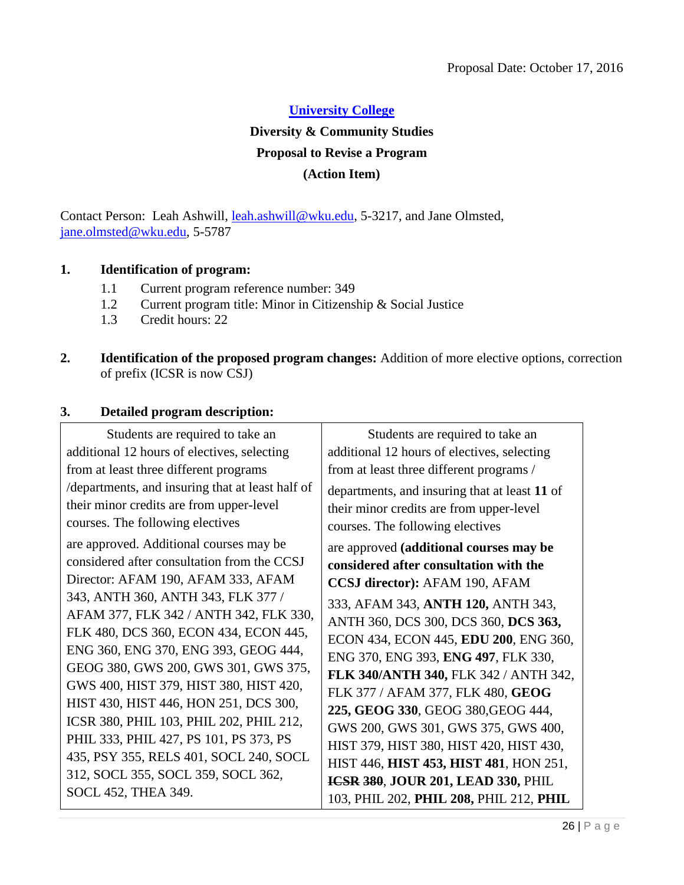Proposal Date: October 17, 2016

**University College**

**Diversity & Community Studies**

**Proposal to Revise a Program**

**(Action Item)**

Contact Person: Leah Ashwill, leah.ashwill@wku.edu, 5-3217, and Jane Olmsted, jane.olmsted@wku.edu, 5-5787

**1. Identification of program:**

1.1 Current program reference number: 349

1.2 Current program title: Minor in Citizenship & Social Justice

1.3 Credit hours: 22

**2. Identification of the proposed program changes:** Addition of more elective options, correction of prefix (ICSR is now CSJ)

**3. Detailed program description:**

| | |
|---|---|
| Students are required to take an additional 12 hours of electives, selecting from at least three different programs /departments, and insuring that at least half of their minor credits are from upper-level courses. The following electives are approved. Additional courses may be considered after consultation from the CCSJ Director: AFAM 190, AFAM 333, AFAM 343, ANTH 360, ANTH 343, FLK 377 / AFAM 377, FLK 342 / ANTH 342, FLK 330, FLK 480, DCS 360, ECON 434, ECON 445, ENG 360, ENG 370, ENG 393, GEOG 444, GEOG 380, GWS 200, GWS 301, GWS 375, GWS 400, HIST 379, HIST 380, HIST 420, HIST 430, HIST 446, HON 251, DCS 300, ICSR 380, PHIL 103, PHIL 202, PHIL 212, PHIL 333, PHIL 427, PS 101, PS 373, PS 435, PSY 355, RELS 401, SOCL 240, SOCL 312, SOCL 355, SOCL 359, SOCL 362, SOCL 452, THEA 349. | Students are required to take an additional 12 hours of electives, selecting from at least three different programs / departments, and insuring that at least **11** of their minor credits are from upper-level courses. The following electives are approved **(additional courses may be considered after consultation with the CCSJ director):** AFAM 190, AFAM 333, AFAM 343, **ANTH 120,** ANTH 343, ANTH 360, DCS 300, DCS 360, **DCS 363,** ECON 434, ECON 445, **EDU 200**, ENG 360, ENG 370, ENG 393, **ENG 497**, FLK 330, **FLK 340/ANTH 340,** FLK 342 / ANTH 342, FLK 377 / AFAM 377, FLK 480, **GEOG 225, GEOG 330**, GEOG 380,GEOG 444, GWS 200, GWS 301, GWS 375, GWS 400, HIST 379, HIST 380, HIST 420, HIST 430, HIST 446, **HIST 453, HIST 481**, HON 251, ~~ICSR 380~~, **JOUR 201, LEAD 330,** PHIL 103, PHIL 202, **PHIL 208,** PHIL 212, **PHIL** |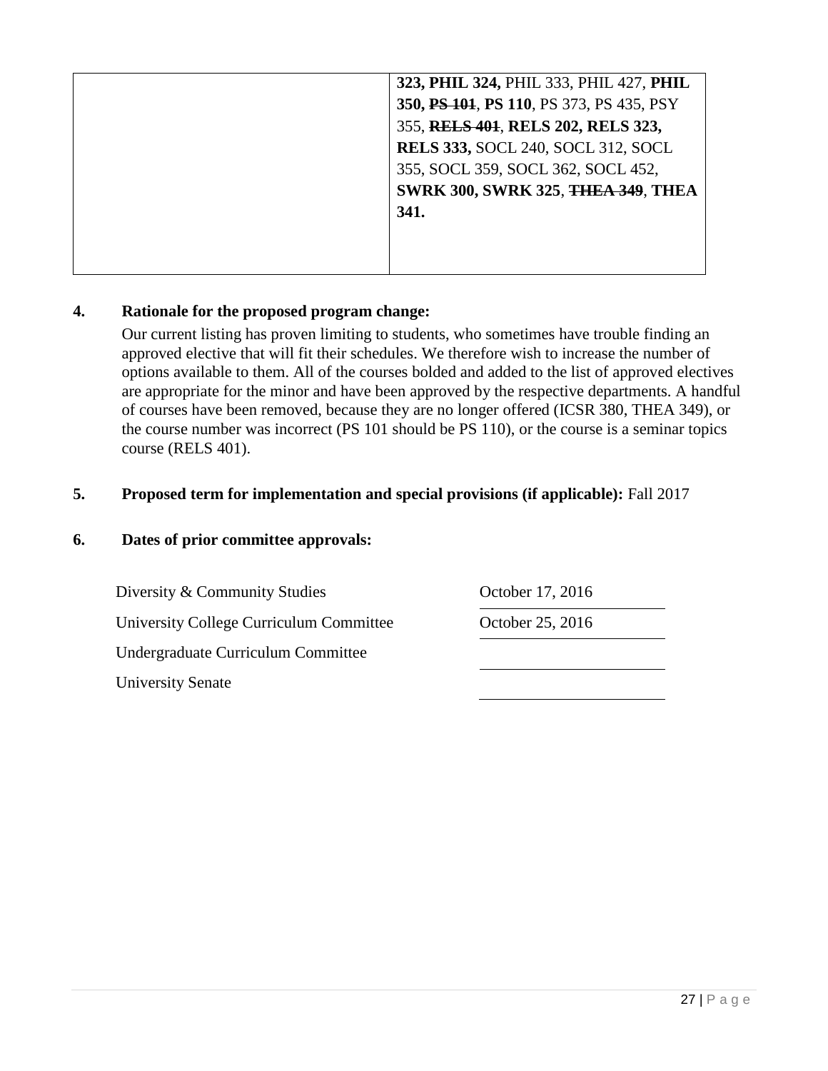| | **323, PHIL 324,** PHIL 333, PHIL 427, **PHIL 350,** ~~**PS 101**~~, **PS 110**, PS 373, PS 435, PSY 355, ~~**RELS 401**~~, **RELS 202, RELS 323, RELS 333,** SOCL 240, SOCL 312, SOCL 355, SOCL 359, SOCL 362, SOCL 452, **SWRK 300, SWRK 325**, ~~**THEA 349**~~, **THEA 341.** |
|---|---|

**4. Rationale for the proposed program change:**

Our current listing has proven limiting to students, who sometimes have trouble finding an approved elective that will fit their schedules. We therefore wish to increase the number of options available to them. All of the courses bolded and added to the list of approved electives are appropriate for the minor and have been approved by the respective departments. A handful of courses have been removed, because they are no longer offered (ICSR 380, THEA 349), or the course number was incorrect (PS 101 should be PS 110), or the course is a seminar topics course (RELS 401).

**5. Proposed term for implementation and special provisions (if applicable):** Fall 2017

**6. Dates of prior committee approvals:**

| | |
|---|---|
| Diversity & Community Studies | October 17, 2016 |
| University College Curriculum Committee | October 25, 2016 |
| Undergraduate Curriculum Committee | |
| University Senate | |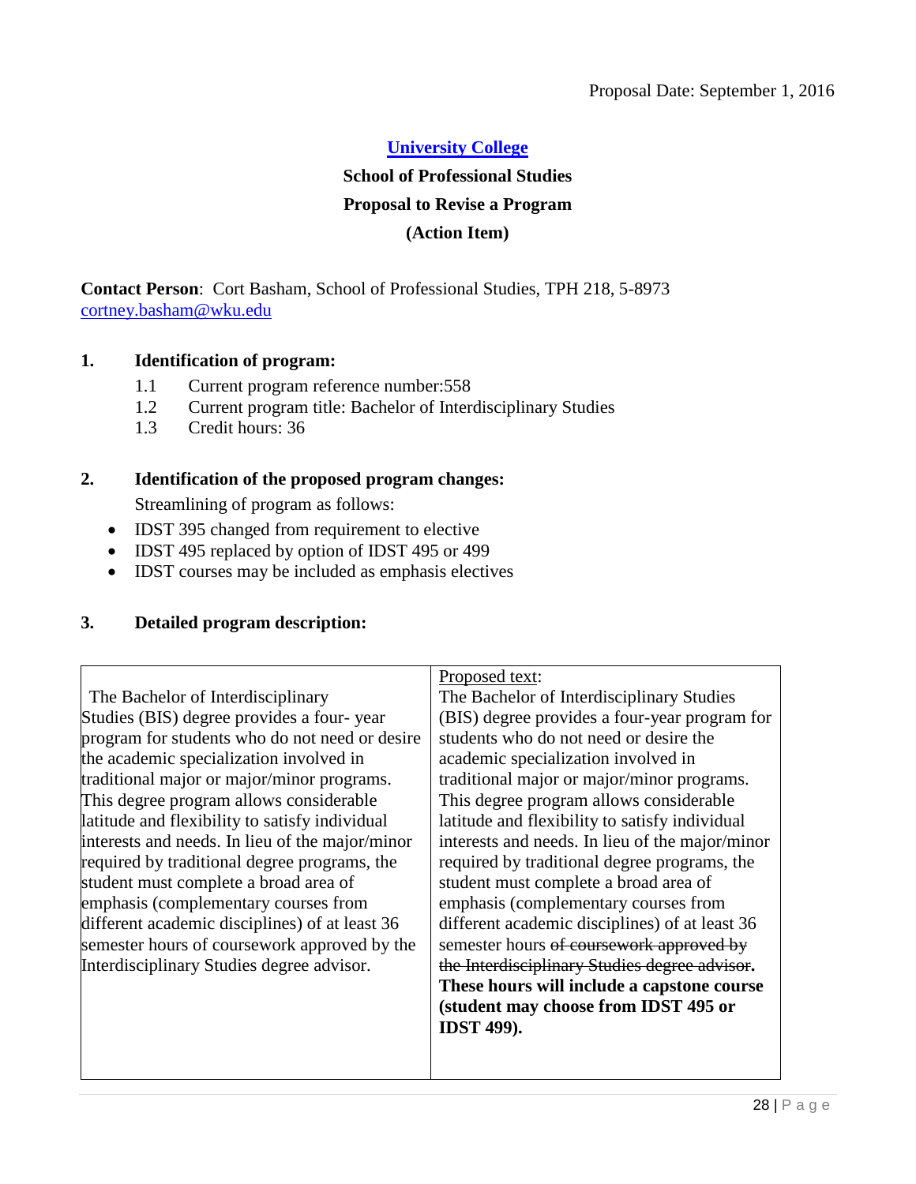Proposal Date: September 1, 2016

**University College**

**School of Professional Studies**

**Proposal to Revise a Program**

**(Action Item)**

**Contact Person**: Cort Basham, School of Professional Studies, TPH 218, 5-8973 cortney.basham@wku.edu

**1. Identification of program:**

1.1 Current program reference number:558

1.2 Current program title: Bachelor of Interdisciplinary Studies

1.3 Credit hours: 36

**2. Identification of the proposed program changes:**

Streamlining of program as follows:

- IDST 395 changed from requirement to elective
- IDST 495 replaced by option of IDST 495 or 499
- IDST courses may be included as emphasis electives

**3. Detailed program description:**

| | Proposed text: |
|---|---|
| The Bachelor of Interdisciplinary Studies (BIS) degree provides a four- year program for students who do not need or desire the academic specialization involved in traditional major or major/minor programs. This degree program allows considerable latitude and flexibility to satisfy individual interests and needs. In lieu of the major/minor required by traditional degree programs, the student must complete a broad area of emphasis (complementary courses from different academic disciplines) of at least 36 semester hours of coursework approved by the Interdisciplinary Studies degree advisor. | The Bachelor of Interdisciplinary Studies (BIS) degree provides a four-year program for students who do not need or desire the academic specialization involved in traditional major or major/minor programs. This degree program allows considerable latitude and flexibility to satisfy individual interests and needs. In lieu of the major/minor required by traditional degree programs, the student must complete a broad area of emphasis (complementary courses from different academic disciplines) of at least 36 semester hours ~~of coursework approved by the Interdisciplinary Studies degree advisor~~**.** **These hours will include a capstone course (student may choose from IDST 495 or IDST 499).** |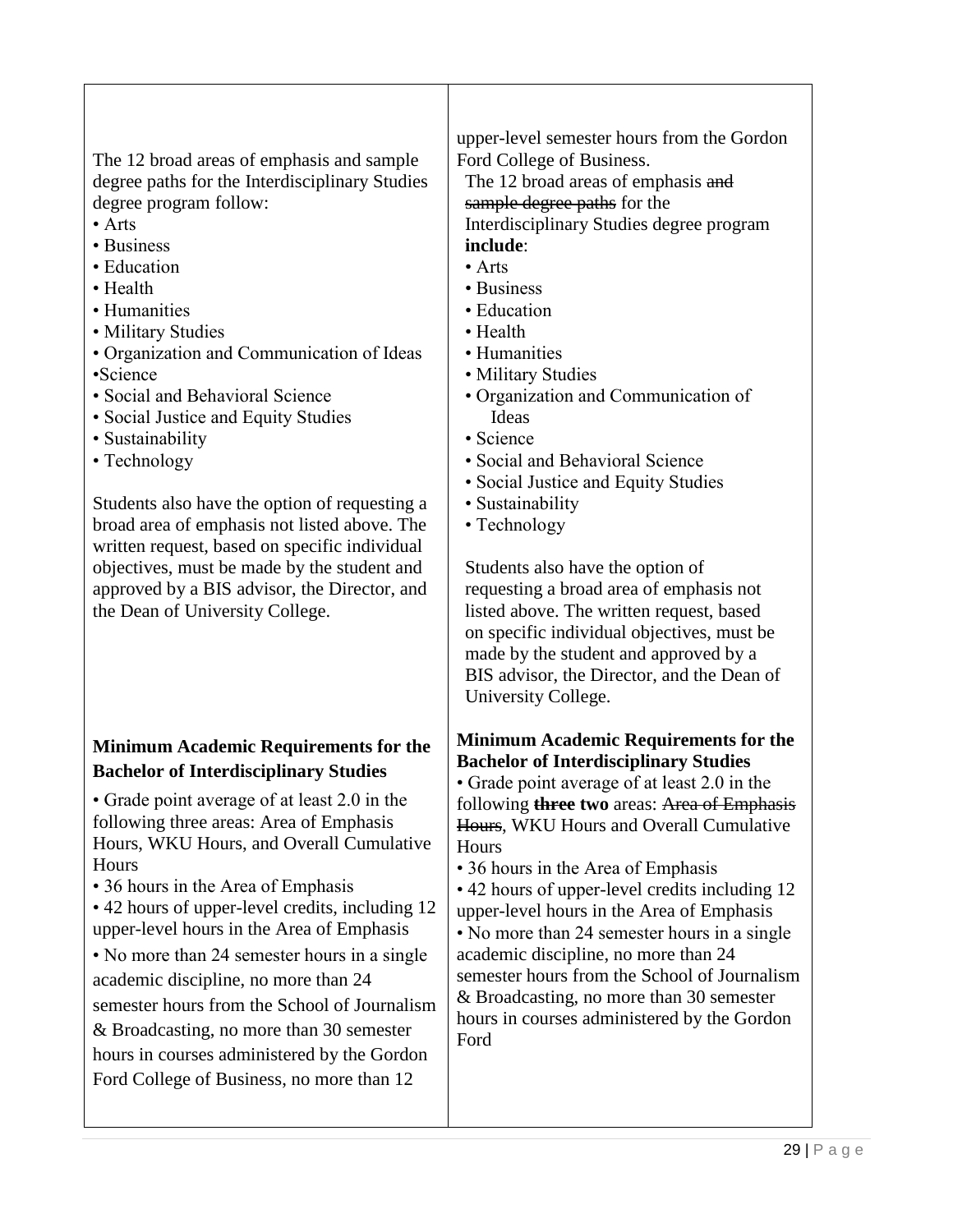| | |
|---|---|
| The 12 broad areas of emphasis and sample degree paths for the Interdisciplinary Studies degree program follow:<br>• Arts<br>• Business<br>• Education<br>• Health<br>• Humanities<br>• Military Studies<br>• Organization and Communication of Ideas<br>•Science<br>• Social and Behavioral Science<br>• Social Justice and Equity Studies<br>• Sustainability<br>• Technology<br><br>Students also have the option of requesting a broad area of emphasis not listed above. The written request, based on specific individual objectives, must be made by the student and approved by a BIS advisor, the Director, and the Dean of University College. | upper-level semester hours from the Gordon Ford College of Business.<br>The 12 broad areas of emphasis ~~and sample degree paths~~ for the Interdisciplinary Studies degree program **include**:<br>• Arts<br>• Business<br>• Education<br>• Health<br>• Humanities<br>• Military Studies<br>• Organization and Communication of Ideas<br>• Science<br>• Social and Behavioral Science<br>• Social Justice and Equity Studies<br>• Sustainability<br>• Technology<br><br>Students also have the option of requesting a broad area of emphasis not listed above. The written request, based on specific individual objectives, must be made by the student and approved by a BIS advisor, the Director, and the Dean of University College. |
| **Minimum Academic Requirements for the Bachelor of Interdisciplinary Studies**<br>• Grade point average of at least 2.0 in the following three areas: Area of Emphasis Hours, WKU Hours, and Overall Cumulative Hours<br>• 36 hours in the Area of Emphasis<br>• 42 hours of upper-level credits, including 12 upper-level hours in the Area of Emphasis<br>• No more than 24 semester hours in a single academic discipline, no more than 24 semester hours from the School of Journalism & Broadcasting, no more than 30 semester hours in courses administered by the Gordon Ford College of Business, no more than 12 | **Minimum Academic Requirements for the Bachelor of Interdisciplinary Studies**<br>• Grade point average of at least 2.0 in the following ~~**three**~~ **two** areas: ~~Area of Emphasis Hours~~, WKU Hours and Overall Cumulative Hours<br>• 36 hours in the Area of Emphasis<br>• 42 hours of upper-level credits including 12 upper-level hours in the Area of Emphasis<br>• No more than 24 semester hours in a single academic discipline, no more than 24 semester hours from the School of Journalism & Broadcasting, no more than 30 semester hours in courses administered by the Gordon Ford |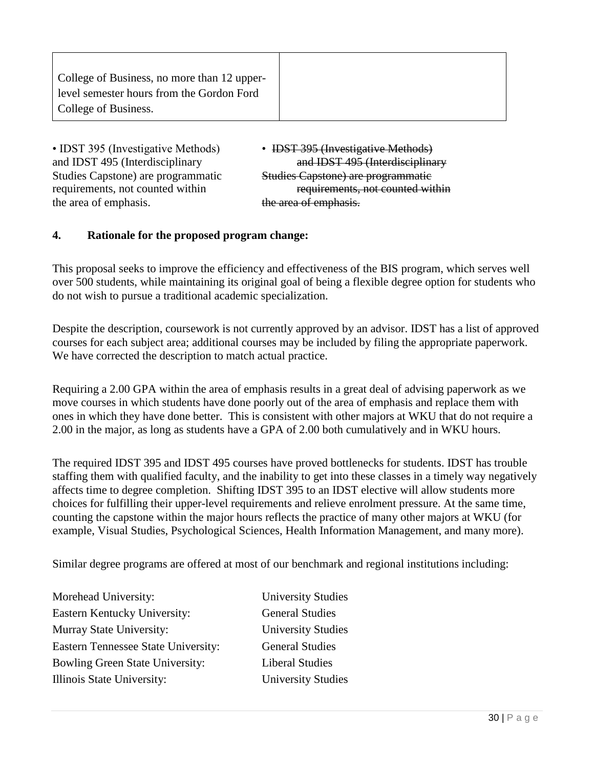| College of Business, no more than 12 upper-level semester hours from the Gordon Ford College of Business. | |
|---|---|

| | |
|---|---|
| • IDST 395 (Investigative Methods) and IDST 495 (Interdisciplinary Studies Capstone) are programmatic requirements, not counted within the area of emphasis. | • ~~IDST 395 (Investigative Methods) and IDST 495 (Interdisciplinary Studies Capstone) are programmatic requirements, not counted within the area of emphasis.~~ |

**4. Rationale for the proposed program change:**

This proposal seeks to improve the efficiency and effectiveness of the BIS program, which serves well over 500 students, while maintaining its original goal of being a flexible degree option for students who do not wish to pursue a traditional academic specialization.

Despite the description, coursework is not currently approved by an advisor. IDST has a list of approved courses for each subject area; additional courses may be included by filing the appropriate paperwork. We have corrected the description to match actual practice.

Requiring a 2.00 GPA within the area of emphasis results in a great deal of advising paperwork as we move courses in which students have done poorly out of the area of emphasis and replace them with ones in which they have done better. This is consistent with other majors at WKU that do not require a 2.00 in the major, as long as students have a GPA of 2.00 both cumulatively and in WKU hours.

The required IDST 395 and IDST 495 courses have proved bottlenecks for students. IDST has trouble staffing them with qualified faculty, and the inability to get into these classes in a timely way negatively affects time to degree completion. Shifting IDST 395 to an IDST elective will allow students more choices for fulfilling their upper-level requirements and relieve enrolment pressure. At the same time, counting the capstone within the major hours reflects the practice of many other majors at WKU (for example, Visual Studies, Psychological Sciences, Health Information Management, and many more).

Similar degree programs are offered at most of our benchmark and regional institutions including:

| | |
|---|---|
| Morehead University: | University Studies |
| Eastern Kentucky University: | General Studies |
| Murray State University: | University Studies |
| Eastern Tennessee State University: | General Studies |
| Bowling Green State University: | Liberal Studies |
| Illinois State University: | University Studies |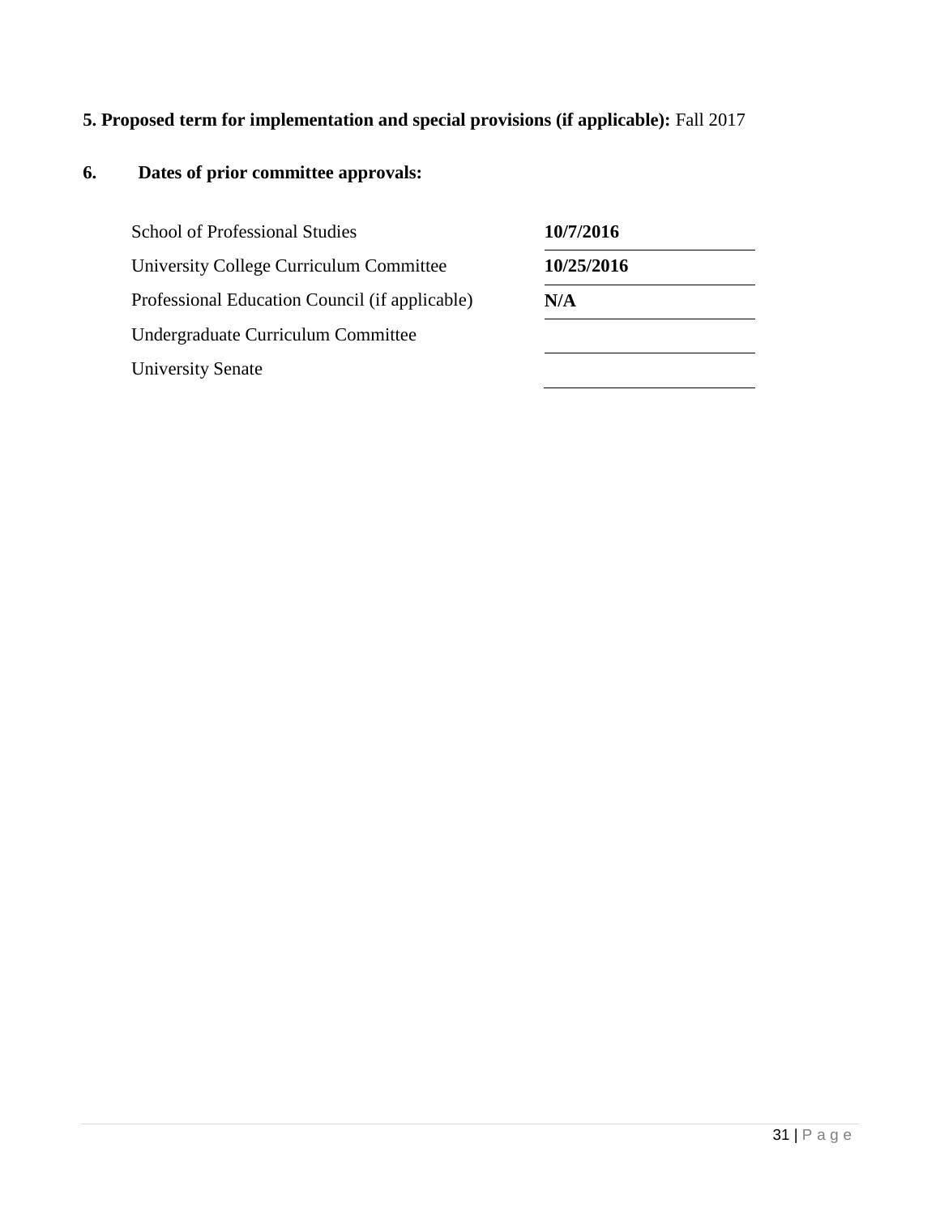**5. Proposed term for implementation and special provisions (if applicable):** Fall 2017

**6. Dates of prior committee approvals:**

| | |
|---|---|
| School of Professional Studies | **10/7/2016** |
| University College Curriculum Committee | **10/25/2016** |
| Professional Education Council (if applicable) | **N/A** |
| Undergraduate Curriculum Committee | |
| University Senate | |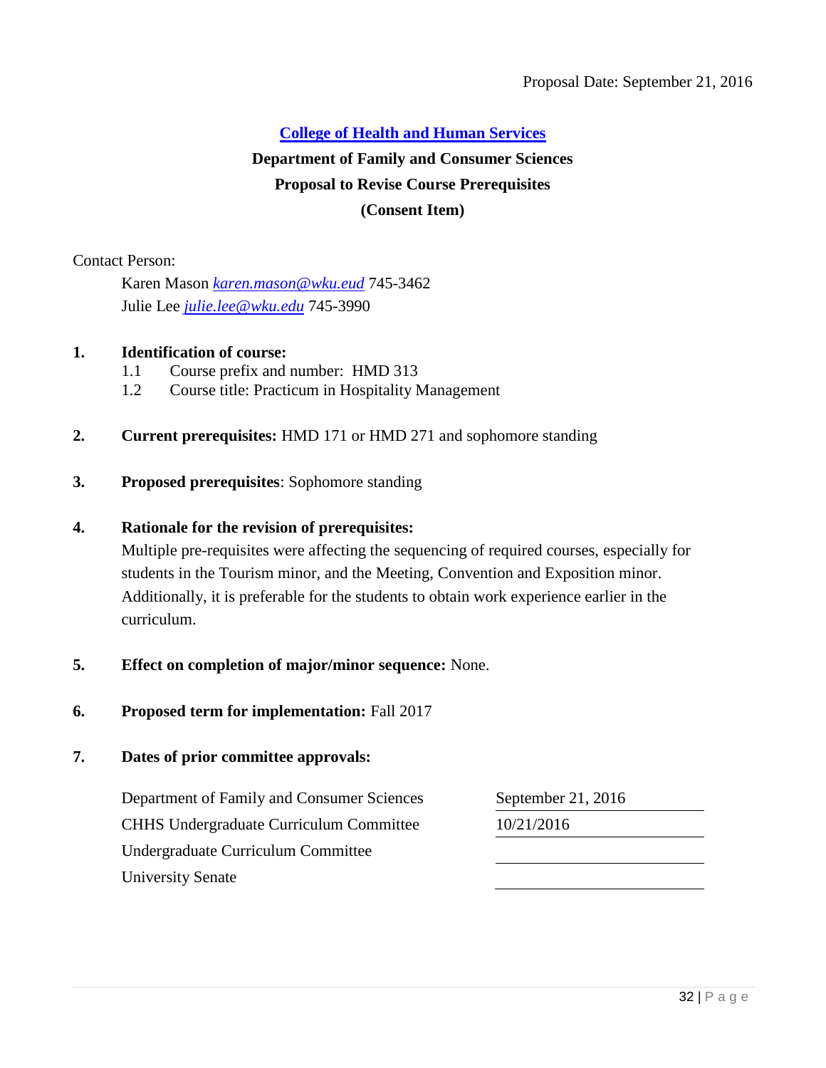Proposal Date: September 21, 2016

**College of Health and Human Services**

**Department of Family and Consumer Sciences**

**Proposal to Revise Course Prerequisites**

**(Consent Item)**

Contact Person:

Karen Mason *karen.mason@wku.eud* 745-3462
Julie Lee *julie.lee@wku.edu* 745-3990

1. **Identification of course:**
   1.1 Course prefix and number: HMD 313
   1.2 Course title: Practicum in Hospitality Management

2. **Current prerequisites:** HMD 171 or HMD 271 and sophomore standing

3. **Proposed prerequisites**: Sophomore standing

4. **Rationale for the revision of prerequisites:**
   Multiple pre-requisites were affecting the sequencing of required courses, especially for students in the Tourism minor, and the Meeting, Convention and Exposition minor. Additionally, it is preferable for the students to obtain work experience earlier in the curriculum.

5. **Effect on completion of major/minor sequence:** None.

6. **Proposed term for implementation:** Fall 2017

7. **Dates of prior committee approvals:**

| | |
|---|---|
| Department of Family and Consumer Sciences | September 21, 2016 |
| CHHS Undergraduate Curriculum Committee | 10/21/2016 |
| Undergraduate Curriculum Committee | |
| University Senate | |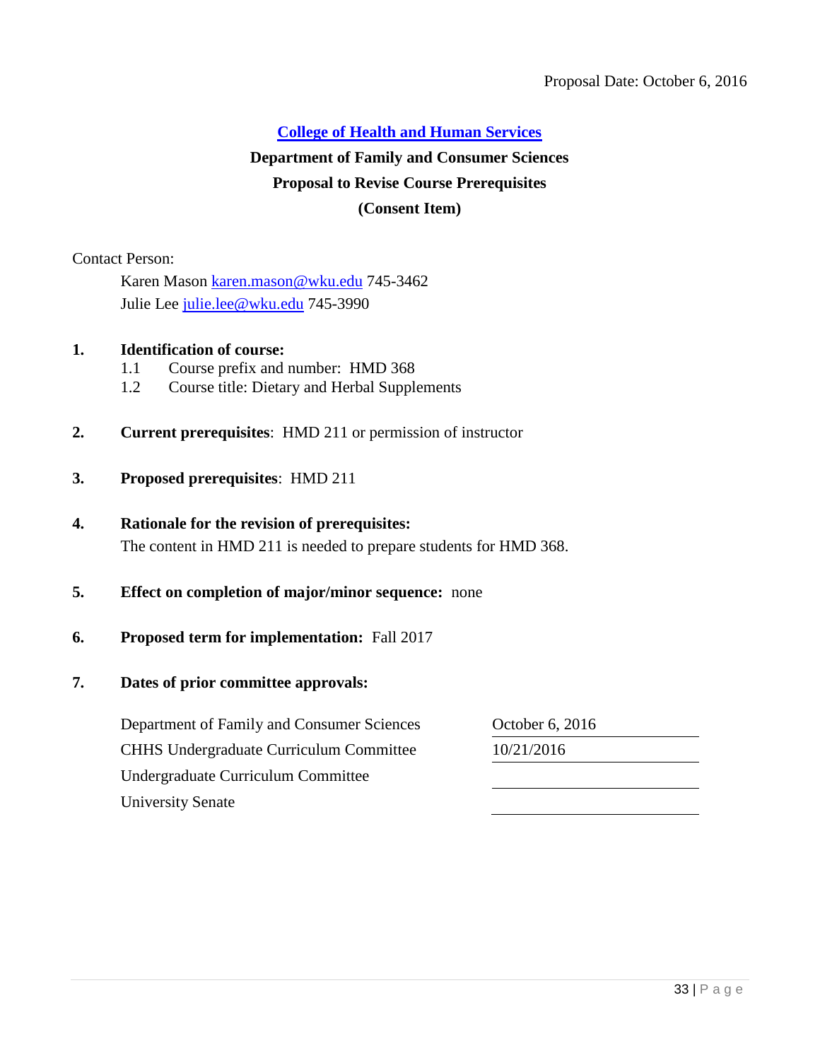Proposal Date: October 6, 2016

**College of Health and Human Services**

**Department of Family and Consumer Sciences**

**Proposal to Revise Course Prerequisites**

**(Consent Item)**

Contact Person:

Karen Mason karen.mason@wku.edu 745-3462
Julie Lee julie.lee@wku.edu 745-3990

1. **Identification of course:**
   - 1.1 Course prefix and number: HMD 368
   - 1.2 Course title: Dietary and Herbal Supplements

2. **Current prerequisites**: HMD 211 or permission of instructor

3. **Proposed prerequisites**: HMD 211

4. **Rationale for the revision of prerequisites:**
   The content in HMD 211 is needed to prepare students for HMD 368.

5. **Effect on completion of major/minor sequence:** none

6. **Proposed term for implementation:** Fall 2017

7. **Dates of prior committee approvals:**

| | |
|---|---|
| Department of Family and Consumer Sciences | October 6, 2016 |
| CHHS Undergraduate Curriculum Committee | 10/21/2016 |
| Undergraduate Curriculum Committee | |
| University Senate | |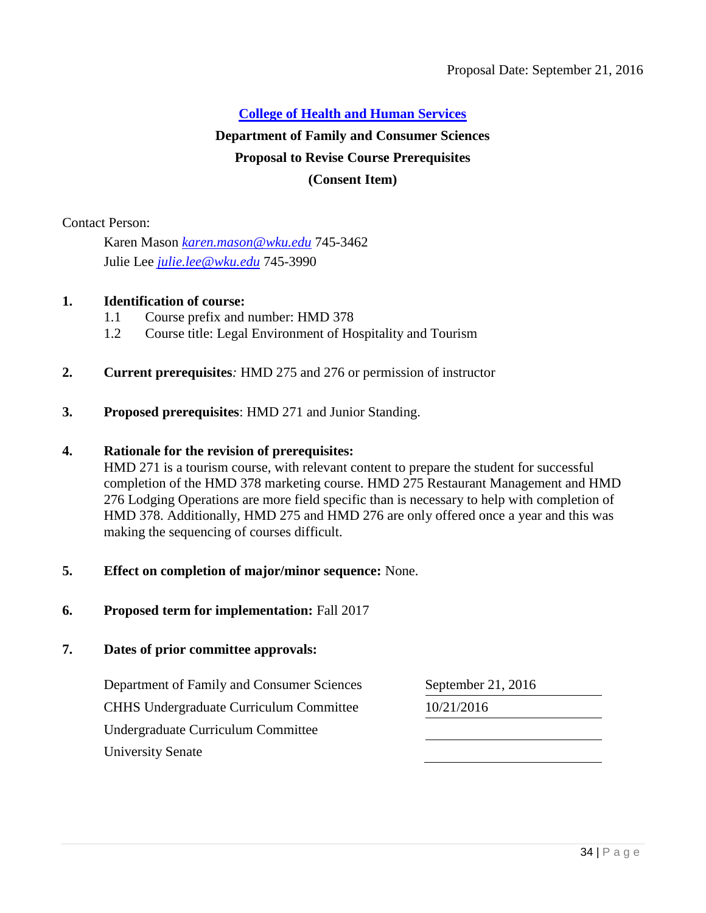Proposal Date: September 21, 2016

**College of Health and Human Services**

**Department of Family and Consumer Sciences**

**Proposal to Revise Course Prerequisites**

**(Consent Item)**

Contact Person:

Karen Mason *karen.mason@wku.edu* 745-3462
Julie Lee *julie.lee@wku.edu* 745-3990

1. **Identification of course:**
   - 1.1 Course prefix and number: HMD 378
   - 1.2 Course title: Legal Environment of Hospitality and Tourism

2. **Current prerequisites***:* HMD 275 and 276 or permission of instructor

3. **Proposed prerequisites**: HMD 271 and Junior Standing.

4. **Rationale for the revision of prerequisites:**
   HMD 271 is a tourism course, with relevant content to prepare the student for successful completion of the HMD 378 marketing course. HMD 275 Restaurant Management and HMD 276 Lodging Operations are more field specific than is necessary to help with completion of HMD 378. Additionally, HMD 275 and HMD 276 are only offered once a year and this was making the sequencing of courses difficult.

5. **Effect on completion of major/minor sequence:** None.

6. **Proposed term for implementation:** Fall 2017

7. **Dates of prior committee approvals:**

| | |
|---|---|
| Department of Family and Consumer Sciences | September 21, 2016 |
| CHHS Undergraduate Curriculum Committee | 10/21/2016 |
| Undergraduate Curriculum Committee | |
| University Senate | |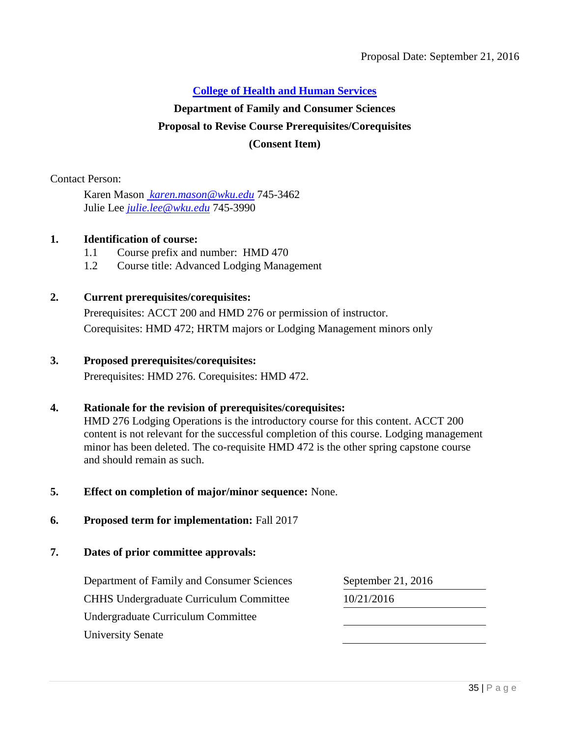Proposal Date: September 21, 2016

**College of Health and Human Services**

**Department of Family and Consumer Sciences**

**Proposal to Revise Course Prerequisites/Corequisites**

**(Consent Item)**

Contact Person:

Karen Mason *karen.mason@wku.edu* 745-3462
Julie Lee *julie.lee@wku.edu* 745-3990

1. **Identification of course:**
   1.1 Course prefix and number: HMD 470
   1.2 Course title: Advanced Lodging Management

2. **Current prerequisites/corequisites:**
   Prerequisites: ACCT 200 and HMD 276 or permission of instructor.
   Corequisites: HMD 472; HRTM majors or Lodging Management minors only

3. **Proposed prerequisites/corequisites:**
   Prerequisites: HMD 276. Corequisites: HMD 472.

4. **Rationale for the revision of prerequisites/corequisites:**
   HMD 276 Lodging Operations is the introductory course for this content. ACCT 200 content is not relevant for the successful completion of this course. Lodging management minor has been deleted. The co-requisite HMD 472 is the other spring capstone course and should remain as such.

5. **Effect on completion of major/minor sequence:** None.

6. **Proposed term for implementation:** Fall 2017

7. **Dates of prior committee approvals:**

| | |
|---|---|
| Department of Family and Consumer Sciences | September 21, 2016 |
| CHHS Undergraduate Curriculum Committee | 10/21/2016 |
| Undergraduate Curriculum Committee | |
| University Senate | |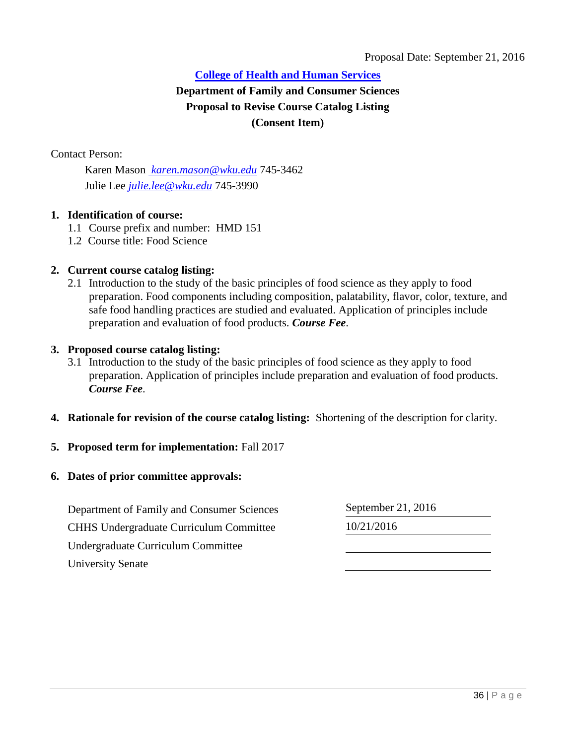Proposal Date: September 21, 2016

**[College of Health and Human Services](#)**

**Department of Family and Consumer Sciences**

**Proposal to Revise Course Catalog Listing**

**(Consent Item)**

Contact Person:

Karen Mason *karen.mason@wku.edu* 745-3462
Julie Lee *julie.lee@wku.edu* 745-3990

1. **Identification of course:**
   1.1 Course prefix and number: HMD 151
   1.2 Course title: Food Science

2. **Current course catalog listing:**
   2.1 Introduction to the study of the basic principles of food science as they apply to food preparation. Food components including composition, palatability, flavor, color, texture, and safe food handling practices are studied and evaluated. Application of principles include preparation and evaluation of food products. ***Course Fee***.

3. **Proposed course catalog listing:**
   3.1 Introduction to the study of the basic principles of food science as they apply to food preparation. Application of principles include preparation and evaluation of food products. ***Course Fee***.

4. **Rationale for revision of the course catalog listing:** Shortening of the description for clarity.

5. **Proposed term for implementation:** Fall 2017

6. **Dates of prior committee approvals:**

| | |
|---|---|
| Department of Family and Consumer Sciences | September 21, 2016 |
| CHHS Undergraduate Curriculum Committee | 10/21/2016 |
| Undergraduate Curriculum Committee | |
| University Senate | |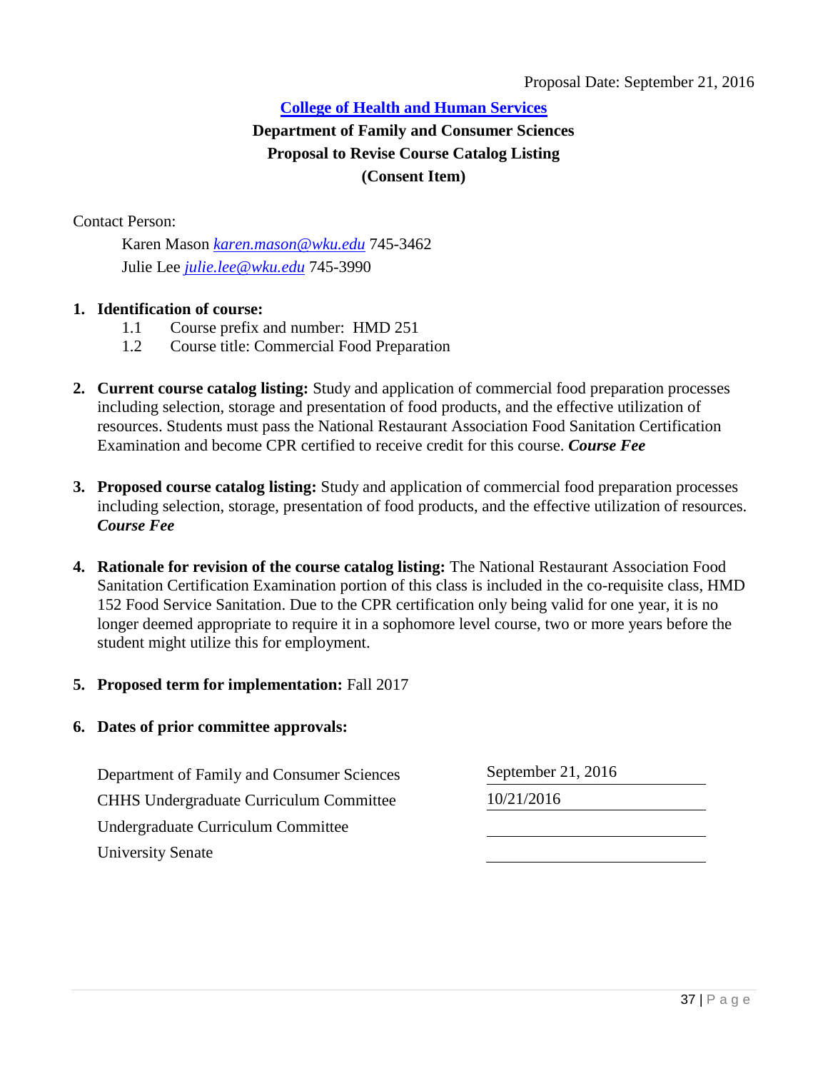Proposal Date: September 21, 2016

**College of Health and Human Services**

**Department of Family and Consumer Sciences**

**Proposal to Revise Course Catalog Listing**

**(Consent Item)**

Contact Person:

Karen Mason *karen.mason@wku.edu* 745-3462

Julie Lee *julie.lee@wku.edu* 745-3990

1. **Identification of course:**
   - 1.1 Course prefix and number: HMD 251
   - 1.2 Course title: Commercial Food Preparation

2. **Current course catalog listing:** Study and application of commercial food preparation processes including selection, storage and presentation of food products, and the effective utilization of resources. Students must pass the National Restaurant Association Food Sanitation Certification Examination and become CPR certified to receive credit for this course. ***Course Fee***

3. **Proposed course catalog listing:** Study and application of commercial food preparation processes including selection, storage, presentation of food products, and the effective utilization of resources. ***Course Fee***

4. **Rationale for revision of the course catalog listing:** The National Restaurant Association Food Sanitation Certification Examination portion of this class is included in the co-requisite class, HMD 152 Food Service Sanitation. Due to the CPR certification only being valid for one year, it is no longer deemed appropriate to require it in a sophomore level course, two or more years before the student might utilize this for employment.

5. **Proposed term for implementation:** Fall 2017

6. **Dates of prior committee approvals:**

| | |
|---|---|
| Department of Family and Consumer Sciences | September 21, 2016 |
| CHHS Undergraduate Curriculum Committee | 10/21/2016 |
| Undergraduate Curriculum Committee | |
| University Senate | |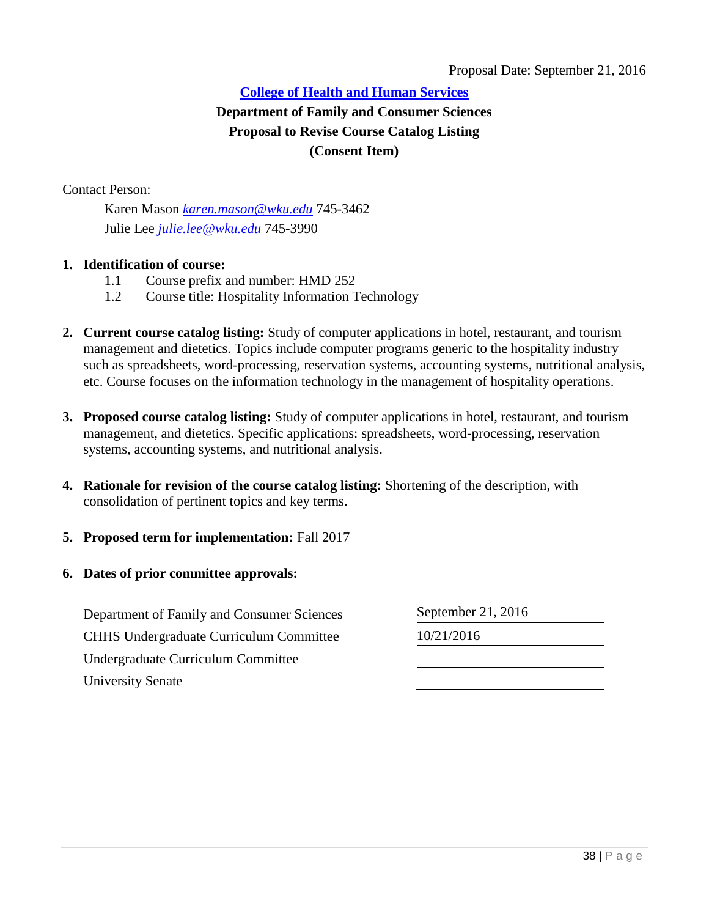Proposal Date: September 21, 2016

**[College of Health and Human Services](#)**

**Department of Family and Consumer Sciences**
**Proposal to Revise Course Catalog Listing**
**(Consent Item)**

Contact Person:

Karen Mason *karen.mason@wku.edu* 745-3462
Julie Lee *julie.lee@wku.edu* 745-3990

1. **Identification of course:**
   - 1.1 Course prefix and number: HMD 252
   - 1.2 Course title: Hospitality Information Technology

2. **Current course catalog listing:** Study of computer applications in hotel, restaurant, and tourism management and dietetics. Topics include computer programs generic to the hospitality industry such as spreadsheets, word-processing, reservation systems, accounting systems, nutritional analysis, etc. Course focuses on the information technology in the management of hospitality operations.

3. **Proposed course catalog listing:** Study of computer applications in hotel, restaurant, and tourism management, and dietetics. Specific applications: spreadsheets, word-processing, reservation systems, accounting systems, and nutritional analysis.

4. **Rationale for revision of the course catalog listing:** Shortening of the description, with consolidation of pertinent topics and key terms.

5. **Proposed term for implementation:** Fall 2017

6. **Dates of prior committee approvals:**

| | |
|---|---|
| Department of Family and Consumer Sciences | September 21, 2016 |
| CHHS Undergraduate Curriculum Committee | 10/21/2016 |
| Undergraduate Curriculum Committee | |
| University Senate | |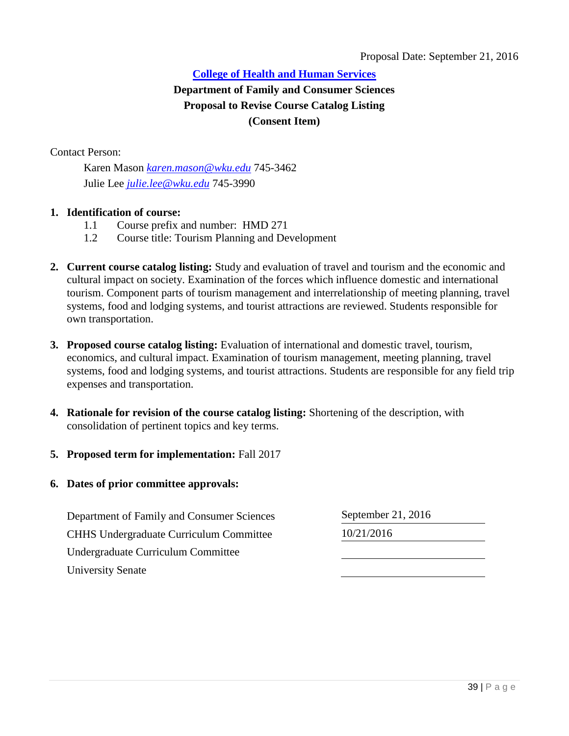Proposal Date: September 21, 2016

**College of Health and Human Services**
**Department of Family and Consumer Sciences**
**Proposal to Revise Course Catalog Listing**
**(Consent Item)**

Contact Person:

Karen Mason *karen.mason@wku.edu* 745-3462
Julie Lee *julie.lee@wku.edu* 745-3990

1. **Identification of course:**
   - 1.1 Course prefix and number: HMD 271
   - 1.2 Course title: Tourism Planning and Development

2. **Current course catalog listing:** Study and evaluation of travel and tourism and the economic and cultural impact on society. Examination of the forces which influence domestic and international tourism. Component parts of tourism management and interrelationship of meeting planning, travel systems, food and lodging systems, and tourist attractions are reviewed. Students responsible for own transportation.

3. **Proposed course catalog listing:** Evaluation of international and domestic travel, tourism, economics, and cultural impact. Examination of tourism management, meeting planning, travel systems, food and lodging systems, and tourist attractions. Students are responsible for any field trip expenses and transportation.

4. **Rationale for revision of the course catalog listing:** Shortening of the description, with consolidation of pertinent topics and key terms.

5. **Proposed term for implementation:** Fall 2017

6. **Dates of prior committee approvals:**

| | |
|---|---|
| Department of Family and Consumer Sciences | September 21, 2016 |
| CHHS Undergraduate Curriculum Committee | 10/21/2016 |
| Undergraduate Curriculum Committee | |
| University Senate | |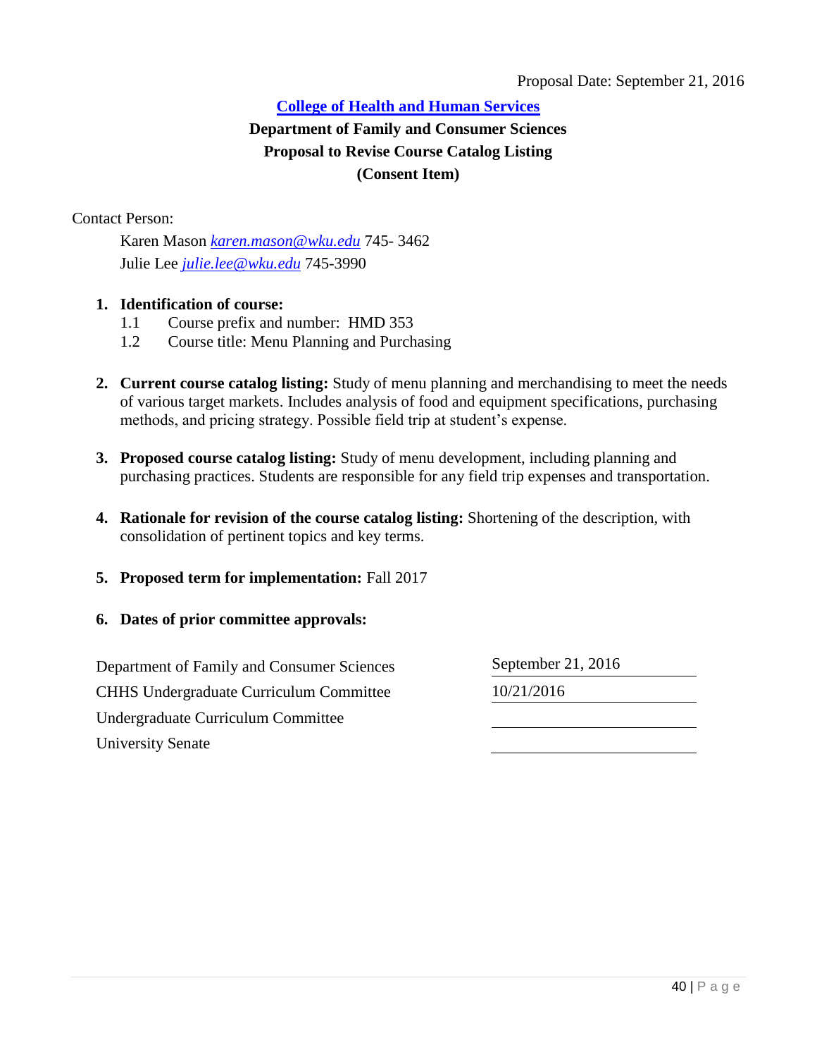Proposal Date: September 21, 2016

**College of Health and Human Services**

**Department of Family and Consumer Sciences**

**Proposal to Revise Course Catalog Listing**

**(Consent Item)**

Contact Person:

Karen Mason *karen.mason@wku.edu* 745- 3462
Julie Lee *julie.lee@wku.edu* 745-3990

1. **Identification of course:**
   - 1.1 Course prefix and number: HMD 353
   - 1.2 Course title: Menu Planning and Purchasing

2. **Current course catalog listing:** Study of menu planning and merchandising to meet the needs of various target markets. Includes analysis of food and equipment specifications, purchasing methods, and pricing strategy. Possible field trip at student's expense.

3. **Proposed course catalog listing:** Study of menu development, including planning and purchasing practices. Students are responsible for any field trip expenses and transportation.

4. **Rationale for revision of the course catalog listing:** Shortening of the description, with consolidation of pertinent topics and key terms.

5. **Proposed term for implementation:** Fall 2017

6. **Dates of prior committee approvals:**

| | |
|---|---|
| Department of Family and Consumer Sciences | September 21, 2016 |
| CHHS Undergraduate Curriculum Committee | 10/21/2016 |
| Undergraduate Curriculum Committee | |
| University Senate | |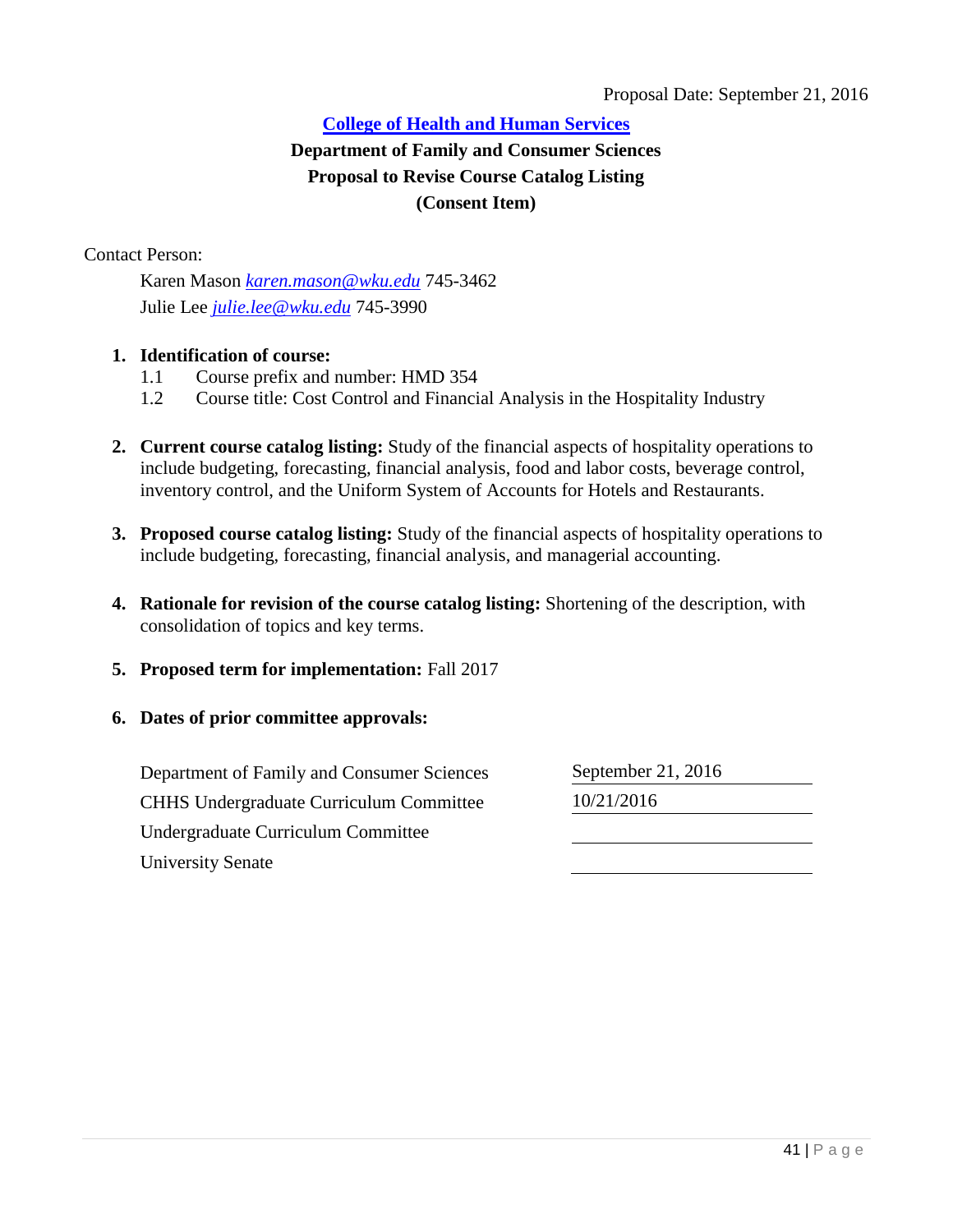Proposal Date: September 21, 2016

**College of Health and Human Services**
**Department of Family and Consumer Sciences**
**Proposal to Revise Course Catalog Listing**
**(Consent Item)**

Contact Person:

Karen Mason *karen.mason@wku.edu* 745-3462
Julie Lee *julie.lee@wku.edu* 745-3990

1. **Identification of course:**
   1.1 Course prefix and number: HMD 354
   1.2 Course title: Cost Control and Financial Analysis in the Hospitality Industry

2. **Current course catalog listing:** Study of the financial aspects of hospitality operations to include budgeting, forecasting, financial analysis, food and labor costs, beverage control, inventory control, and the Uniform System of Accounts for Hotels and Restaurants.

3. **Proposed course catalog listing:** Study of the financial aspects of hospitality operations to include budgeting, forecasting, financial analysis, and managerial accounting.

4. **Rationale for revision of the course catalog listing:** Shortening of the description, with consolidation of topics and key terms.

5. **Proposed term for implementation:** Fall 2017

6. **Dates of prior committee approvals:**

| | |
|---|---|
| Department of Family and Consumer Sciences | September 21, 2016 |
| CHHS Undergraduate Curriculum Committee | 10/21/2016 |
| Undergraduate Curriculum Committee | |
| University Senate | |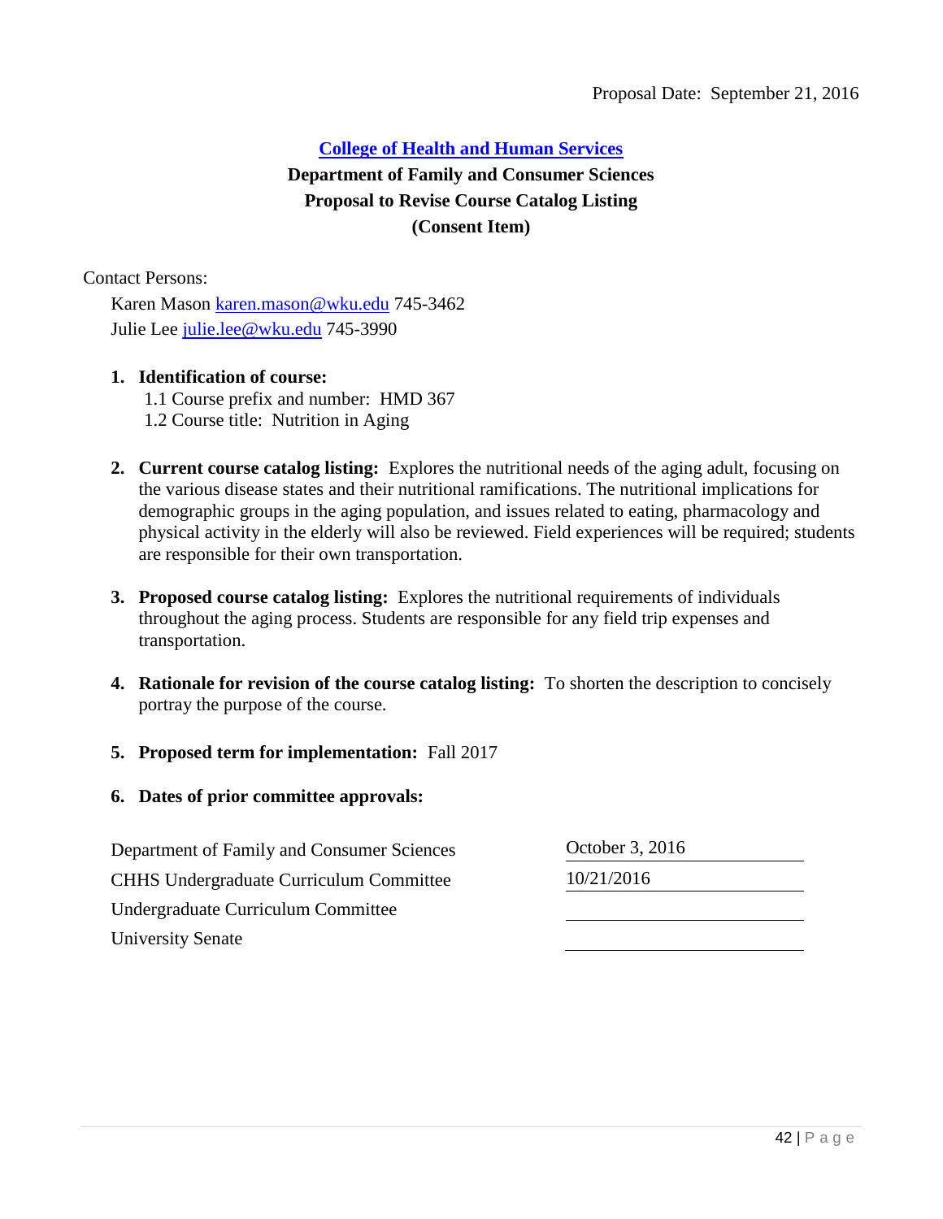Proposal Date: September 21, 2016

**[College of Health and Human Services](#)**

**Department of Family and Consumer Sciences**

**Proposal to Revise Course Catalog Listing**

**(Consent Item)**

Contact Persons:

Karen Mason karen.mason@wku.edu 745-3462
Julie Lee julie.lee@wku.edu 745-3990

1. **Identification of course:**
   1.1 Course prefix and number: HMD 367
   1.2 Course title: Nutrition in Aging

2. **Current course catalog listing:** Explores the nutritional needs of the aging adult, focusing on the various disease states and their nutritional ramifications. The nutritional implications for demographic groups in the aging population, and issues related to eating, pharmacology and physical activity in the elderly will also be reviewed. Field experiences will be required; students are responsible for their own transportation.

3. **Proposed course catalog listing:** Explores the nutritional requirements of individuals throughout the aging process. Students are responsible for any field trip expenses and transportation.

4. **Rationale for revision of the course catalog listing:** To shorten the description to concisely portray the purpose of the course.

5. **Proposed term for implementation:** Fall 2017

6. **Dates of prior committee approvals:**

| | |
|---|---|
| Department of Family and Consumer Sciences | October 3, 2016 |
| CHHS Undergraduate Curriculum Committee | 10/21/2016 |
| Undergraduate Curriculum Committee | |
| University Senate | |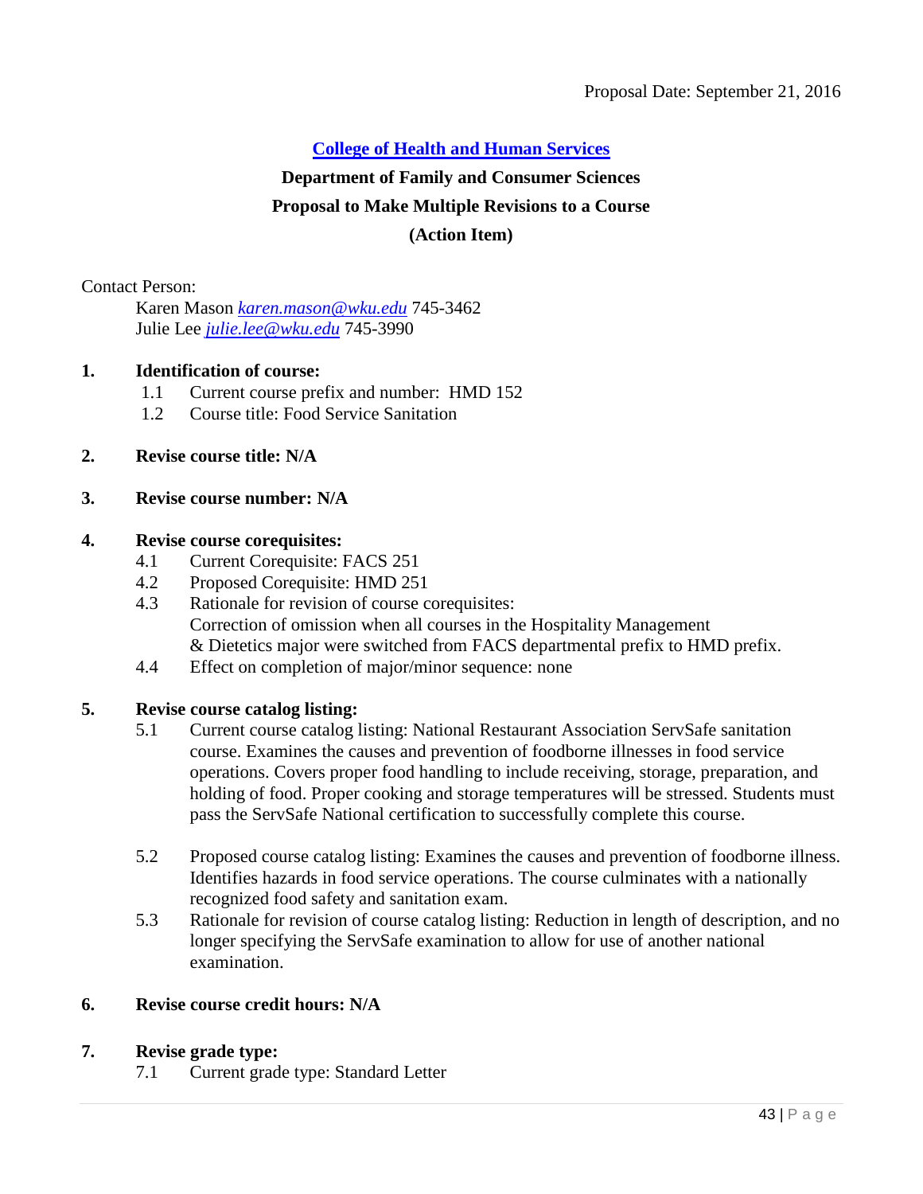Proposal Date: September 21, 2016

**[College of Health and Human Services]**

**Department of Family and Consumer Sciences**

**Proposal to Make Multiple Revisions to a Course**

**(Action Item)**

Contact Person:

Karen Mason *karen.mason@wku.edu* 745-3462
Julie Lee *julie.lee@wku.edu* 745-3990

**1. Identification of course:**

1.1 Current course prefix and number: HMD 152
1.2 Course title: Food Service Sanitation

**2. Revise course title: N/A**

**3. Revise course number: N/A**

**4. Revise course corequisites:**

4.1 Current Corequisite: FACS 251
4.2 Proposed Corequisite: HMD 251
4.3 Rationale for revision of course corequisites: Correction of omission when all courses in the Hospitality Management & Dietetics major were switched from FACS departmental prefix to HMD prefix.
4.4 Effect on completion of major/minor sequence: none

**5. Revise course catalog listing:**

5.1 Current course catalog listing: National Restaurant Association ServSafe sanitation course. Examines the causes and prevention of foodborne illnesses in food service operations. Covers proper food handling to include receiving, storage, preparation, and holding of food. Proper cooking and storage temperatures will be stressed. Students must pass the ServSafe National certification to successfully complete this course.

5.2 Proposed course catalog listing: Examines the causes and prevention of foodborne illness. Identifies hazards in food service operations. The course culminates with a nationally recognized food safety and sanitation exam.

5.3 Rationale for revision of course catalog listing: Reduction in length of description, and no longer specifying the ServSafe examination to allow for use of another national examination.

**6. Revise course credit hours: N/A**

**7. Revise grade type:**

7.1 Current grade type: Standard Letter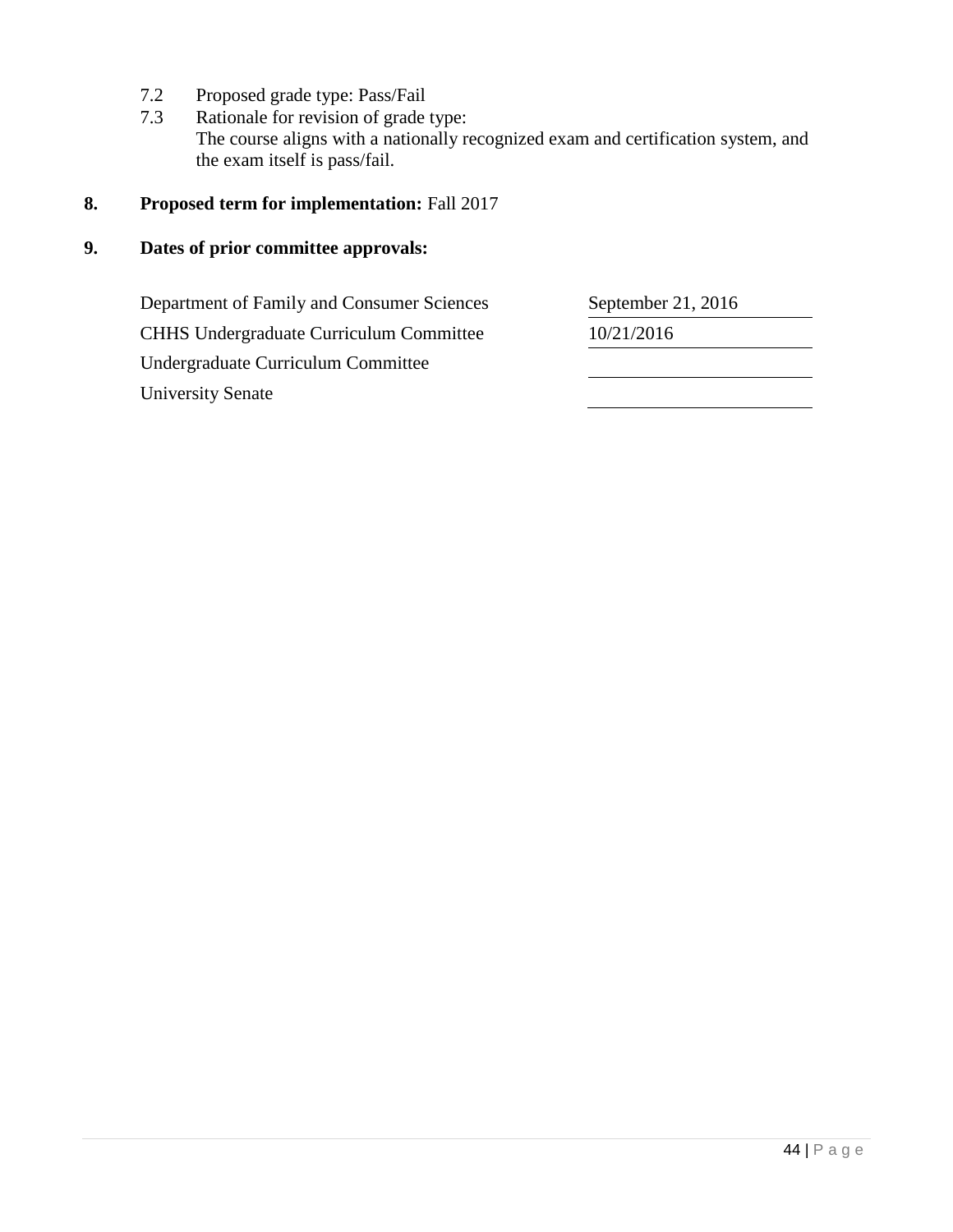7.2 Proposed grade type: Pass/Fail

7.3 Rationale for revision of grade type:
The course aligns with a nationally recognized exam and certification system, and the exam itself is pass/fail.

**8. Proposed term for implementation:** Fall 2017

**9. Dates of prior committee approvals:**

| Committee | Date |
|---|---|
| Department of Family and Consumer Sciences | September 21, 2016 |
| CHHS Undergraduate Curriculum Committee | 10/21/2016 |
| Undergraduate Curriculum Committee | |
| University Senate | |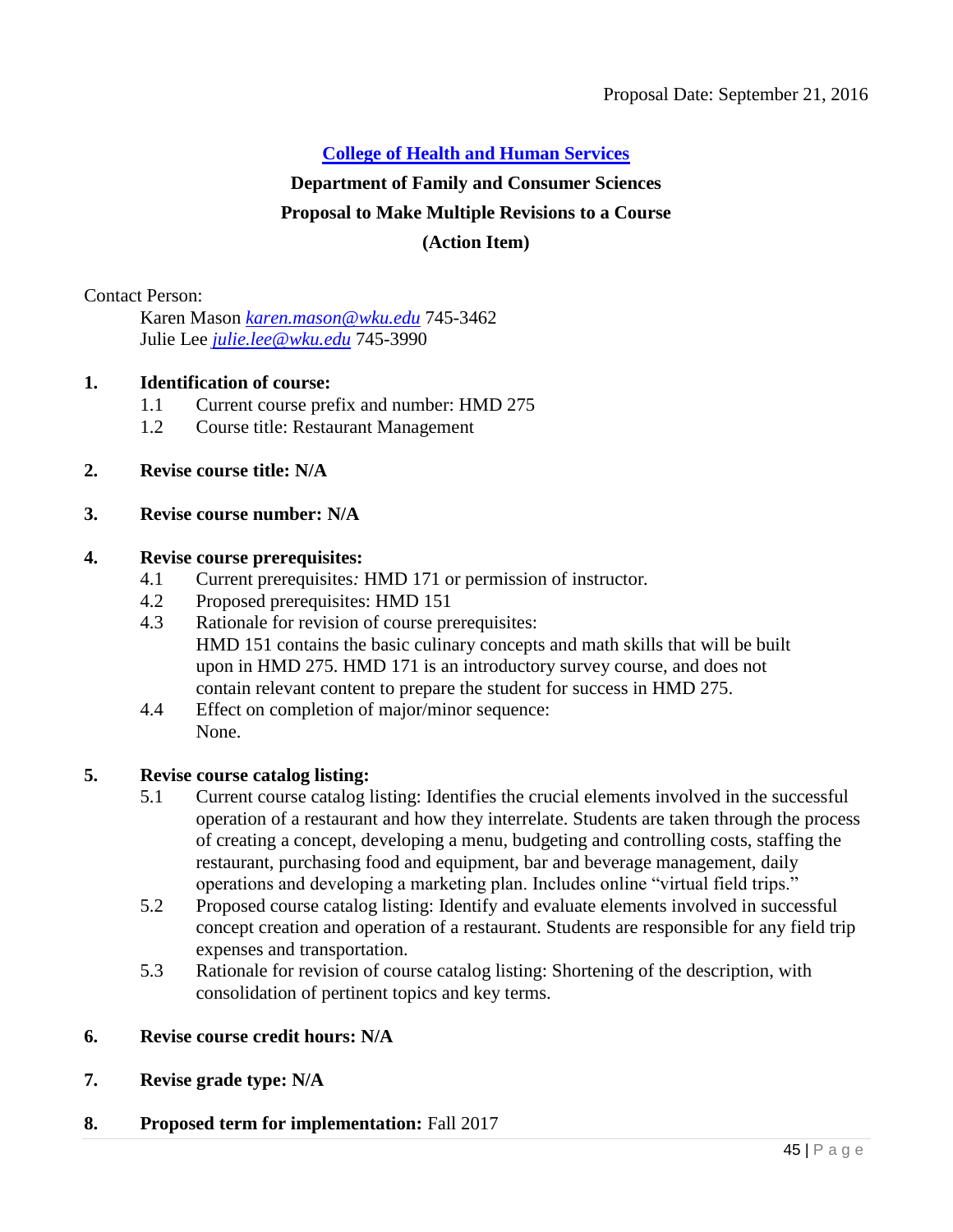Proposal Date: September 21, 2016

## College of Health and Human Services

### Department of Family and Consumer Sciences

### Proposal to Make Multiple Revisions to a Course

### (Action Item)

Contact Person:

Karen Mason *karen.mason@wku.edu* 745-3462
Julie Lee *julie.lee@wku.edu* 745-3990

**1. Identification of course:**

1.1 Current course prefix and number: HMD 275
1.2 Course title: Restaurant Management

**2. Revise course title: N/A**

**3. Revise course number: N/A**

**4. Revise course prerequisites:**

4.1 Current prerequisites*:* HMD 171 or permission of instructor.
4.2 Proposed prerequisites: HMD 151
4.3 Rationale for revision of course prerequisites:
HMD 151 contains the basic culinary concepts and math skills that will be built upon in HMD 275. HMD 171 is an introductory survey course, and does not contain relevant content to prepare the student for success in HMD 275.
4.4 Effect on completion of major/minor sequence:
None.

**5. Revise course catalog listing:**

5.1 Current course catalog listing: Identifies the crucial elements involved in the successful operation of a restaurant and how they interrelate. Students are taken through the process of creating a concept, developing a menu, budgeting and controlling costs, staffing the restaurant, purchasing food and equipment, bar and beverage management, daily operations and developing a marketing plan. Includes online "virtual field trips."
5.2 Proposed course catalog listing: Identify and evaluate elements involved in successful concept creation and operation of a restaurant. Students are responsible for any field trip expenses and transportation.
5.3 Rationale for revision of course catalog listing: Shortening of the description, with consolidation of pertinent topics and key terms.

**6. Revise course credit hours: N/A**

**7. Revise grade type: N/A**

**8. Proposed term for implementation:** Fall 2017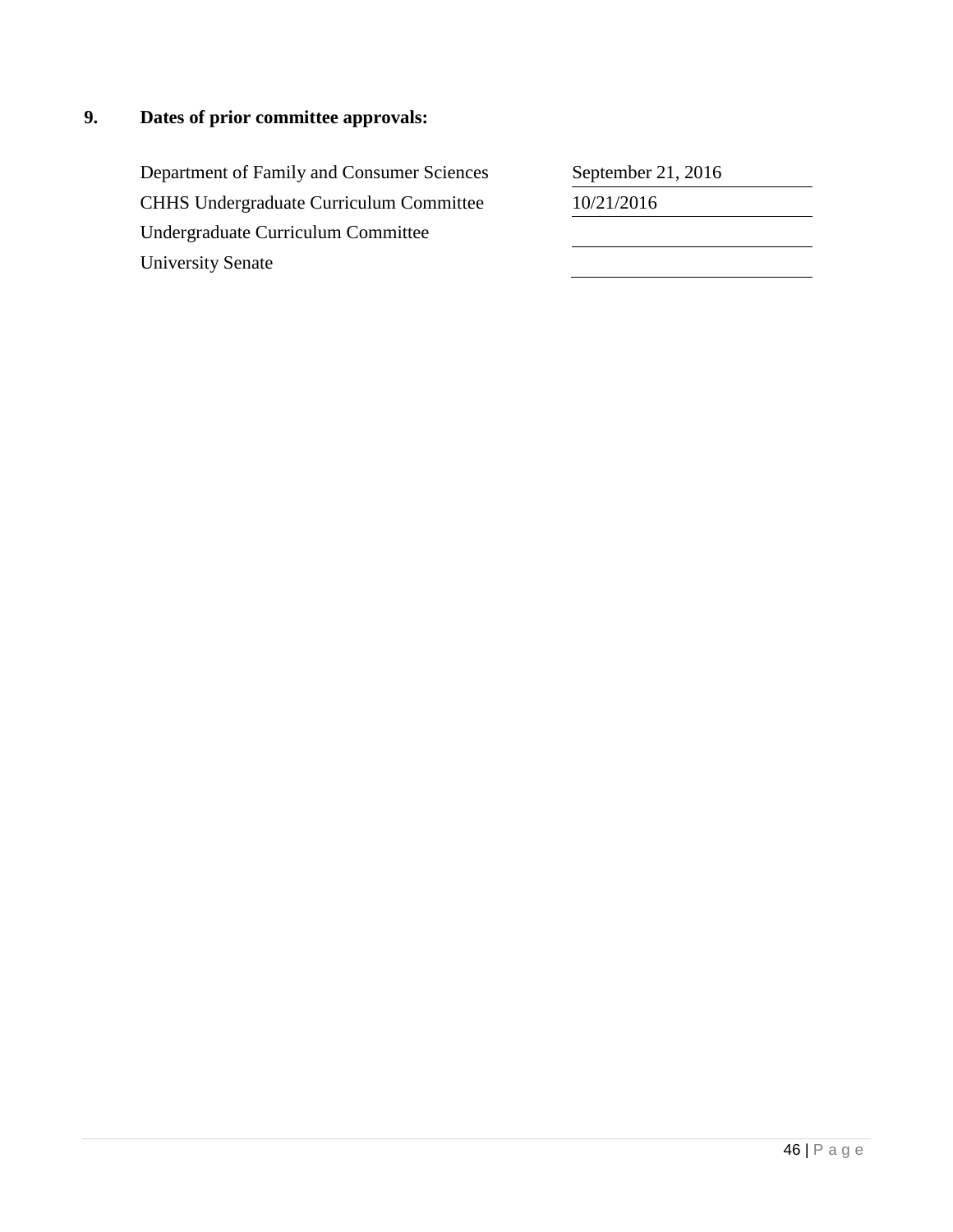**9. Dates of prior committee approvals:**

| | |
|---|---|
| Department of Family and Consumer Sciences | September 21, 2016 |
| CHHS Undergraduate Curriculum Committee | 10/21/2016 |
| Undergraduate Curriculum Committee | |
| University Senate | |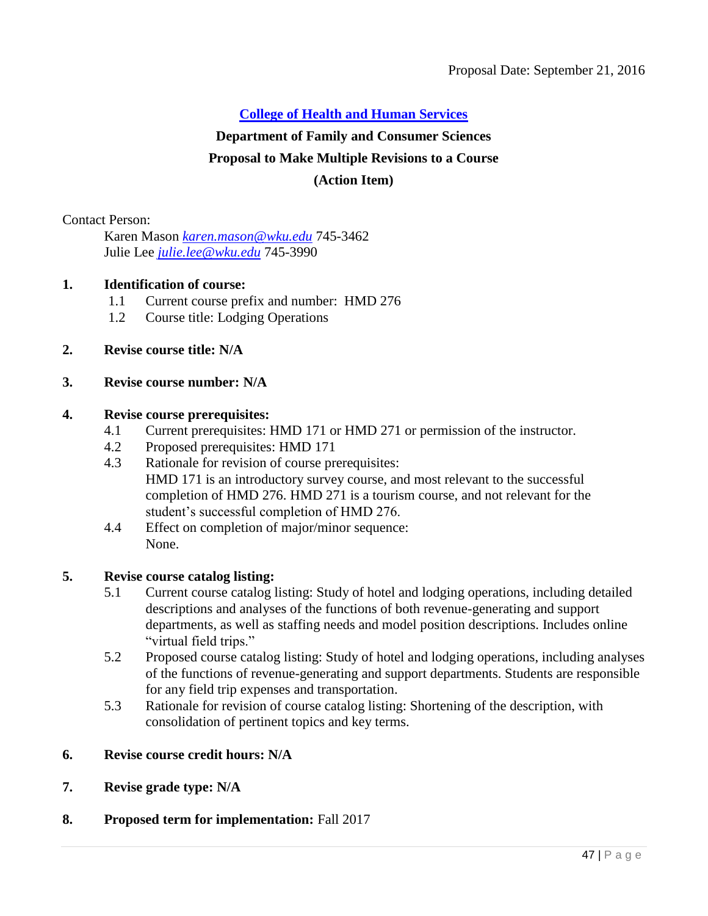Proposal Date: September 21, 2016

## College of Health and Human Services

### Department of Family and Consumer Sciences
### Proposal to Make Multiple Revisions to a Course
### (Action Item)

Contact Person:

Karen Mason *karen.mason@wku.edu* 745-3462
Julie Lee *julie.lee@wku.edu* 745-3990

**1. Identification of course:**

1.1 Current course prefix and number: HMD 276
1.2 Course title: Lodging Operations

**2. Revise course title: N/A**

**3. Revise course number: N/A**

**4. Revise course prerequisites:**

4.1 Current prerequisites: HMD 171 or HMD 271 or permission of the instructor.
4.2 Proposed prerequisites: HMD 171
4.3 Rationale for revision of course prerequisites:
HMD 171 is an introductory survey course, and most relevant to the successful completion of HMD 276. HMD 271 is a tourism course, and not relevant for the student's successful completion of HMD 276.
4.4 Effect on completion of major/minor sequence:
None.

**5. Revise course catalog listing:**

5.1 Current course catalog listing: Study of hotel and lodging operations, including detailed descriptions and analyses of the functions of both revenue-generating and support departments, as well as staffing needs and model position descriptions. Includes online "virtual field trips."
5.2 Proposed course catalog listing: Study of hotel and lodging operations, including analyses of the functions of revenue-generating and support departments. Students are responsible for any field trip expenses and transportation.
5.3 Rationale for revision of course catalog listing: Shortening of the description, with consolidation of pertinent topics and key terms.

**6. Revise course credit hours: N/A**

**7. Revise grade type: N/A**

**8. Proposed term for implementation:** Fall 2017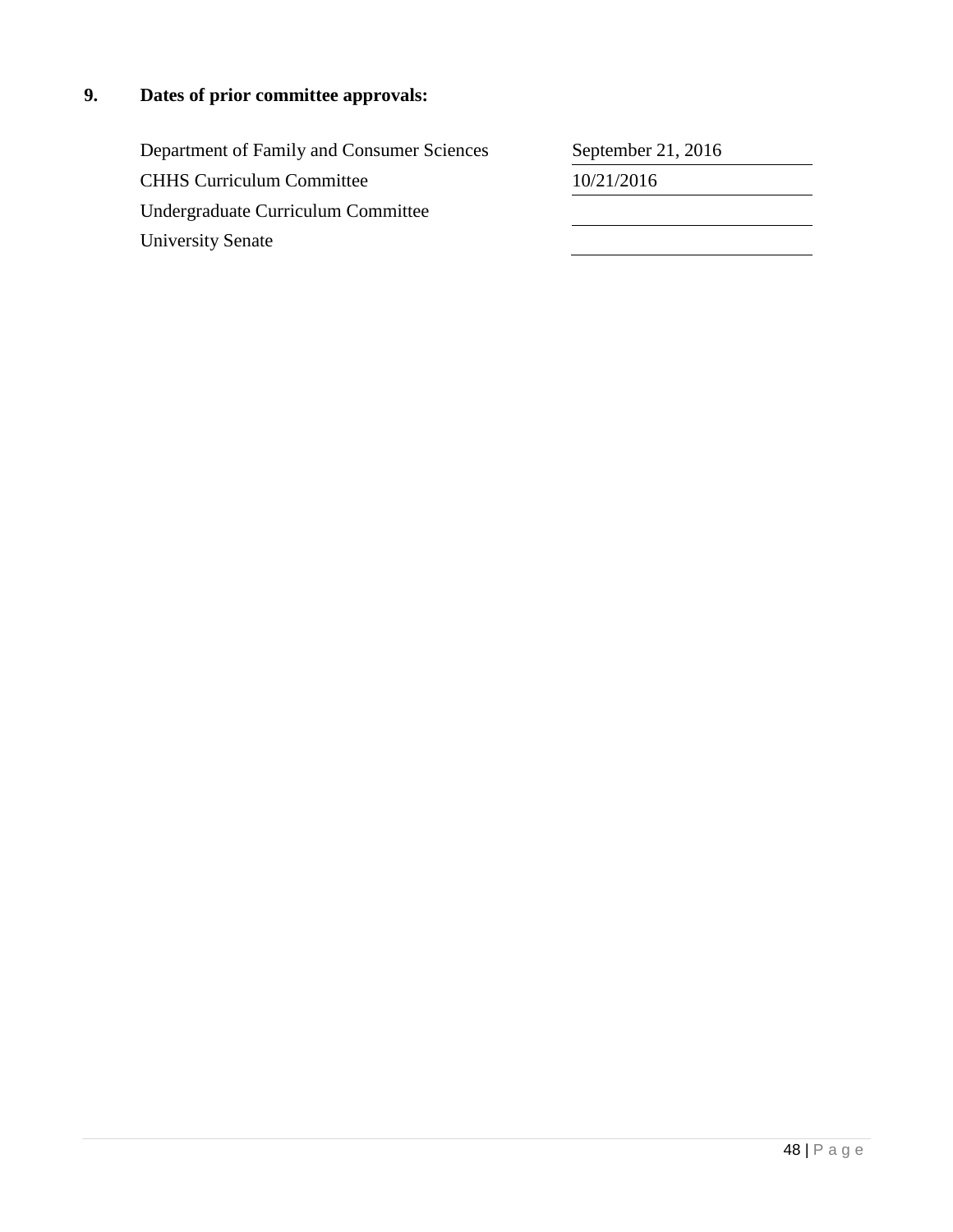**9. Dates of prior committee approvals:**

| | |
|---|---|
| Department of Family and Consumer Sciences | September 21, 2016 |
| CHHS Curriculum Committee | 10/21/2016 |
| Undergraduate Curriculum Committee | |
| University Senate | |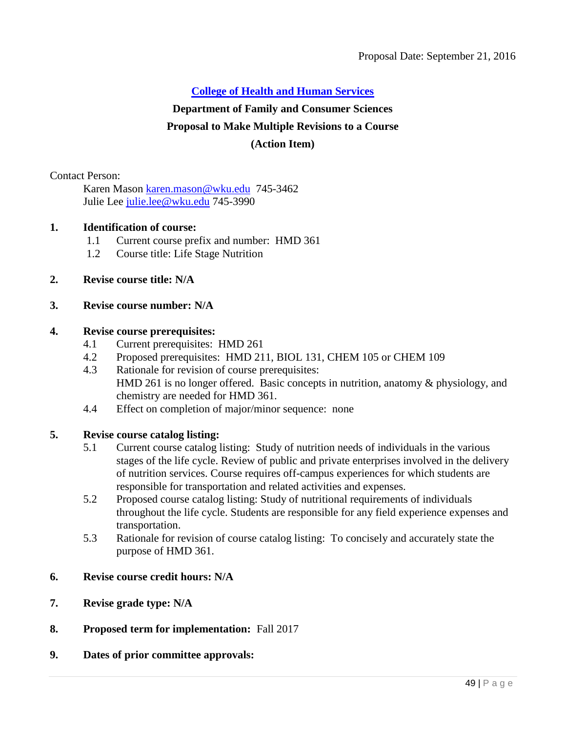Proposal Date: September 21, 2016

**[College of Health and Human Services](#)**

**Department of Family and Consumer Sciences**

**Proposal to Make Multiple Revisions to a Course**

**(Action Item)**

Contact Person:

Karen Mason karen.mason@wku.edu 745-3462
Julie Lee julie.lee@wku.edu 745-3990

**1. Identification of course:**

1.1 Current course prefix and number: HMD 361

1.2 Course title: Life Stage Nutrition

**2. Revise course title: N/A**

**3. Revise course number: N/A**

**4. Revise course prerequisites:**

4.1 Current prerequisites: HMD 261

4.2 Proposed prerequisites: HMD 211, BIOL 131, CHEM 105 or CHEM 109

4.3 Rationale for revision of course prerequisites:
HMD 261 is no longer offered. Basic concepts in nutrition, anatomy & physiology, and chemistry are needed for HMD 361.

4.4 Effect on completion of major/minor sequence: none

**5. Revise course catalog listing:**

5.1 Current course catalog listing: Study of nutrition needs of individuals in the various stages of the life cycle. Review of public and private enterprises involved in the delivery of nutrition services. Course requires off-campus experiences for which students are responsible for transportation and related activities and expenses.

5.2 Proposed course catalog listing: Study of nutritional requirements of individuals throughout the life cycle. Students are responsible for any field experience expenses and transportation.

5.3 Rationale for revision of course catalog listing: To concisely and accurately state the purpose of HMD 361.

**6. Revise course credit hours: N/A**

**7. Revise grade type: N/A**

**8. Proposed term for implementation:** Fall 2017

**9. Dates of prior committee approvals:**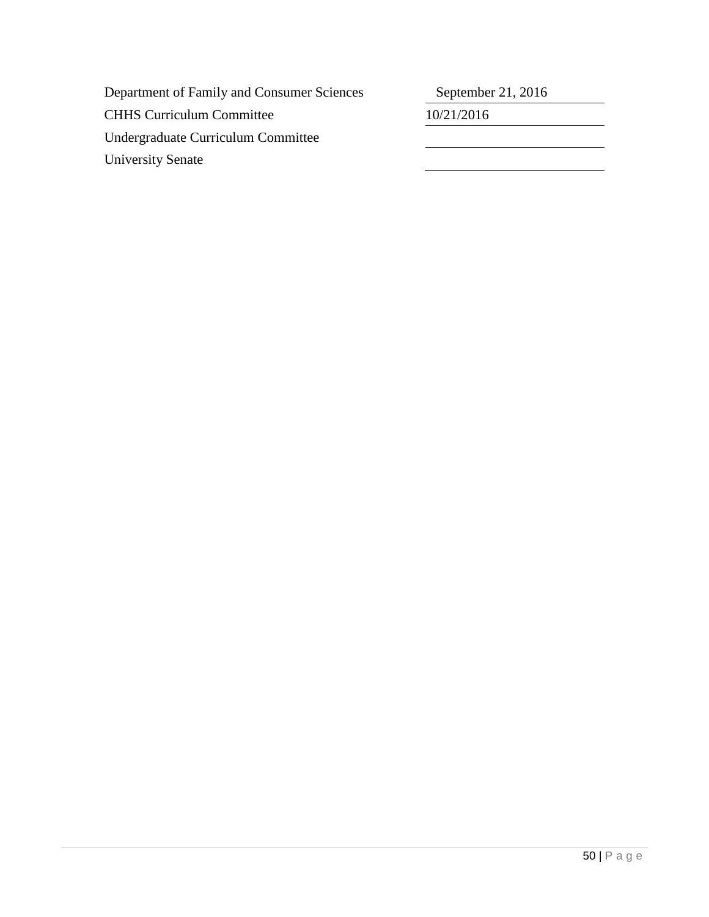| | |
|---|---|
| Department of Family and Consumer Sciences | September 21, 2016 |
| CHHS Curriculum Committee | 10/21/2016 |
| Undergraduate Curriculum Committee | |
| University Senate | |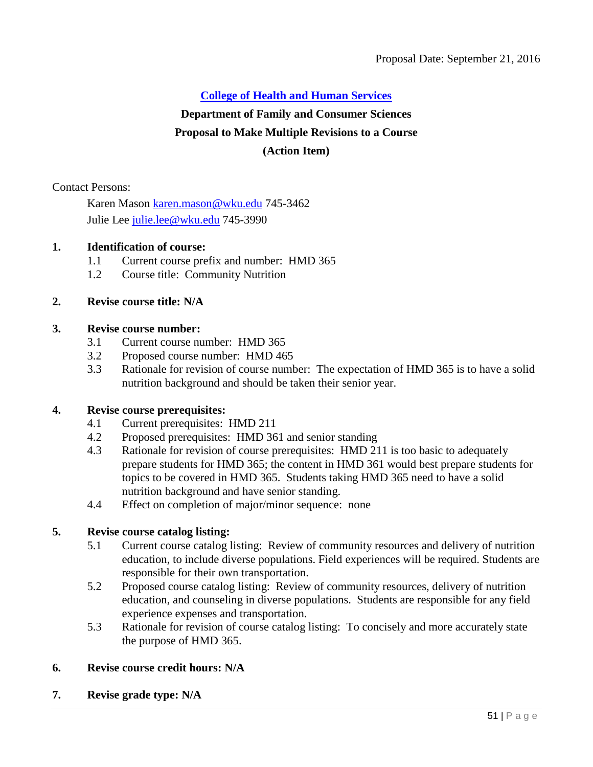Proposal Date: September 21, 2016

**[College of Health and Human Services](#)**

**Department of Family and Consumer Sciences**

**Proposal to Make Multiple Revisions to a Course**

**(Action Item)**

Contact Persons:

Karen Mason karen.mason@wku.edu 745-3462
Julie Lee julie.lee@wku.edu 745-3990

**1. Identification of course:**

1.1 Current course prefix and number: HMD 365
1.2 Course title: Community Nutrition

**2. Revise course title: N/A**

**3. Revise course number:**

3.1 Current course number: HMD 365
3.2 Proposed course number: HMD 465
3.3 Rationale for revision of course number: The expectation of HMD 365 is to have a solid nutrition background and should be taken their senior year.

**4. Revise course prerequisites:**

4.1 Current prerequisites: HMD 211
4.2 Proposed prerequisites: HMD 361 and senior standing
4.3 Rationale for revision of course prerequisites: HMD 211 is too basic to adequately prepare students for HMD 365; the content in HMD 361 would best prepare students for topics to be covered in HMD 365. Students taking HMD 365 need to have a solid nutrition background and have senior standing.
4.4 Effect on completion of major/minor sequence: none

**5. Revise course catalog listing:**

5.1 Current course catalog listing: Review of community resources and delivery of nutrition education, to include diverse populations. Field experiences will be required. Students are responsible for their own transportation.
5.2 Proposed course catalog listing: Review of community resources, delivery of nutrition education, and counseling in diverse populations. Students are responsible for any field experience expenses and transportation.
5.3 Rationale for revision of course catalog listing: To concisely and more accurately state the purpose of HMD 365.

**6. Revise course credit hours: N/A**

**7. Revise grade type: N/A**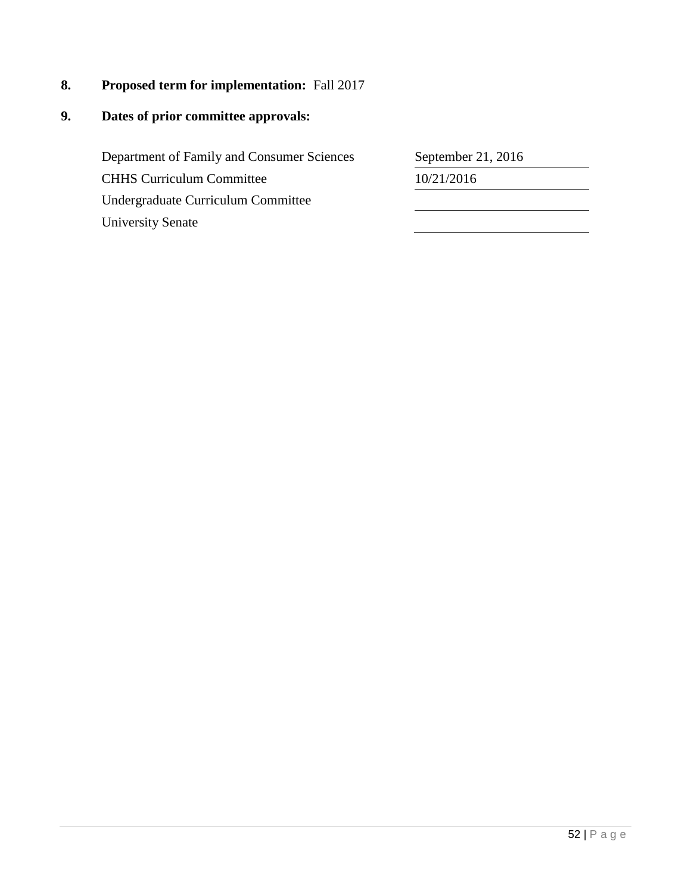**8. Proposed term for implementation:** Fall 2017

**9. Dates of prior committee approvals:**

| | |
|---|---|
| Department of Family and Consumer Sciences | September 21, 2016 |
| CHHS Curriculum Committee | 10/21/2016 |
| Undergraduate Curriculum Committee | |
| University Senate | |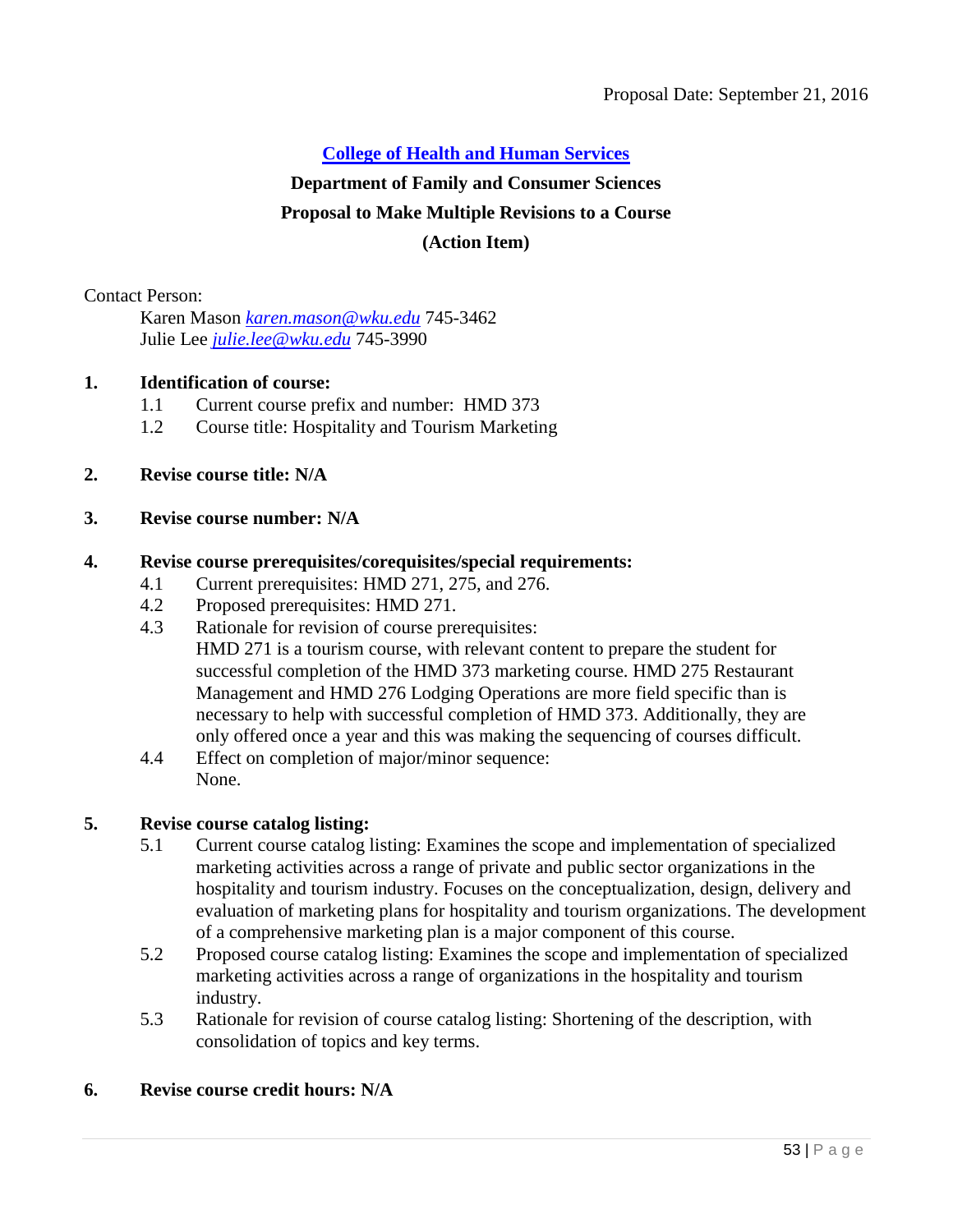Proposal Date: September 21, 2016

**College of Health and Human Services**

**Department of Family and Consumer Sciences**

**Proposal to Make Multiple Revisions to a Course**

**(Action Item)**

Contact Person:

Karen Mason *karen.mason@wku.edu* 745-3462
Julie Lee *julie.lee@wku.edu* 745-3990

**1. Identification of course:**

1.1 Current course prefix and number: HMD 373

1.2 Course title: Hospitality and Tourism Marketing

**2. Revise course title: N/A**

**3. Revise course number: N/A**

**4. Revise course prerequisites/corequisites/special requirements:**

4.1 Current prerequisites: HMD 271, 275, and 276.

4.2 Proposed prerequisites: HMD 271.

4.3 Rationale for revision of course prerequisites:
HMD 271 is a tourism course, with relevant content to prepare the student for successful completion of the HMD 373 marketing course. HMD 275 Restaurant Management and HMD 276 Lodging Operations are more field specific than is necessary to help with successful completion of HMD 373. Additionally, they are only offered once a year and this was making the sequencing of courses difficult.

4.4 Effect on completion of major/minor sequence:
None.

**5. Revise course catalog listing:**

5.1 Current course catalog listing: Examines the scope and implementation of specialized marketing activities across a range of private and public sector organizations in the hospitality and tourism industry. Focuses on the conceptualization, design, delivery and evaluation of marketing plans for hospitality and tourism organizations. The development of a comprehensive marketing plan is a major component of this course.

5.2 Proposed course catalog listing: Examines the scope and implementation of specialized marketing activities across a range of organizations in the hospitality and tourism industry.

5.3 Rationale for revision of course catalog listing: Shortening of the description, with consolidation of topics and key terms.

**6. Revise course credit hours: N/A**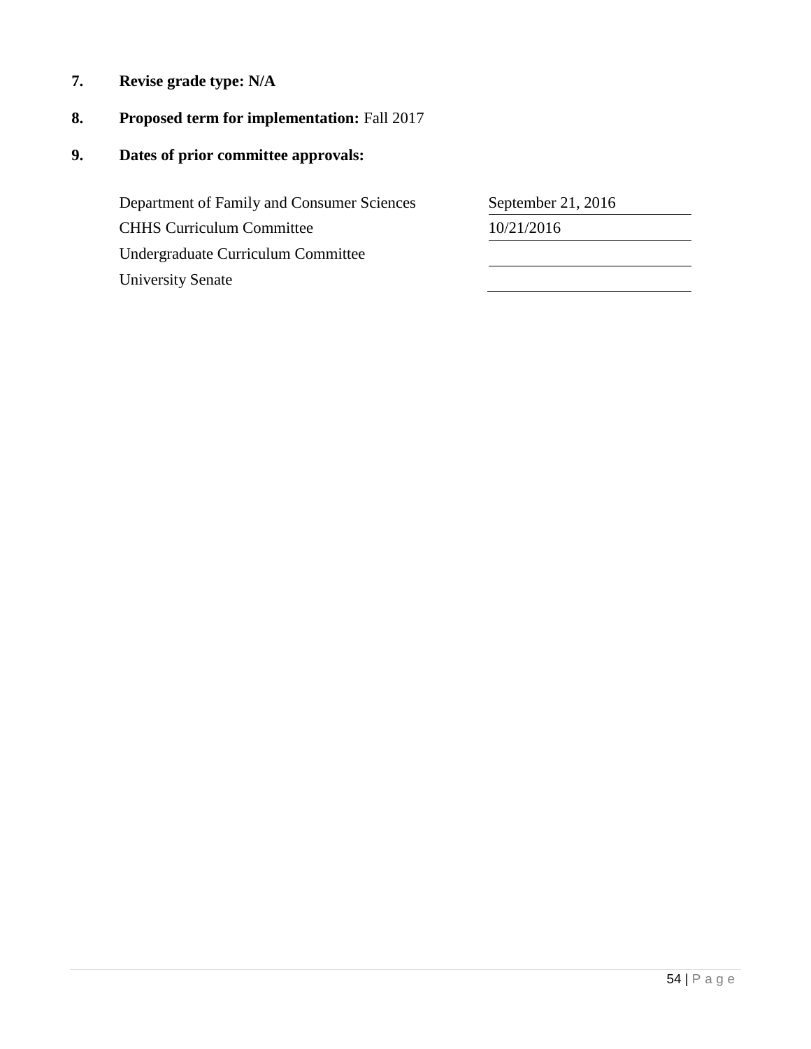7. **Revise grade type: N/A**

8. **Proposed term for implementation:** Fall 2017

9. **Dates of prior committee approvals:**

| | |
|---|---|
| Department of Family and Consumer Sciences | September 21, 2016 |
| CHHS Curriculum Committee | 10/21/2016 |
| Undergraduate Curriculum Committee | |
| University Senate | |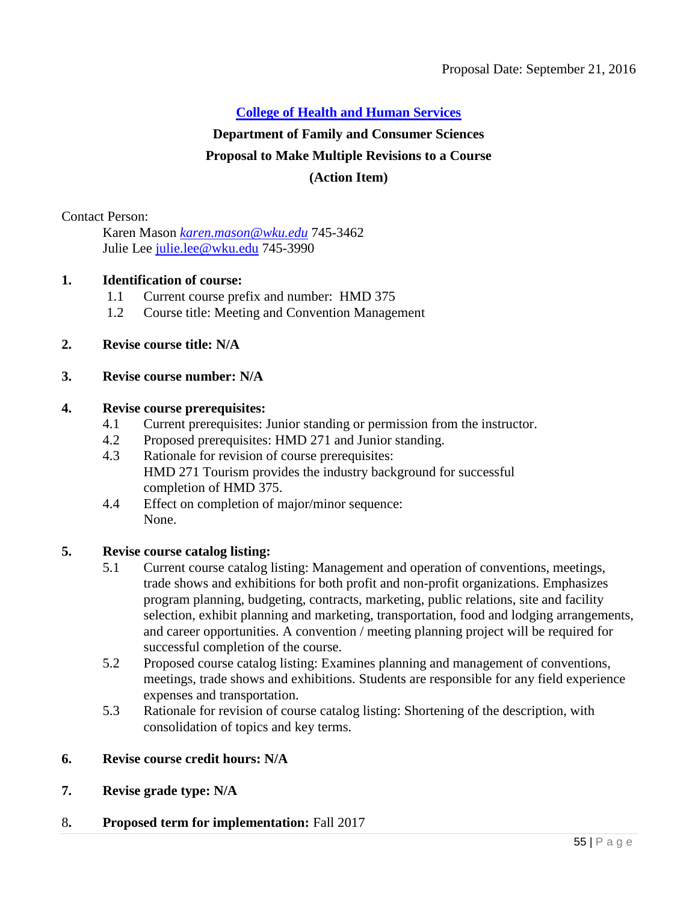Proposal Date: September 21, 2016

**College of Health and Human Services**

**Department of Family and Consumer Sciences**

**Proposal to Make Multiple Revisions to a Course**

**(Action Item)**

Contact Person:

Karen Mason *karen.mason@wku.edu* 745-3462
Julie Lee julie.lee@wku.edu 745-3990

1. **Identification of course:**
   - 1.1 Current course prefix and number: HMD 375
   - 1.2 Course title: Meeting and Convention Management

2. **Revise course title: N/A**

3. **Revise course number: N/A**

4. **Revise course prerequisites:**
   - 4.1 Current prerequisites: Junior standing or permission from the instructor.
   - 4.2 Proposed prerequisites: HMD 271 and Junior standing.
   - 4.3 Rationale for revision of course prerequisites: HMD 271 Tourism provides the industry background for successful completion of HMD 375.
   - 4.4 Effect on completion of major/minor sequence: None.

5. **Revise course catalog listing:**
   - 5.1 Current course catalog listing: Management and operation of conventions, meetings, trade shows and exhibitions for both profit and non-profit organizations. Emphasizes program planning, budgeting, contracts, marketing, public relations, site and facility selection, exhibit planning and marketing, transportation, food and lodging arrangements, and career opportunities. A convention / meeting planning project will be required for successful completion of the course.
   - 5.2 Proposed course catalog listing: Examines planning and management of conventions, meetings, trade shows and exhibitions. Students are responsible for any field experience expenses and transportation.
   - 5.3 Rationale for revision of course catalog listing: Shortening of the description, with consolidation of topics and key terms.

6. **Revise course credit hours: N/A**

7. **Revise grade type: N/A**

8. **Proposed term for implementation:** Fall 2017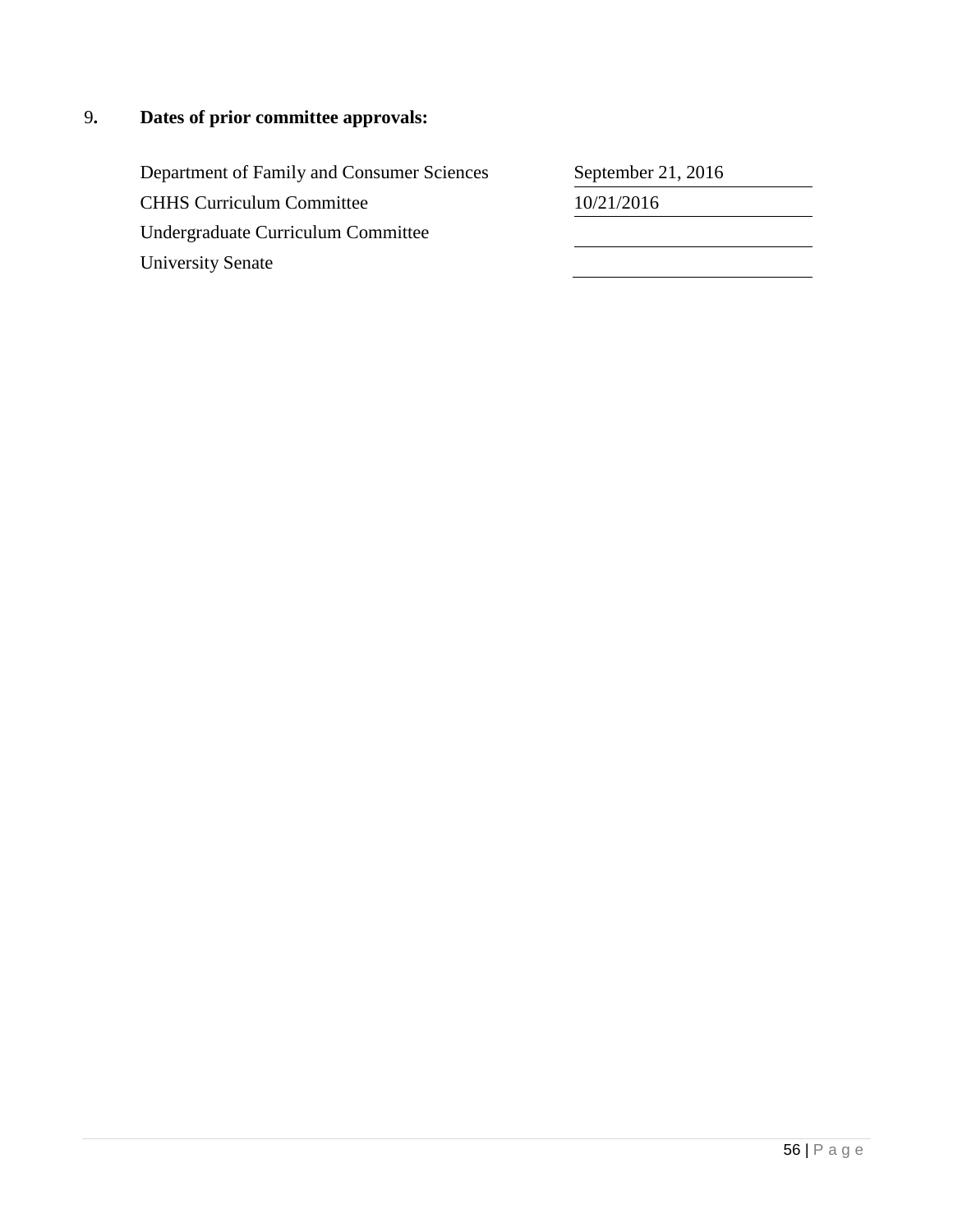## 9. Dates of prior committee approvals:

| Committee | Date |
|---|---|
| Department of Family and Consumer Sciences | September 21, 2016 |
| CHHS Curriculum Committee | 10/21/2016 |
| Undergraduate Curriculum Committee | |
| University Senate | |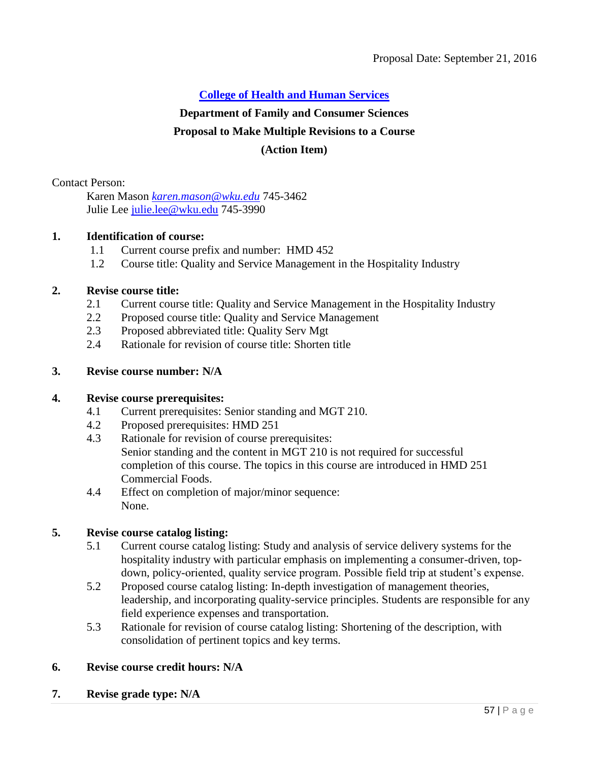Proposal Date: September 21, 2016

**[College of Health and Human Services](#)**

**Department of Family and Consumer Sciences**

**Proposal to Make Multiple Revisions to a Course**

**(Action Item)**

Contact Person:

Karen Mason *karen.mason@wku.edu* 745-3462
Julie Lee julie.lee@wku.edu 745-3990

**1. Identification of course:**

1.1 Current course prefix and number: HMD 452
1.2 Course title: Quality and Service Management in the Hospitality Industry

**2. Revise course title:**

2.1 Current course title: Quality and Service Management in the Hospitality Industry
2.2 Proposed course title: Quality and Service Management
2.3 Proposed abbreviated title: Quality Serv Mgt
2.4 Rationale for revision of course title: Shorten title

**3. Revise course number: N/A**

**4. Revise course prerequisites:**

4.1 Current prerequisites: Senior standing and MGT 210.
4.2 Proposed prerequisites: HMD 251
4.3 Rationale for revision of course prerequisites:
Senior standing and the content in MGT 210 is not required for successful completion of this course. The topics in this course are introduced in HMD 251 Commercial Foods.
4.4 Effect on completion of major/minor sequence:
None.

**5. Revise course catalog listing:**

5.1 Current course catalog listing: Study and analysis of service delivery systems for the hospitality industry with particular emphasis on implementing a consumer-driven, top-down, policy-oriented, quality service program. Possible field trip at student's expense.
5.2 Proposed course catalog listing: In-depth investigation of management theories, leadership, and incorporating quality-service principles. Students are responsible for any field experience expenses and transportation.
5.3 Rationale for revision of course catalog listing: Shortening of the description, with consolidation of pertinent topics and key terms.

**6. Revise course credit hours: N/A**

**7. Revise grade type: N/A**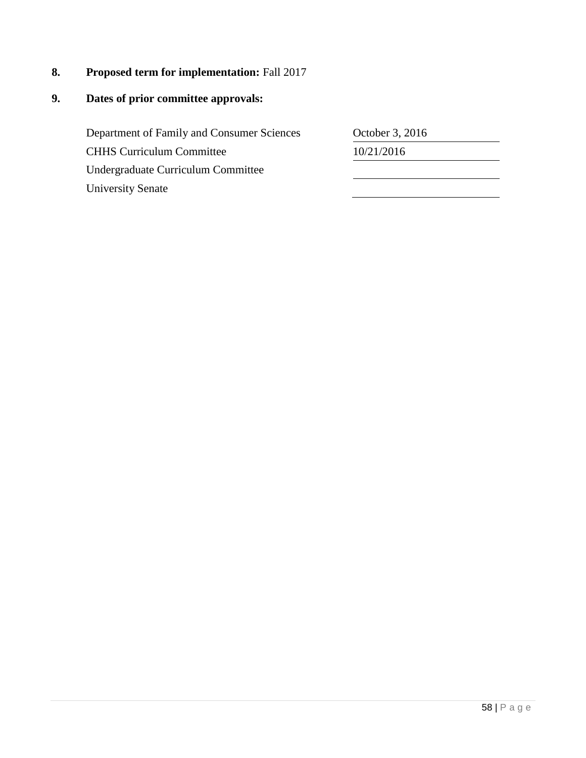**8. Proposed term for implementation:** Fall 2017

**9. Dates of prior committee approvals:**

| | |
|---|---|
| Department of Family and Consumer Sciences | October 3, 2016 |
| CHHS Curriculum Committee | 10/21/2016 |
| Undergraduate Curriculum Committee | |
| University Senate | |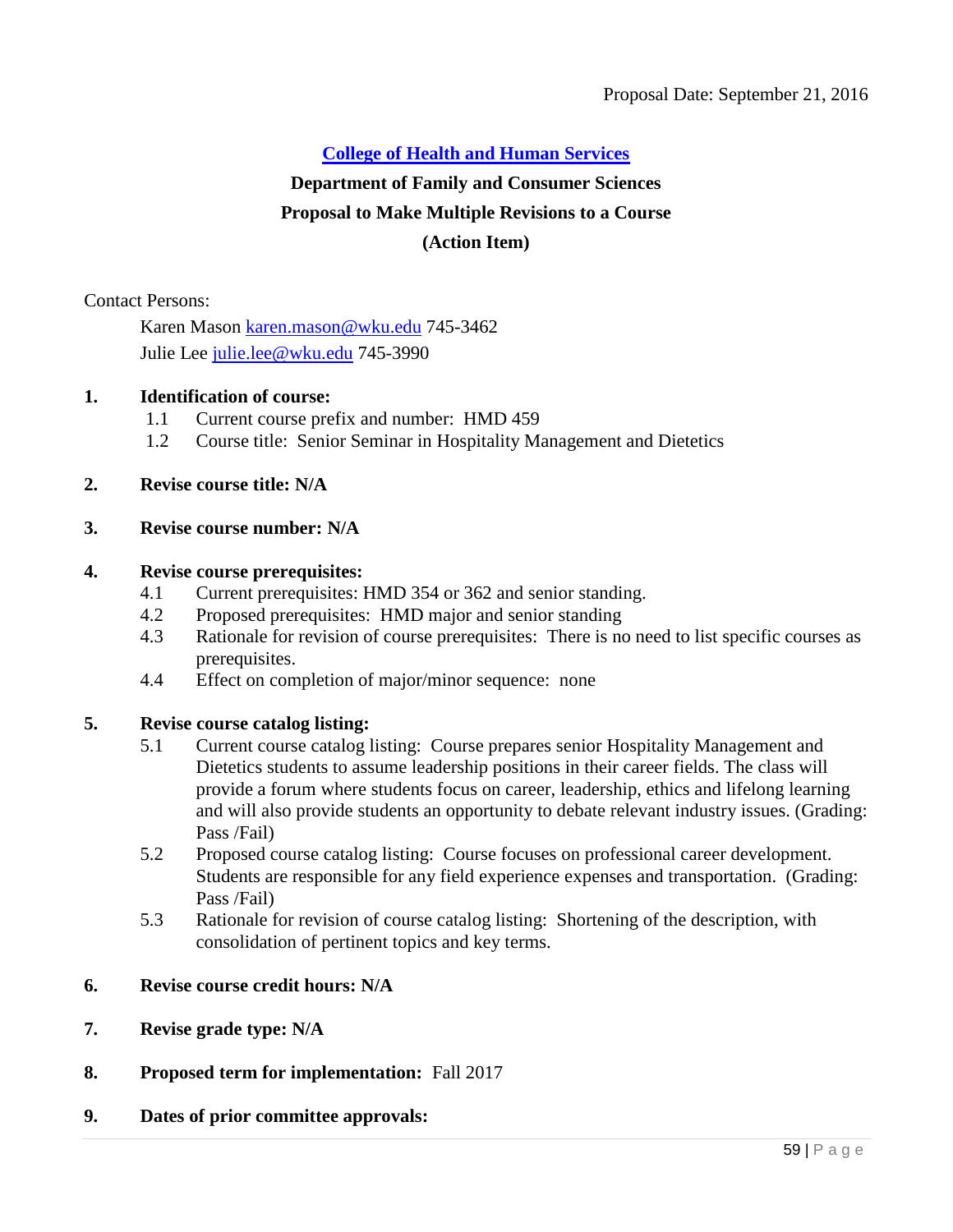Proposal Date: September 21, 2016

## College of Health and Human Services

### Department of Family and Consumer Sciences
### Proposal to Make Multiple Revisions to a Course
### (Action Item)

Contact Persons:

Karen Mason karen.mason@wku.edu 745-3462
Julie Lee julie.lee@wku.edu 745-3990

**1. Identification of course:**

1.1 Current course prefix and number: HMD 459

1.2 Course title: Senior Seminar in Hospitality Management and Dietetics

**2. Revise course title: N/A**

**3. Revise course number: N/A**

**4. Revise course prerequisites:**

4.1 Current prerequisites: HMD 354 or 362 and senior standing.

4.2 Proposed prerequisites: HMD major and senior standing

4.3 Rationale for revision of course prerequisites: There is no need to list specific courses as prerequisites.

4.4 Effect on completion of major/minor sequence: none

**5. Revise course catalog listing:**

5.1 Current course catalog listing: Course prepares senior Hospitality Management and Dietetics students to assume leadership positions in their career fields. The class will provide a forum where students focus on career, leadership, ethics and lifelong learning and will also provide students an opportunity to debate relevant industry issues. (Grading: Pass /Fail)

5.2 Proposed course catalog listing: Course focuses on professional career development. Students are responsible for any field experience expenses and transportation. (Grading: Pass /Fail)

5.3 Rationale for revision of course catalog listing: Shortening of the description, with consolidation of pertinent topics and key terms.

**6. Revise course credit hours: N/A**

**7. Revise grade type: N/A**

**8. Proposed term for implementation:** Fall 2017

**9. Dates of prior committee approvals:**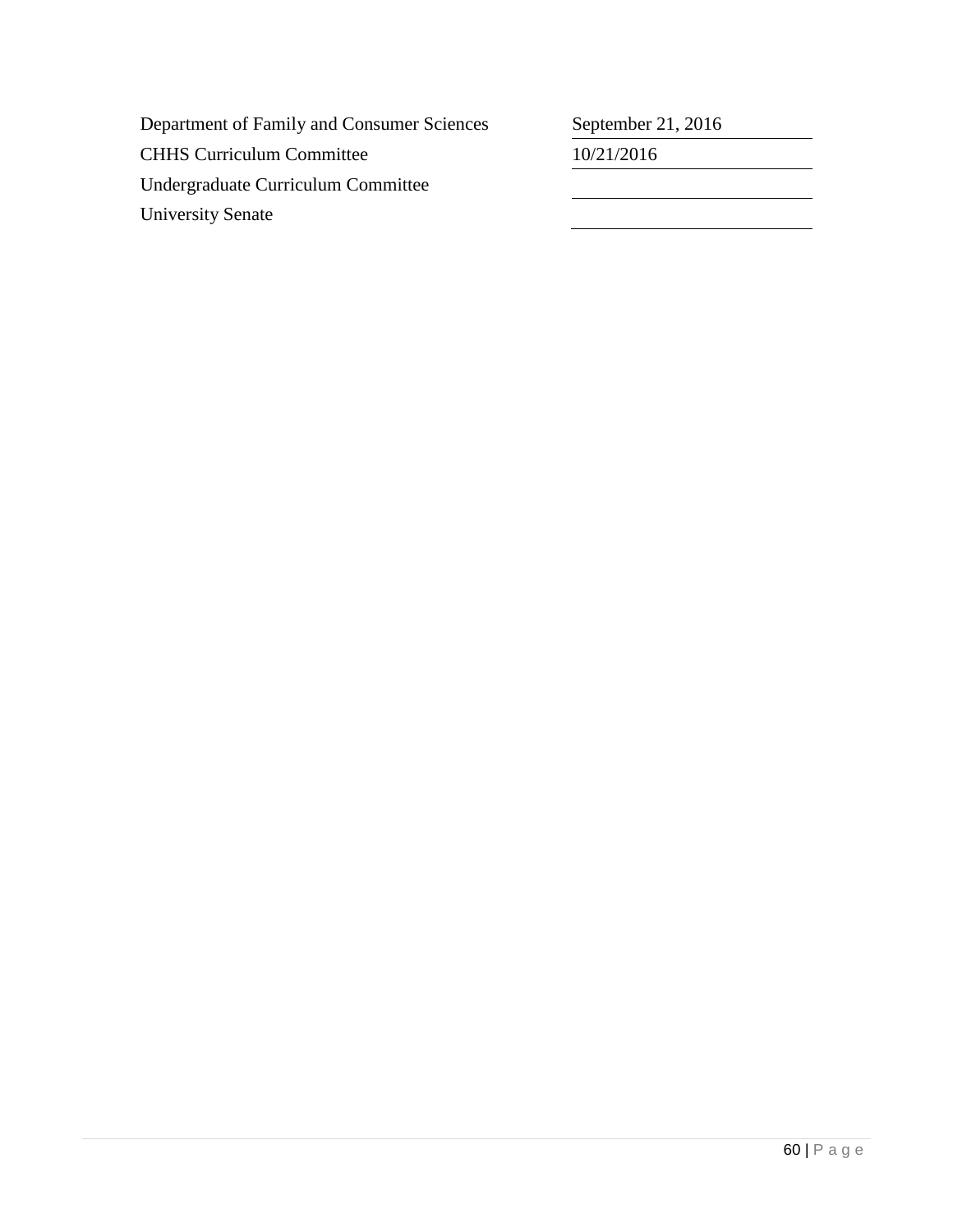| | |
|---|---|
| Department of Family and Consumer Sciences | September 21, 2016 |
| CHHS Curriculum Committee | 10/21/2016 |
| Undergraduate Curriculum Committee | |
| University Senate | |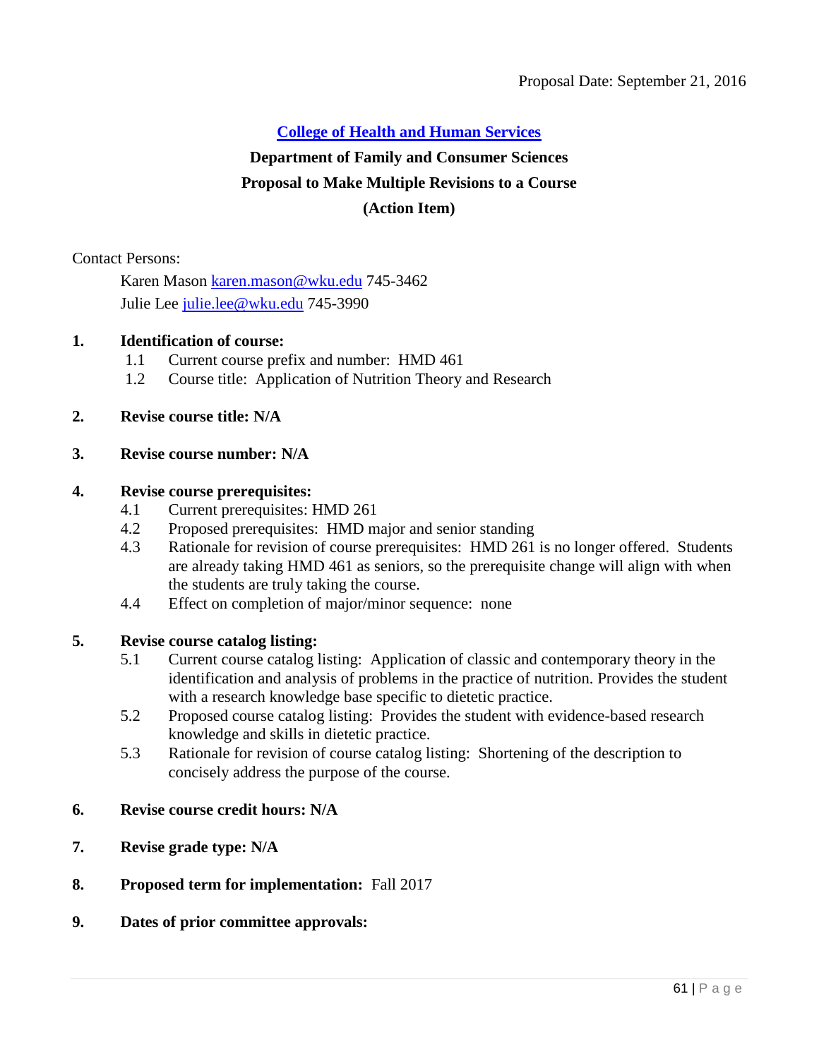Proposal Date: September 21, 2016

**College of Health and Human Services**

**Department of Family and Consumer Sciences**

**Proposal to Make Multiple Revisions to a Course**

**(Action Item)**

Contact Persons:

Karen Mason karen.mason@wku.edu 745-3462
Julie Lee julie.lee@wku.edu 745-3990

**1. Identification of course:**

1.1 Current course prefix and number: HMD 461
1.2 Course title: Application of Nutrition Theory and Research

**2. Revise course title: N/A**

**3. Revise course number: N/A**

**4. Revise course prerequisites:**

4.1 Current prerequisites: HMD 261
4.2 Proposed prerequisites: HMD major and senior standing
4.3 Rationale for revision of course prerequisites: HMD 261 is no longer offered. Students are already taking HMD 461 as seniors, so the prerequisite change will align with when the students are truly taking the course.
4.4 Effect on completion of major/minor sequence: none

**5. Revise course catalog listing:**

5.1 Current course catalog listing: Application of classic and contemporary theory in the identification and analysis of problems in the practice of nutrition. Provides the student with a research knowledge base specific to dietetic practice.
5.2 Proposed course catalog listing: Provides the student with evidence-based research knowledge and skills in dietetic practice.
5.3 Rationale for revision of course catalog listing: Shortening of the description to concisely address the purpose of the course.

**6. Revise course credit hours: N/A**

**7. Revise grade type: N/A**

**8. Proposed term for implementation:** Fall 2017

**9. Dates of prior committee approvals:**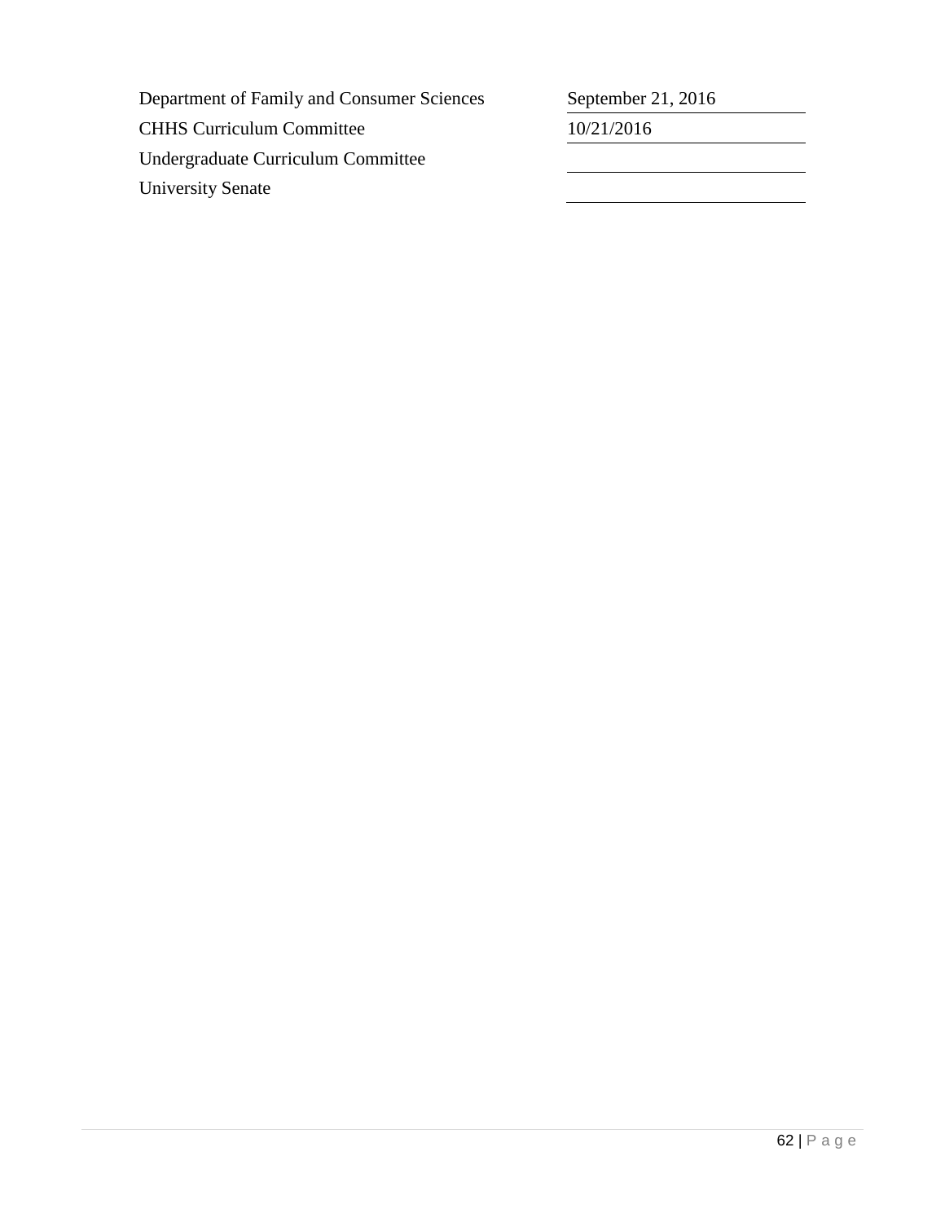| | |
|---|---|
| Department of Family and Consumer Sciences | September 21, 2016 |
| CHHS Curriculum Committee | 10/21/2016 |
| Undergraduate Curriculum Committee | |
| University Senate | |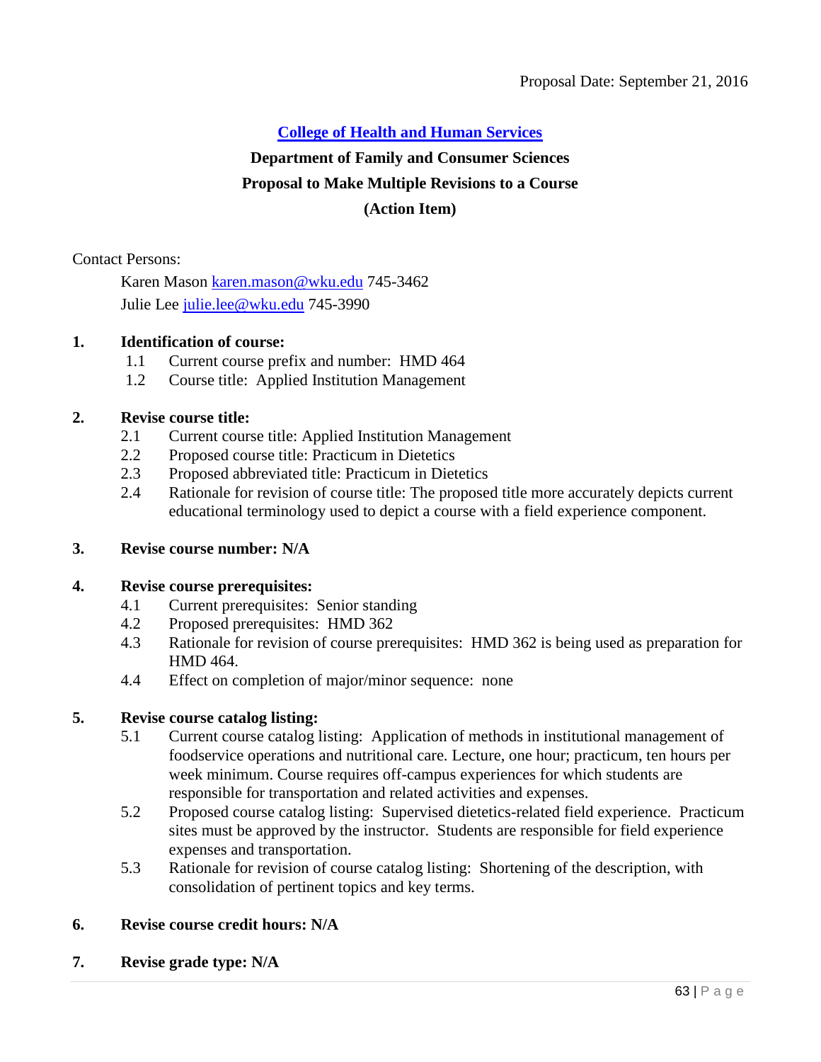Proposal Date: September 21, 2016

## College of Health and Human Services

### Department of Family and Consumer Sciences

### Proposal to Make Multiple Revisions to a Course

### (Action Item)

Contact Persons:

Karen Mason karen.mason@wku.edu 745-3462
Julie Lee julie.lee@wku.edu 745-3990

**1. Identification of course:**

1.1 Current course prefix and number: HMD 464
1.2 Course title: Applied Institution Management

**2. Revise course title:**

2.1 Current course title: Applied Institution Management
2.2 Proposed course title: Practicum in Dietetics
2.3 Proposed abbreviated title: Practicum in Dietetics
2.4 Rationale for revision of course title: The proposed title more accurately depicts current educational terminology used to depict a course with a field experience component.

**3. Revise course number: N/A**

**4. Revise course prerequisites:**

4.1 Current prerequisites: Senior standing
4.2 Proposed prerequisites: HMD 362
4.3 Rationale for revision of course prerequisites: HMD 362 is being used as preparation for HMD 464.
4.4 Effect on completion of major/minor sequence: none

**5. Revise course catalog listing:**

5.1 Current course catalog listing: Application of methods in institutional management of foodservice operations and nutritional care. Lecture, one hour; practicum, ten hours per week minimum. Course requires off-campus experiences for which students are responsible for transportation and related activities and expenses.
5.2 Proposed course catalog listing: Supervised dietetics-related field experience. Practicum sites must be approved by the instructor. Students are responsible for field experience expenses and transportation.
5.3 Rationale for revision of course catalog listing: Shortening of the description, with consolidation of pertinent topics and key terms.

**6. Revise course credit hours: N/A**

**7. Revise grade type: N/A**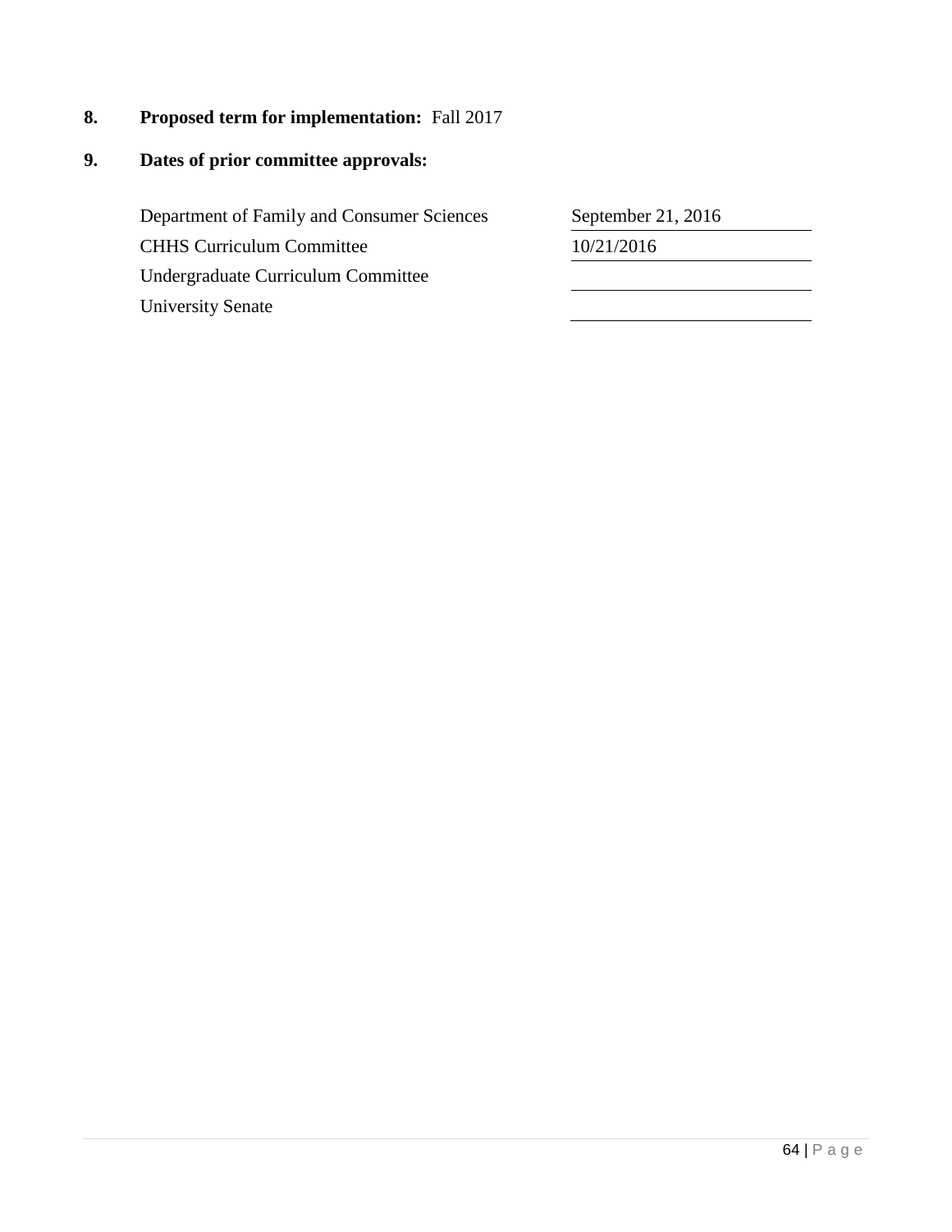**8. Proposed term for implementation:** Fall 2017

**9. Dates of prior committee approvals:**

| | |
|---|---|
| Department of Family and Consumer Sciences | September 21, 2016 |
| CHHS Curriculum Committee | 10/21/2016 |
| Undergraduate Curriculum Committee | |
| University Senate | |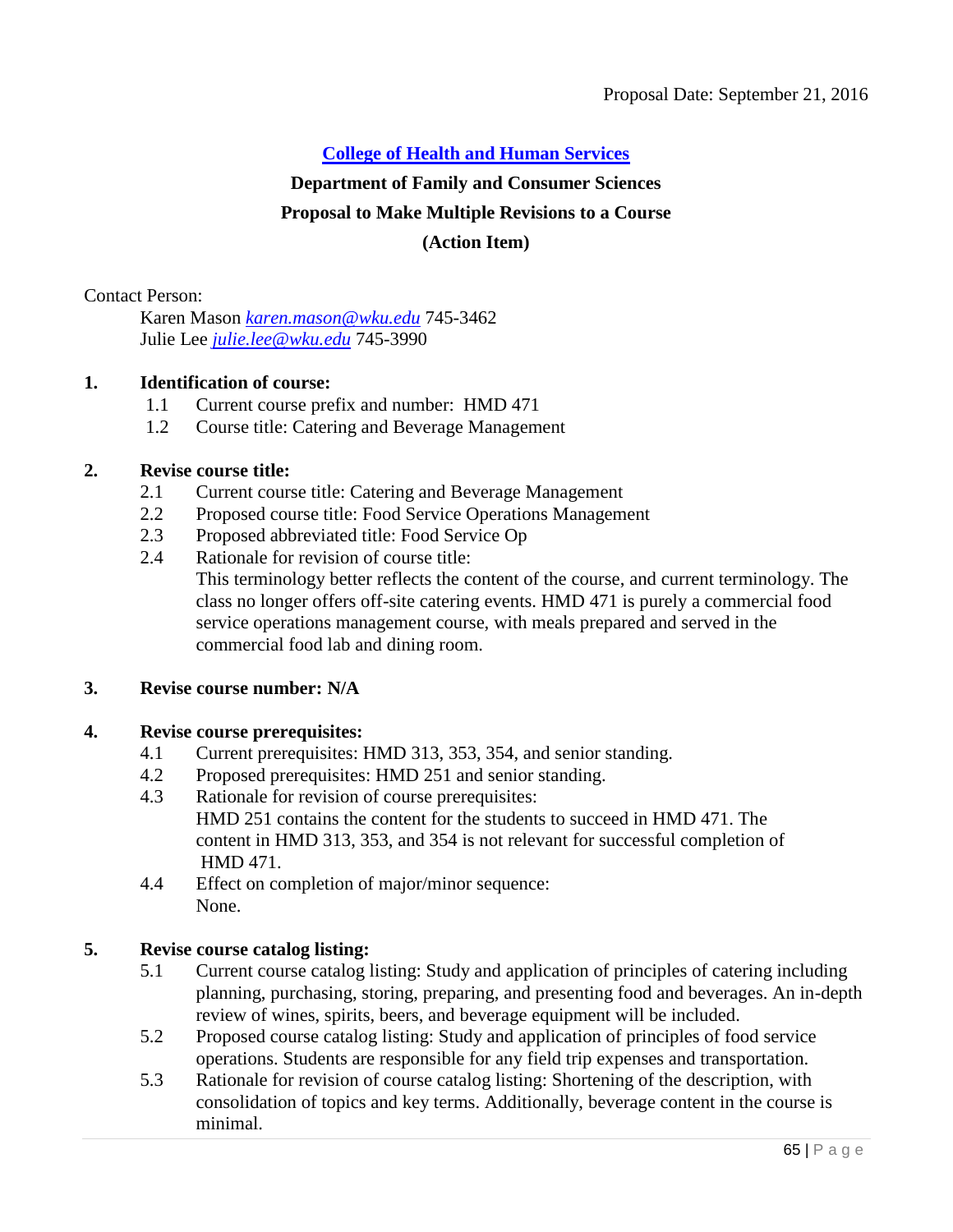Proposal Date: September 21, 2016

**[College of Health and Human Services](#)**

**Department of Family and Consumer Sciences**

**Proposal to Make Multiple Revisions to a Course**

**(Action Item)**

Contact Person:

Karen Mason *karen.mason@wku.edu* 745-3462
Julie Lee *julie.lee@wku.edu* 745-3990

**1. Identification of course:**

1.1 Current course prefix and number: HMD 471
1.2 Course title: Catering and Beverage Management

**2. Revise course title:**

2.1 Current course title: Catering and Beverage Management
2.2 Proposed course title: Food Service Operations Management
2.3 Proposed abbreviated title: Food Service Op
2.4 Rationale for revision of course title:
This terminology better reflects the content of the course, and current terminology. The class no longer offers off-site catering events. HMD 471 is purely a commercial food service operations management course, with meals prepared and served in the commercial food lab and dining room.

**3. Revise course number: N/A**

**4. Revise course prerequisites:**

4.1 Current prerequisites: HMD 313, 353, 354, and senior standing.
4.2 Proposed prerequisites: HMD 251 and senior standing.
4.3 Rationale for revision of course prerequisites:
HMD 251 contains the content for the students to succeed in HMD 471. The content in HMD 313, 353, and 354 is not relevant for successful completion of HMD 471.
4.4 Effect on completion of major/minor sequence:
None.

**5. Revise course catalog listing:**

5.1 Current course catalog listing: Study and application of principles of catering including planning, purchasing, storing, preparing, and presenting food and beverages. An in-depth review of wines, spirits, beers, and beverage equipment will be included.
5.2 Proposed course catalog listing: Study and application of principles of food service operations. Students are responsible for any field trip expenses and transportation.
5.3 Rationale for revision of course catalog listing: Shortening of the description, with consolidation of topics and key terms. Additionally, beverage content in the course is minimal.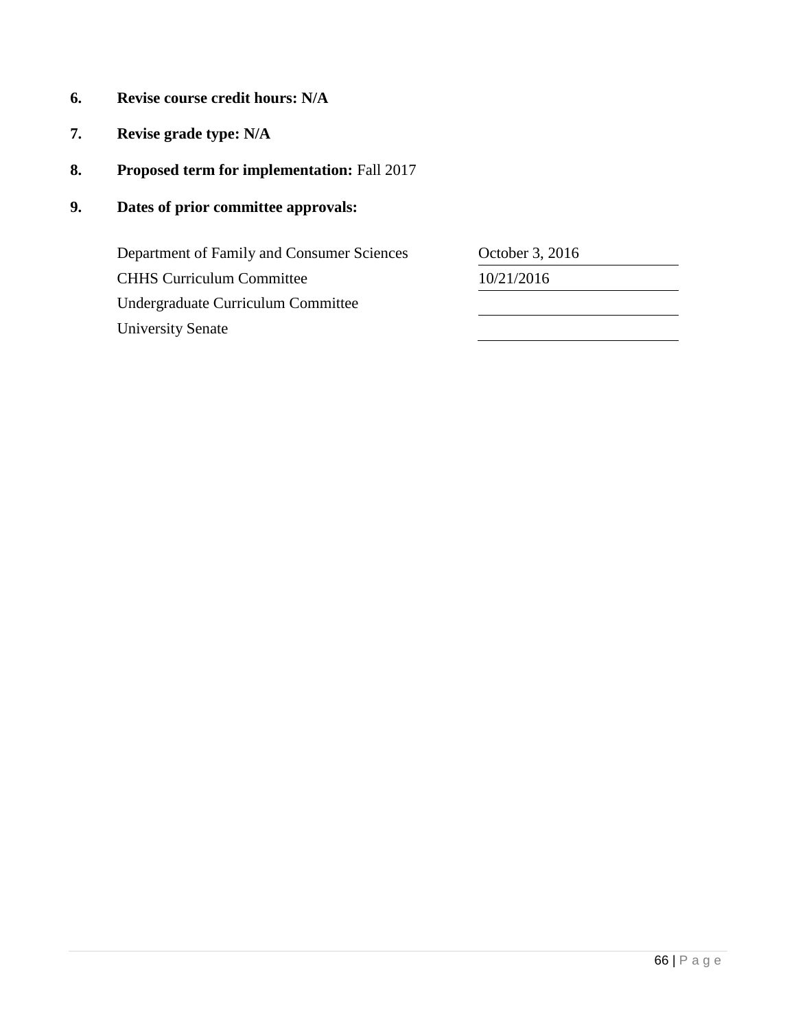**6. Revise course credit hours: N/A**

**7. Revise grade type: N/A**

**8. Proposed term for implementation:** Fall 2017

**9. Dates of prior committee approvals:**

| | |
|---|---|
| Department of Family and Consumer Sciences | October 3, 2016 |
| CHHS Curriculum Committee | 10/21/2016 |
| Undergraduate Curriculum Committee | |
| University Senate | |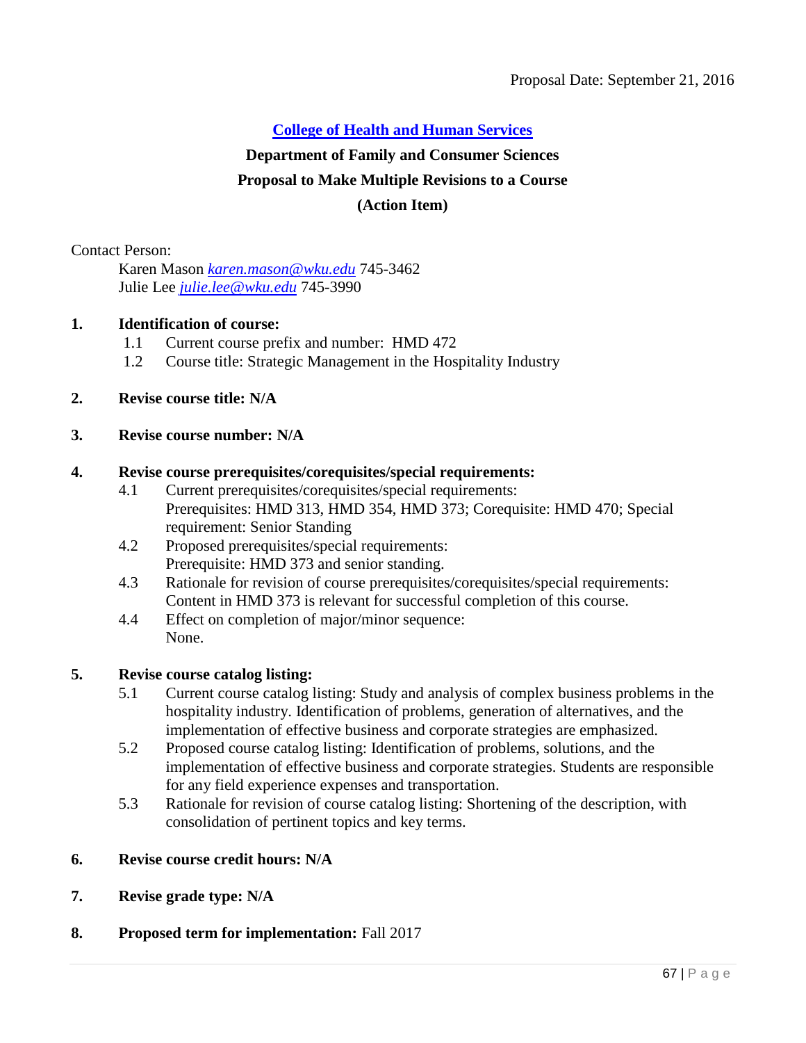Proposal Date: September 21, 2016

## [College of Health and Human Services](#)

### Department of Family and Consumer Sciences
### Proposal to Make Multiple Revisions to a Course
### (Action Item)

Contact Person:

Karen Mason *karen.mason@wku.edu* 745-3462
Julie Lee *julie.lee@wku.edu* 745-3990

**1. Identification of course:**

1.1 Current course prefix and number: HMD 472
1.2 Course title: Strategic Management in the Hospitality Industry

**2. Revise course title: N/A**

**3. Revise course number: N/A**

**4. Revise course prerequisites/corequisites/special requirements:**

4.1 Current prerequisites/corequisites/special requirements:
Prerequisites: HMD 313, HMD 354, HMD 373; Corequisite: HMD 470; Special requirement: Senior Standing

4.2 Proposed prerequisites/special requirements:
Prerequisite: HMD 373 and senior standing.

4.3 Rationale for revision of course prerequisites/corequisites/special requirements:
Content in HMD 373 is relevant for successful completion of this course.

4.4 Effect on completion of major/minor sequence:
None.

**5. Revise course catalog listing:**

5.1 Current course catalog listing: Study and analysis of complex business problems in the hospitality industry. Identification of problems, generation of alternatives, and the implementation of effective business and corporate strategies are emphasized.

5.2 Proposed course catalog listing: Identification of problems, solutions, and the implementation of effective business and corporate strategies. Students are responsible for any field experience expenses and transportation.

5.3 Rationale for revision of course catalog listing: Shortening of the description, with consolidation of pertinent topics and key terms.

**6. Revise course credit hours: N/A**

**7. Revise grade type: N/A**

**8. Proposed term for implementation:** Fall 2017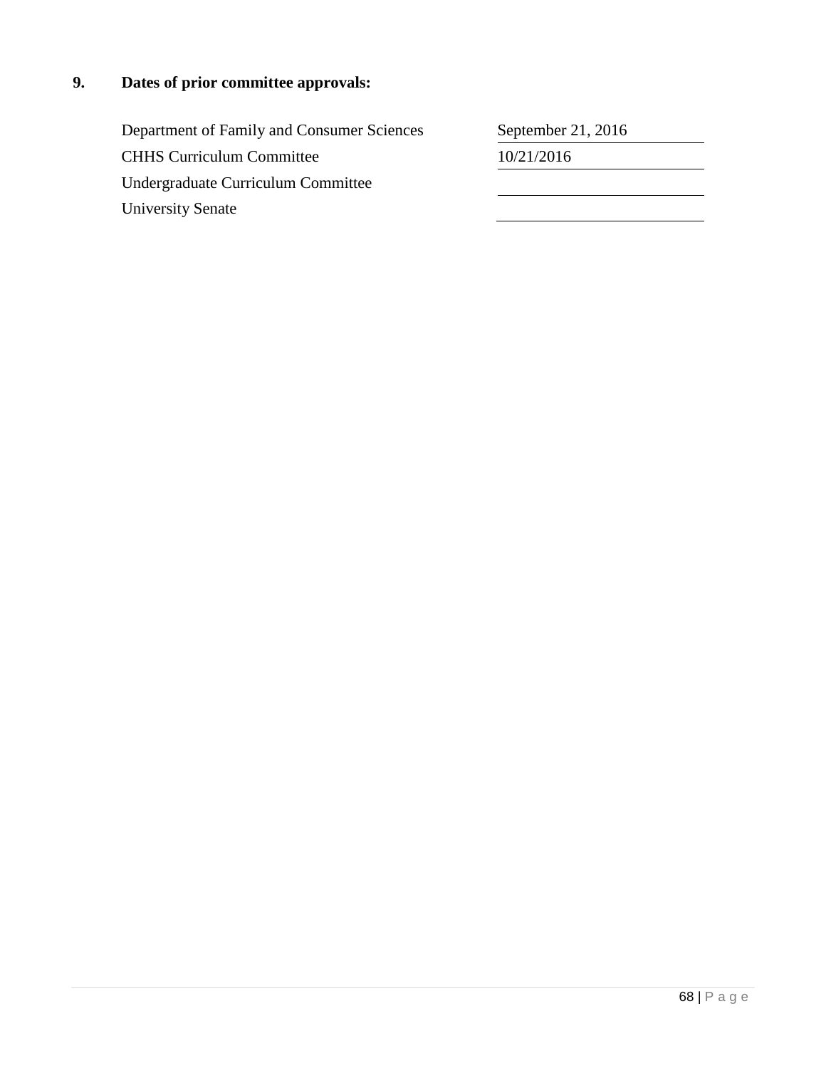## 9. Dates of prior committee approvals:

| | |
|---|---|
| Department of Family and Consumer Sciences | September 21, 2016 |
| CHHS Curriculum Committee | 10/21/2016 |
| Undergraduate Curriculum Committee | |
| University Senate | |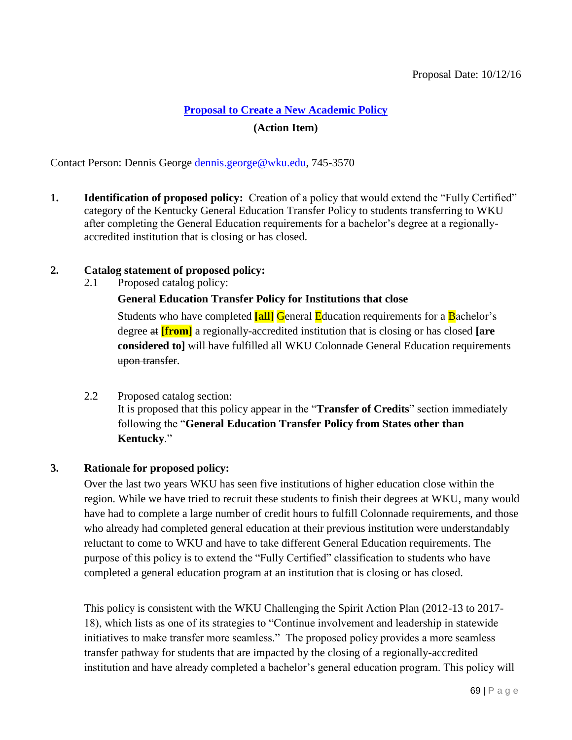Proposal Date: 10/12/16

## Proposal to Create a New Academic Policy

**(Action Item)**

Contact Person: Dennis George dennis.george@wku.edu, 745-3570

1. **Identification of proposed policy:** Creation of a policy that would extend the "Fully Certified" category of the Kentucky General Education Transfer Policy to students transferring to WKU after completing the General Education requirements for a bachelor's degree at a regionally-accredited institution that is closing or has closed.

2. **Catalog statement of proposed policy:**

   2.1 Proposed catalog policy:

   **General Education Transfer Policy for Institutions that close**

   Students who have completed **[all]** General Education requirements for a Bachelor's degree ~~at~~ **[from]** a regionally-accredited institution that is closing or has closed **[are considered to]** ~~will~~ have fulfilled all WKU Colonnade General Education requirements ~~upon transfer~~.

   2.2 Proposed catalog section:
   It is proposed that this policy appear in the "**Transfer of Credits**" section immediately following the "**General Education Transfer Policy from States other than Kentucky**."

3. **Rationale for proposed policy:**

   Over the last two years WKU has seen five institutions of higher education close within the region. While we have tried to recruit these students to finish their degrees at WKU, many would have had to complete a large number of credit hours to fulfill Colonnade requirements, and those who already had completed general education at their previous institution were understandably reluctant to come to WKU and have to take different General Education requirements. The purpose of this policy is to extend the "Fully Certified" classification to students who have completed a general education program at an institution that is closing or has closed.

   This policy is consistent with the WKU Challenging the Spirit Action Plan (2012-13 to 2017-18), which lists as one of its strategies to "Continue involvement and leadership in statewide initiatives to make transfer more seamless." The proposed policy provides a more seamless transfer pathway for students that are impacted by the closing of a regionally-accredited institution and have already completed a bachelor's general education program. This policy will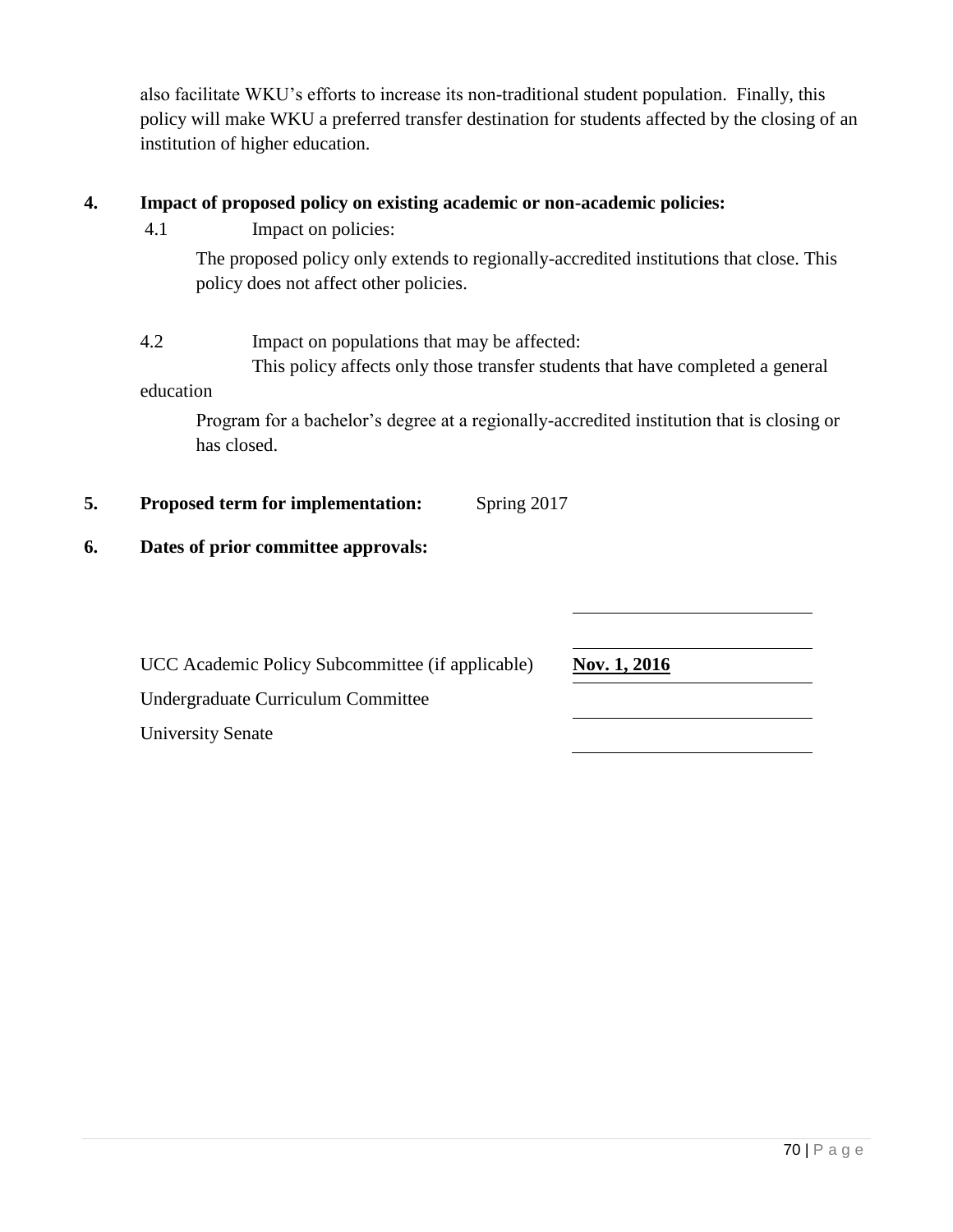also facilitate WKU's efforts to increase its non-traditional student population. Finally, this policy will make WKU a preferred transfer destination for students affected by the closing of an institution of higher education.

**4. Impact of proposed policy on existing academic or non-academic policies:**

4.1 Impact on policies:

The proposed policy only extends to regionally-accredited institutions that close. This policy does not affect other policies.

4.2 Impact on populations that may be affected:

This policy affects only those transfer students that have completed a general education Program for a bachelor's degree at a regionally-accredited institution that is closing or has closed.

**5. Proposed term for implementation:** Spring 2017

**6. Dates of prior committee approvals:**

| | |
|---|---|
| UCC Academic Policy Subcommittee (if applicable) | **Nov. 1, 2016** |
| Undergraduate Curriculum Committee | |
| University Senate | |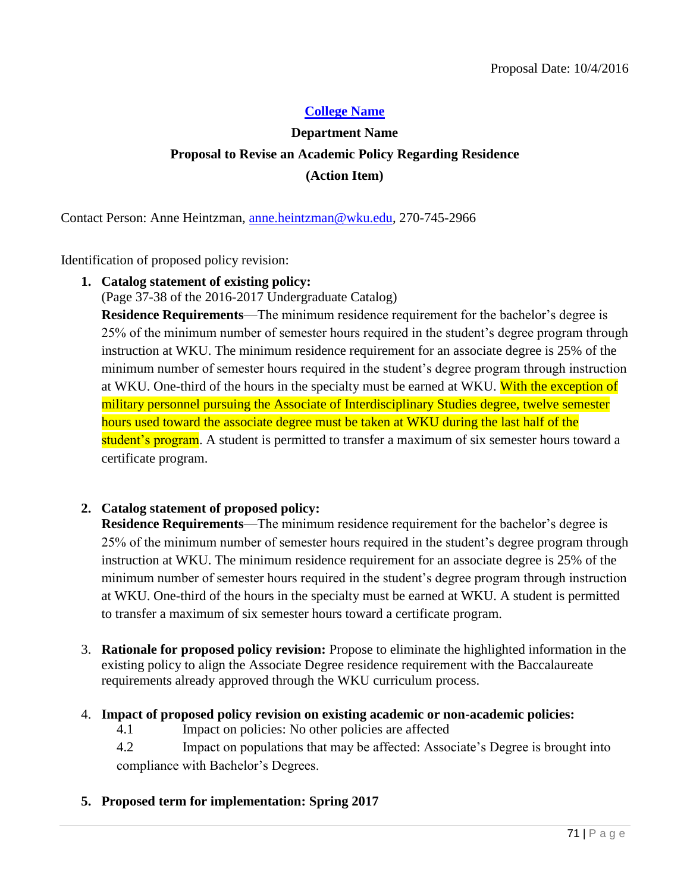Proposal Date: 10/4/2016

**College Name**

**Department Name**

**Proposal to Revise an Academic Policy Regarding Residence**

**(Action Item)**

Contact Person: Anne Heintzman, anne.heintzman@wku.edu, 270-745-2966

Identification of proposed policy revision:

1. **Catalog statement of existing policy:**
   (Page 37-38 of the 2016-2017 Undergraduate Catalog)
   **Residence Requirements**—The minimum residence requirement for the bachelor's degree is 25% of the minimum number of semester hours required in the student's degree program through instruction at WKU. The minimum residence requirement for an associate degree is 25% of the minimum number of semester hours required in the student's degree program through instruction at WKU. One-third of the hours in the specialty must be earned at WKU. With the exception of military personnel pursuing the Associate of Interdisciplinary Studies degree, twelve semester hours used toward the associate degree must be taken at WKU during the last half of the student's program. A student is permitted to transfer a maximum of six semester hours toward a certificate program.

2. **Catalog statement of proposed policy:**
   **Residence Requirements**—The minimum residence requirement for the bachelor's degree is 25% of the minimum number of semester hours required in the student's degree program through instruction at WKU. The minimum residence requirement for an associate degree is 25% of the minimum number of semester hours required in the student's degree program through instruction at WKU. One-third of the hours in the specialty must be earned at WKU. A student is permitted to transfer a maximum of six semester hours toward a certificate program.

3. **Rationale for proposed policy revision:** Propose to eliminate the highlighted information in the existing policy to align the Associate Degree residence requirement with the Baccalaureate requirements already approved through the WKU curriculum process.

4. **Impact of proposed policy revision on existing academic or non-academic policies:**
   4.1 Impact on policies: No other policies are affected
   4.2 Impact on populations that may be affected: Associate's Degree is brought into compliance with Bachelor's Degrees.

5. **Proposed term for implementation: Spring 2017**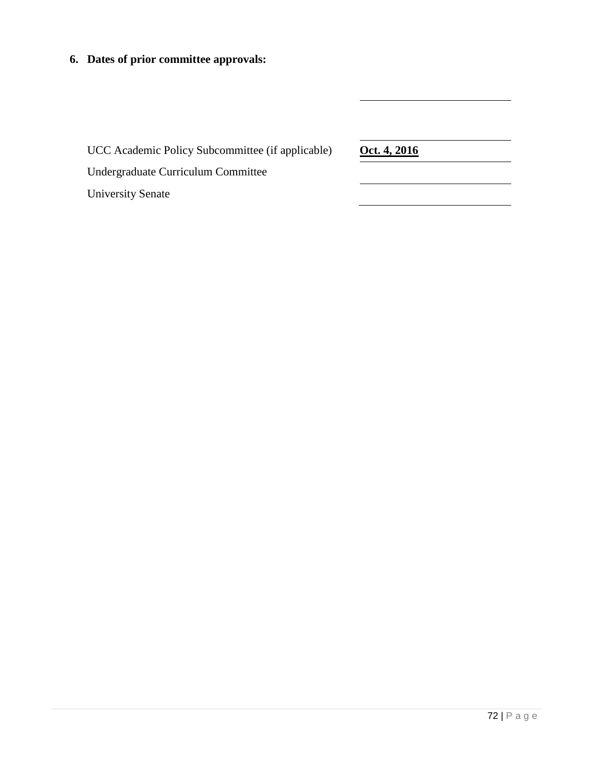**6. Dates of prior committee approvals:**

UCC Academic Policy Subcommittee (if applicable) **Oct. 4, 2016**

Undergraduate Curriculum Committee

University Senate